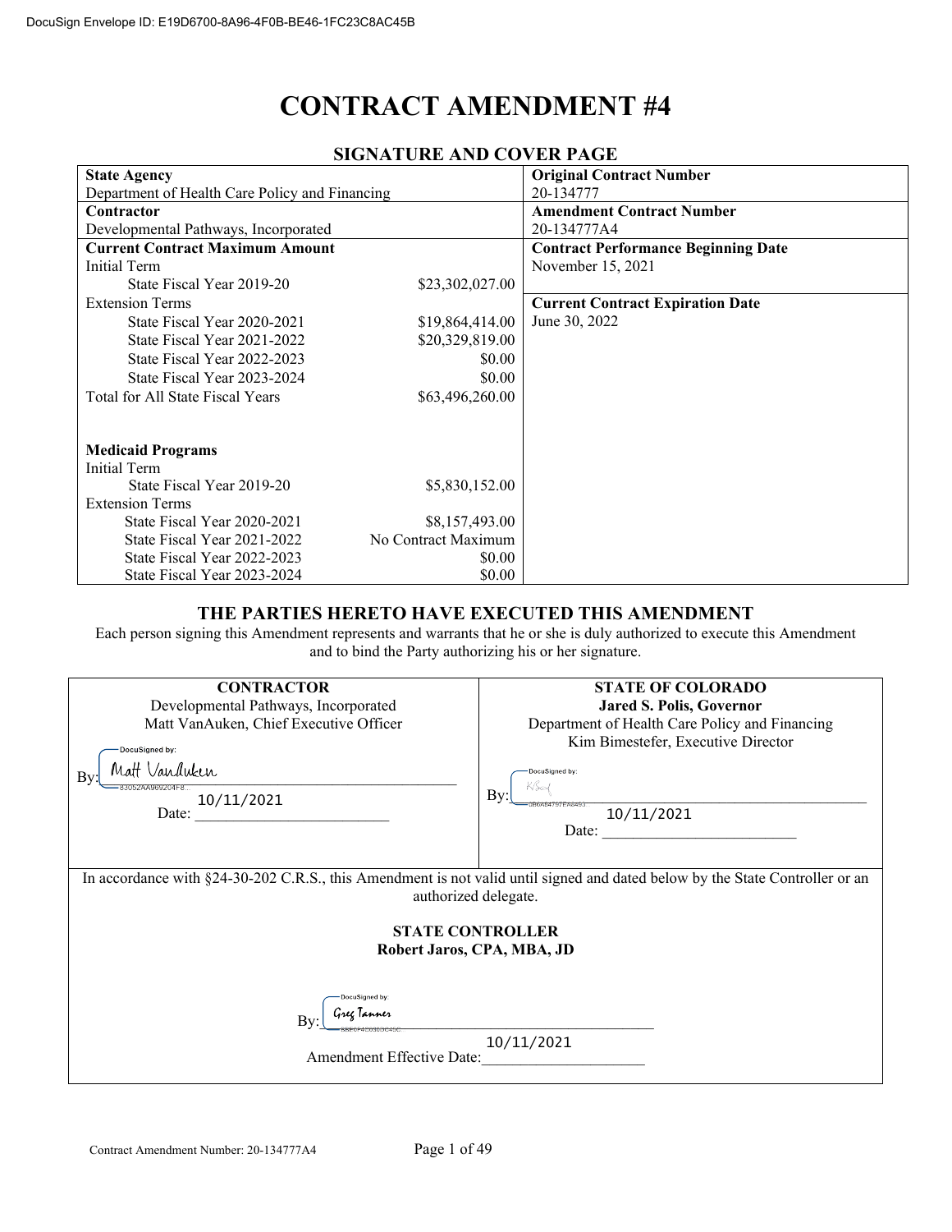DocuSign Envelope ID: E19D6700-8A96-4F0B-BE46-1FC23C8AC45B

# CONTRACT AMENDMENT #4

## SIGNATURE AND COVER PAGE

| | | |
|---|---|---|
| **State Agency**<br>Department of Health Care Policy and Financing | | **Original Contract Number**<br>20-134777 |
| **Contractor**<br>Developmental Pathways, Incorporated | | **Amendment Contract Number**<br>20-134777A4 |
| **Current Contract Maximum Amount** | | **Contract Performance Beginning Date**<br>November 15, 2021 |
| Initial Term | | |
| State Fiscal Year 2019-20 | $23,302,027.00 | |
| Extension Terms | | **Current Contract Expiration Date**<br>June 30, 2022 |
| State Fiscal Year 2020-2021 | $19,864,414.00 | |
| State Fiscal Year 2021-2022 | $20,329,819.00 | |
| State Fiscal Year 2022-2023 | $0.00 | |
| State Fiscal Year 2023-2024 | $0.00 | |
| Total for All State Fiscal Years | $63,496,260.00 | |
| **Medicaid Programs** | | |
| Initial Term | | |
| State Fiscal Year 2019-20 | $5,830,152.00 | |
| Extension Terms | | |
| State Fiscal Year 2020-2021 | $8,157,493.00 | |
| State Fiscal Year 2021-2022 | No Contract Maximum | |
| State Fiscal Year 2022-2023 | $0.00 | |
| State Fiscal Year 2023-2024 | $0.00 | |

## THE PARTIES HERETO HAVE EXECUTED THIS AMENDMENT

Each person signing this Amendment represents and warrants that he or she is duly authorized to execute this Amendment and to bind the Party authorizing his or her signature.

| CONTRACTOR | STATE OF COLORADO |
|---|---|
| Developmental Pathways, Incorporated<br>Matt VanAuken, Chief Executive Officer | **Jared S. Polis, Governor**<br>Department of Health Care Policy and Financing<br>Kim Bimestefer, Executive Director |
| By: DocuSigned by: Matt VanAuken<br>Date: 10/11/2021 | By: DocuSigned by: [signature]<br>Date: 10/11/2021 |

In accordance with §24-30-202 C.R.S., this Amendment is not valid until signed and dated below by the State Controller or an authorized delegate.

**STATE CONTROLLER**
**Robert Jaros, CPA, MBA, JD**

By: DocuSigned by: Greg Tanner

Amendment Effective Date: 10/11/2021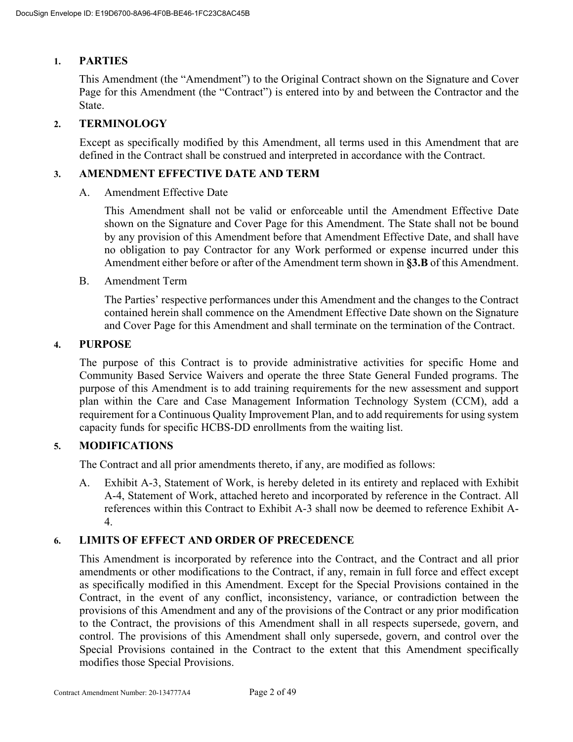## 1. PARTIES

This Amendment (the "Amendment") to the Original Contract shown on the Signature and Cover Page for this Amendment (the "Contract") is entered into by and between the Contractor and the State.

## 2. TERMINOLOGY

Except as specifically modified by this Amendment, all terms used in this Amendment that are defined in the Contract shall be construed and interpreted in accordance with the Contract.

## 3. AMENDMENT EFFECTIVE DATE AND TERM

A. Amendment Effective Date

This Amendment shall not be valid or enforceable until the Amendment Effective Date shown on the Signature and Cover Page for this Amendment. The State shall not be bound by any provision of this Amendment before that Amendment Effective Date, and shall have no obligation to pay Contractor for any Work performed or expense incurred under this Amendment either before or after of the Amendment term shown in **§3.B** of this Amendment.

B. Amendment Term

The Parties' respective performances under this Amendment and the changes to the Contract contained herein shall commence on the Amendment Effective Date shown on the Signature and Cover Page for this Amendment and shall terminate on the termination of the Contract.

## 4. PURPOSE

The purpose of this Contract is to provide administrative activities for specific Home and Community Based Service Waivers and operate the three State General Funded programs. The purpose of this Amendment is to add training requirements for the new assessment and support plan within the Care and Case Management Information Technology System (CCM), add a requirement for a Continuous Quality Improvement Plan, and to add requirements for using system capacity funds for specific HCBS-DD enrollments from the waiting list.

## 5. MODIFICATIONS

The Contract and all prior amendments thereto, if any, are modified as follows:

A. Exhibit A-3, Statement of Work, is hereby deleted in its entirety and replaced with Exhibit A-4, Statement of Work, attached hereto and incorporated by reference in the Contract. All references within this Contract to Exhibit A-3 shall now be deemed to reference Exhibit A-4.

## 6. LIMITS OF EFFECT AND ORDER OF PRECEDENCE

This Amendment is incorporated by reference into the Contract, and the Contract and all prior amendments or other modifications to the Contract, if any, remain in full force and effect except as specifically modified in this Amendment. Except for the Special Provisions contained in the Contract, in the event of any conflict, inconsistency, variance, or contradiction between the provisions of this Amendment and any of the provisions of the Contract or any prior modification to the Contract, the provisions of this Amendment shall in all respects supersede, govern, and control. The provisions of this Amendment shall only supersede, govern, and control over the Special Provisions contained in the Contract to the extent that this Amendment specifically modifies those Special Provisions.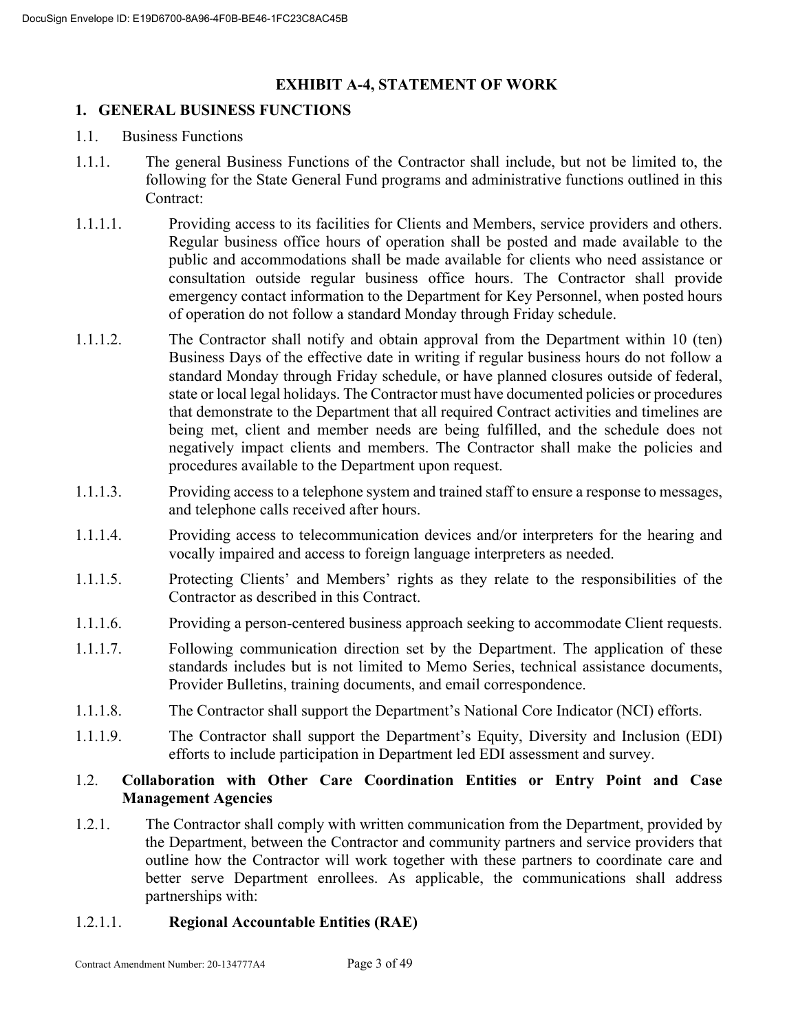## EXHIBIT A-4, STATEMENT OF WORK

### 1. GENERAL BUSINESS FUNCTIONS

1.1. Business Functions

1.1.1. The general Business Functions of the Contractor shall include, but not be limited to, the following for the State General Fund programs and administrative functions outlined in this Contract:

1.1.1.1. Providing access to its facilities for Clients and Members, service providers and others. Regular business office hours of operation shall be posted and made available to the public and accommodations shall be made available for clients who need assistance or consultation outside regular business office hours. The Contractor shall provide emergency contact information to the Department for Key Personnel, when posted hours of operation do not follow a standard Monday through Friday schedule.

1.1.1.2. The Contractor shall notify and obtain approval from the Department within 10 (ten) Business Days of the effective date in writing if regular business hours do not follow a standard Monday through Friday schedule, or have planned closures outside of federal, state or local legal holidays. The Contractor must have documented policies or procedures that demonstrate to the Department that all required Contract activities and timelines are being met, client and member needs are being fulfilled, and the schedule does not negatively impact clients and members. The Contractor shall make the policies and procedures available to the Department upon request.

1.1.1.3. Providing access to a telephone system and trained staff to ensure a response to messages, and telephone calls received after hours.

1.1.1.4. Providing access to telecommunication devices and/or interpreters for the hearing and vocally impaired and access to foreign language interpreters as needed.

1.1.1.5. Protecting Clients' and Members' rights as they relate to the responsibilities of the Contractor as described in this Contract.

1.1.1.6. Providing a person-centered business approach seeking to accommodate Client requests.

1.1.1.7. Following communication direction set by the Department. The application of these standards includes but is not limited to Memo Series, technical assistance documents, Provider Bulletins, training documents, and email correspondence.

1.1.1.8. The Contractor shall support the Department's National Core Indicator (NCI) efforts.

1.1.1.9. The Contractor shall support the Department's Equity, Diversity and Inclusion (EDI) efforts to include participation in Department led EDI assessment and survey.

1.2. **Collaboration with Other Care Coordination Entities or Entry Point and Case Management Agencies**

1.2.1. The Contractor shall comply with written communication from the Department, provided by the Department, between the Contractor and community partners and service providers that outline how the Contractor will work together with these partners to coordinate care and better serve Department enrollees. As applicable, the communications shall address partnerships with:

1.2.1.1. **Regional Accountable Entities (RAE)**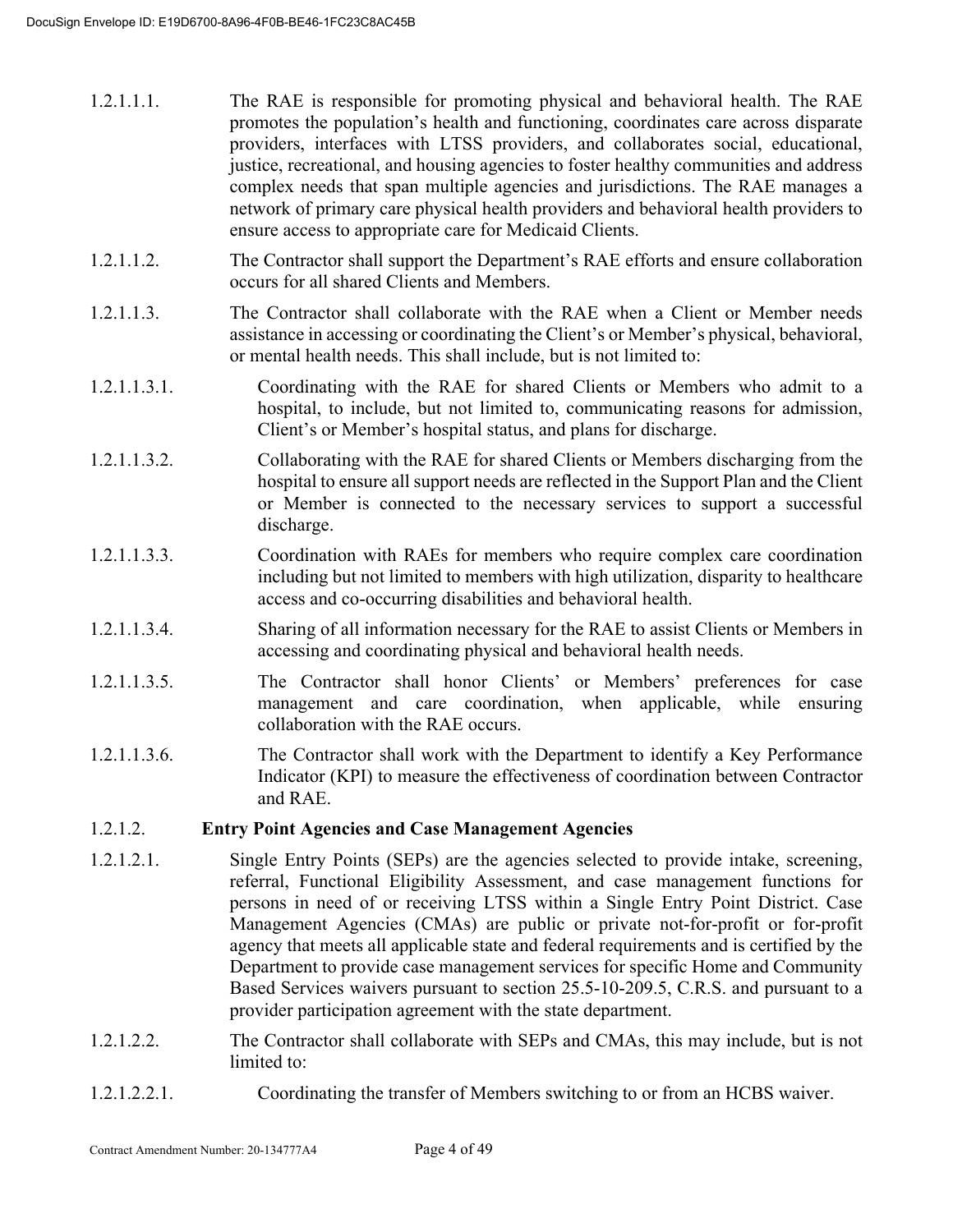1.2.1.1.1. The RAE is responsible for promoting physical and behavioral health. The RAE promotes the population's health and functioning, coordinates care across disparate providers, interfaces with LTSS providers, and collaborates social, educational, justice, recreational, and housing agencies to foster healthy communities and address complex needs that span multiple agencies and jurisdictions. The RAE manages a network of primary care physical health providers and behavioral health providers to ensure access to appropriate care for Medicaid Clients.

1.2.1.1.2. The Contractor shall support the Department's RAE efforts and ensure collaboration occurs for all shared Clients and Members.

1.2.1.1.3. The Contractor shall collaborate with the RAE when a Client or Member needs assistance in accessing or coordinating the Client's or Member's physical, behavioral, or mental health needs. This shall include, but is not limited to:

1.2.1.1.3.1. Coordinating with the RAE for shared Clients or Members who admit to a hospital, to include, but not limited to, communicating reasons for admission, Client's or Member's hospital status, and plans for discharge.

1.2.1.1.3.2. Collaborating with the RAE for shared Clients or Members discharging from the hospital to ensure all support needs are reflected in the Support Plan and the Client or Member is connected to the necessary services to support a successful discharge.

1.2.1.1.3.3. Coordination with RAEs for members who require complex care coordination including but not limited to members with high utilization, disparity to healthcare access and co-occurring disabilities and behavioral health.

1.2.1.1.3.4. Sharing of all information necessary for the RAE to assist Clients or Members in accessing and coordinating physical and behavioral health needs.

1.2.1.1.3.5. The Contractor shall honor Clients' or Members' preferences for case management and care coordination, when applicable, while ensuring collaboration with the RAE occurs.

1.2.1.1.3.6. The Contractor shall work with the Department to identify a Key Performance Indicator (KPI) to measure the effectiveness of coordination between Contractor and RAE.

1.2.1.2. **Entry Point Agencies and Case Management Agencies**

1.2.1.2.1. Single Entry Points (SEPs) are the agencies selected to provide intake, screening, referral, Functional Eligibility Assessment, and case management functions for persons in need of or receiving LTSS within a Single Entry Point District. Case Management Agencies (CMAs) are public or private not-for-profit or for-profit agency that meets all applicable state and federal requirements and is certified by the Department to provide case management services for specific Home and Community Based Services waivers pursuant to section 25.5-10-209.5, C.R.S. and pursuant to a provider participation agreement with the state department.

1.2.1.2.2. The Contractor shall collaborate with SEPs and CMAs, this may include, but is not limited to:

1.2.1.2.2.1. Coordinating the transfer of Members switching to or from an HCBS waiver.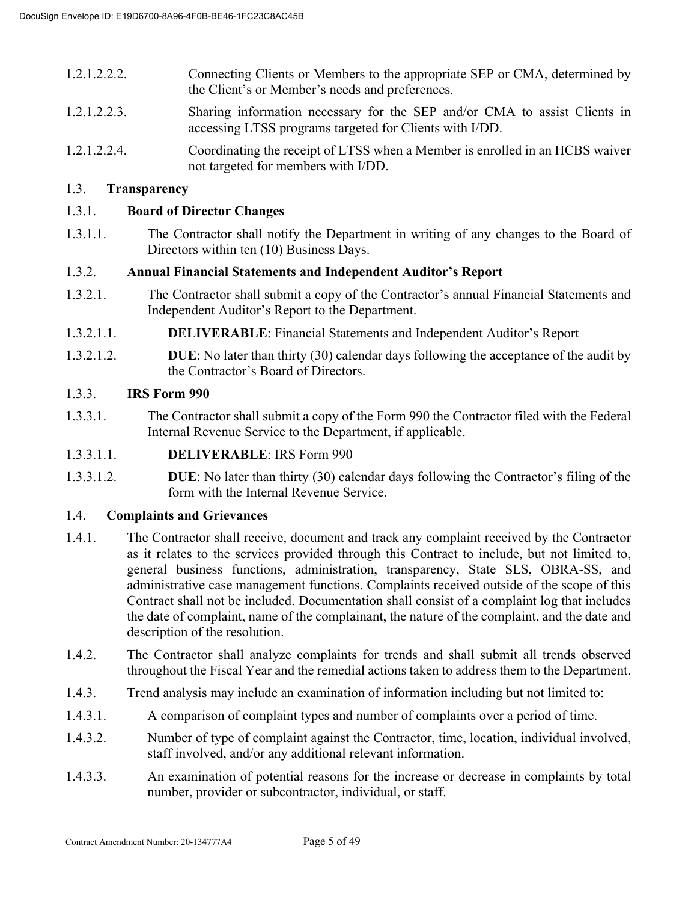1.2.1.2.2.2. Connecting Clients or Members to the appropriate SEP or CMA, determined by the Client's or Member's needs and preferences.

1.2.1.2.2.3. Sharing information necessary for the SEP and/or CMA to assist Clients in accessing LTSS programs targeted for Clients with I/DD.

1.2.1.2.2.4. Coordinating the receipt of LTSS when a Member is enrolled in an HCBS waiver not targeted for members with I/DD.

## 1.3. Transparency

### 1.3.1. Board of Director Changes

1.3.1.1. The Contractor shall notify the Department in writing of any changes to the Board of Directors within ten (10) Business Days.

### 1.3.2. Annual Financial Statements and Independent Auditor's Report

1.3.2.1. The Contractor shall submit a copy of the Contractor's annual Financial Statements and Independent Auditor's Report to the Department.

1.3.2.1.1. **DELIVERABLE**: Financial Statements and Independent Auditor's Report

1.3.2.1.2. **DUE**: No later than thirty (30) calendar days following the acceptance of the audit by the Contractor's Board of Directors.

### 1.3.3. IRS Form 990

1.3.3.1. The Contractor shall submit a copy of the Form 990 the Contractor filed with the Federal Internal Revenue Service to the Department, if applicable.

1.3.3.1.1. **DELIVERABLE**: IRS Form 990

1.3.3.1.2. **DUE**: No later than thirty (30) calendar days following the Contractor's filing of the form with the Internal Revenue Service.

## 1.4. Complaints and Grievances

1.4.1. The Contractor shall receive, document and track any complaint received by the Contractor as it relates to the services provided through this Contract to include, but not limited to, general business functions, administration, transparency, State SLS, OBRA-SS, and administrative case management functions. Complaints received outside of the scope of this Contract shall not be included. Documentation shall consist of a complaint log that includes the date of complaint, name of the complainant, the nature of the complaint, and the date and description of the resolution.

1.4.2. The Contractor shall analyze complaints for trends and shall submit all trends observed throughout the Fiscal Year and the remedial actions taken to address them to the Department.

1.4.3. Trend analysis may include an examination of information including but not limited to:

1.4.3.1. A comparison of complaint types and number of complaints over a period of time.

1.4.3.2. Number of type of complaint against the Contractor, time, location, individual involved, staff involved, and/or any additional relevant information.

1.4.3.3. An examination of potential reasons for the increase or decrease in complaints by total number, provider or subcontractor, individual, or staff.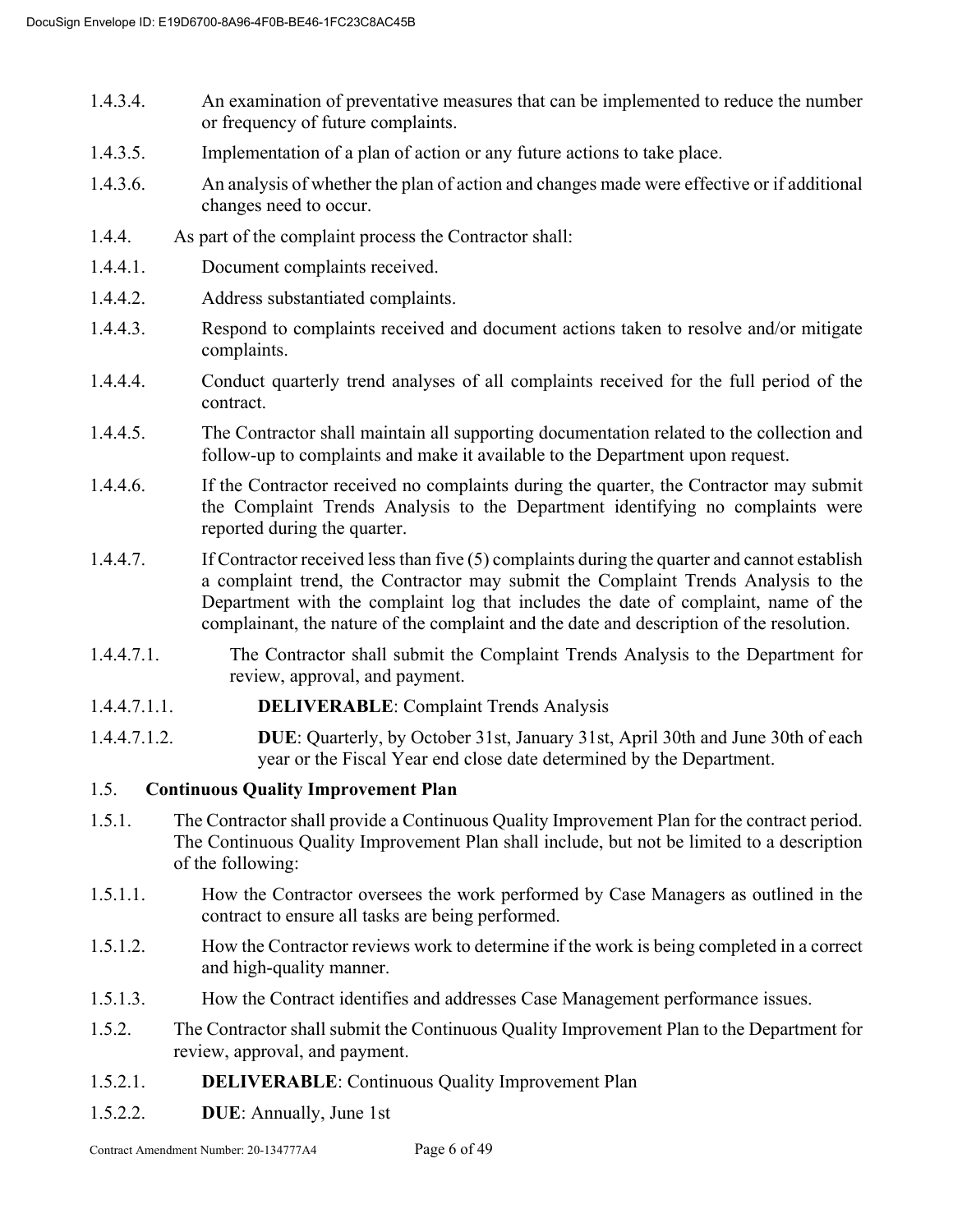1.4.3.4. An examination of preventative measures that can be implemented to reduce the number or frequency of future complaints.

1.4.3.5. Implementation of a plan of action or any future actions to take place.

1.4.3.6. An analysis of whether the plan of action and changes made were effective or if additional changes need to occur.

1.4.4. As part of the complaint process the Contractor shall:

1.4.4.1. Document complaints received.

1.4.4.2. Address substantiated complaints.

1.4.4.3. Respond to complaints received and document actions taken to resolve and/or mitigate complaints.

1.4.4.4. Conduct quarterly trend analyses of all complaints received for the full period of the contract.

1.4.4.5. The Contractor shall maintain all supporting documentation related to the collection and follow-up to complaints and make it available to the Department upon request.

1.4.4.6. If the Contractor received no complaints during the quarter, the Contractor may submit the Complaint Trends Analysis to the Department identifying no complaints were reported during the quarter.

1.4.4.7. If Contractor received less than five (5) complaints during the quarter and cannot establish a complaint trend, the Contractor may submit the Complaint Trends Analysis to the Department with the complaint log that includes the date of complaint, name of the complainant, the nature of the complaint and the date and description of the resolution.

1.4.4.7.1. The Contractor shall submit the Complaint Trends Analysis to the Department for review, approval, and payment.

1.4.4.7.1.1. **DELIVERABLE**: Complaint Trends Analysis

1.4.4.7.1.2. **DUE**: Quarterly, by October 31st, January 31st, April 30th and June 30th of each year or the Fiscal Year end close date determined by the Department.

## 1.5. Continuous Quality Improvement Plan

1.5.1. The Contractor shall provide a Continuous Quality Improvement Plan for the contract period. The Continuous Quality Improvement Plan shall include, but not be limited to a description of the following:

1.5.1.1. How the Contractor oversees the work performed by Case Managers as outlined in the contract to ensure all tasks are being performed.

1.5.1.2. How the Contractor reviews work to determine if the work is being completed in a correct and high-quality manner.

1.5.1.3. How the Contract identifies and addresses Case Management performance issues.

1.5.2. The Contractor shall submit the Continuous Quality Improvement Plan to the Department for review, approval, and payment.

1.5.2.1. **DELIVERABLE**: Continuous Quality Improvement Plan

1.5.2.2. **DUE**: Annually, June 1st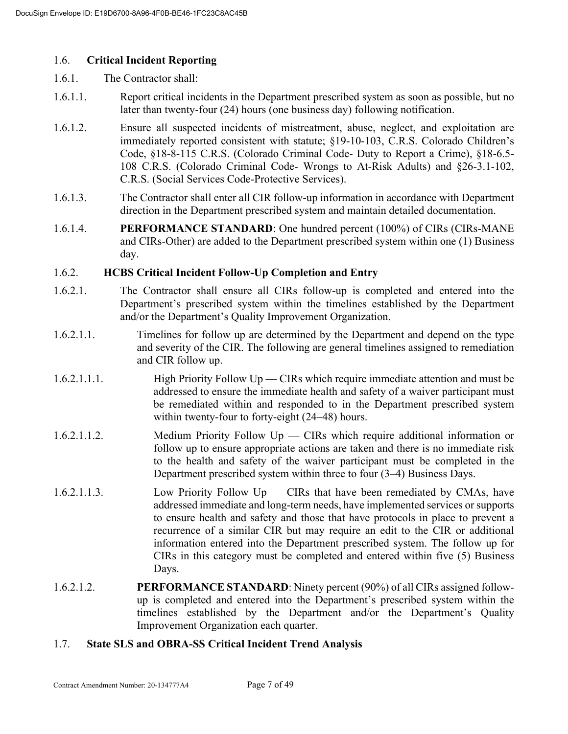## 1.6. Critical Incident Reporting

1.6.1. The Contractor shall:

1.6.1.1. Report critical incidents in the Department prescribed system as soon as possible, but no later than twenty-four (24) hours (one business day) following notification.

1.6.1.2. Ensure all suspected incidents of mistreatment, abuse, neglect, and exploitation are immediately reported consistent with statute; §19-10-103, C.R.S. Colorado Children's Code, §18-8-115 C.R.S. (Colorado Criminal Code- Duty to Report a Crime), §18-6.5-108 C.R.S. (Colorado Criminal Code- Wrongs to At-Risk Adults) and §26-3.1-102, C.R.S. (Social Services Code-Protective Services).

1.6.1.3. The Contractor shall enter all CIR follow-up information in accordance with Department direction in the Department prescribed system and maintain detailed documentation.

1.6.1.4. **PERFORMANCE STANDARD**: One hundred percent (100%) of CIRs (CIRs-MANE and CIRs-Other) are added to the Department prescribed system within one (1) Business day.

### 1.6.2. HCBS Critical Incident Follow-Up Completion and Entry

1.6.2.1. The Contractor shall ensure all CIRs follow-up is completed and entered into the Department's prescribed system within the timelines established by the Department and/or the Department's Quality Improvement Organization.

1.6.2.1.1. Timelines for follow up are determined by the Department and depend on the type and severity of the CIR. The following are general timelines assigned to remediation and CIR follow up.

1.6.2.1.1.1. High Priority Follow Up — CIRs which require immediate attention and must be addressed to ensure the immediate health and safety of a waiver participant must be remediated within and responded to in the Department prescribed system within twenty-four to forty-eight (24–48) hours.

1.6.2.1.1.2. Medium Priority Follow Up — CIRs which require additional information or follow up to ensure appropriate actions are taken and there is no immediate risk to the health and safety of the waiver participant must be completed in the Department prescribed system within three to four (3–4) Business Days.

1.6.2.1.1.3. Low Priority Follow Up — CIRs that have been remediated by CMAs, have addressed immediate and long-term needs, have implemented services or supports to ensure health and safety and those that have protocols in place to prevent a recurrence of a similar CIR but may require an edit to the CIR or additional information entered into the Department prescribed system. The follow up for CIRs in this category must be completed and entered within five (5) Business Days.

1.6.2.1.2. **PERFORMANCE STANDARD**: Ninety percent (90%) of all CIRs assigned follow-up is completed and entered into the Department's prescribed system within the timelines established by the Department and/or the Department's Quality Improvement Organization each quarter.

## 1.7. State SLS and OBRA-SS Critical Incident Trend Analysis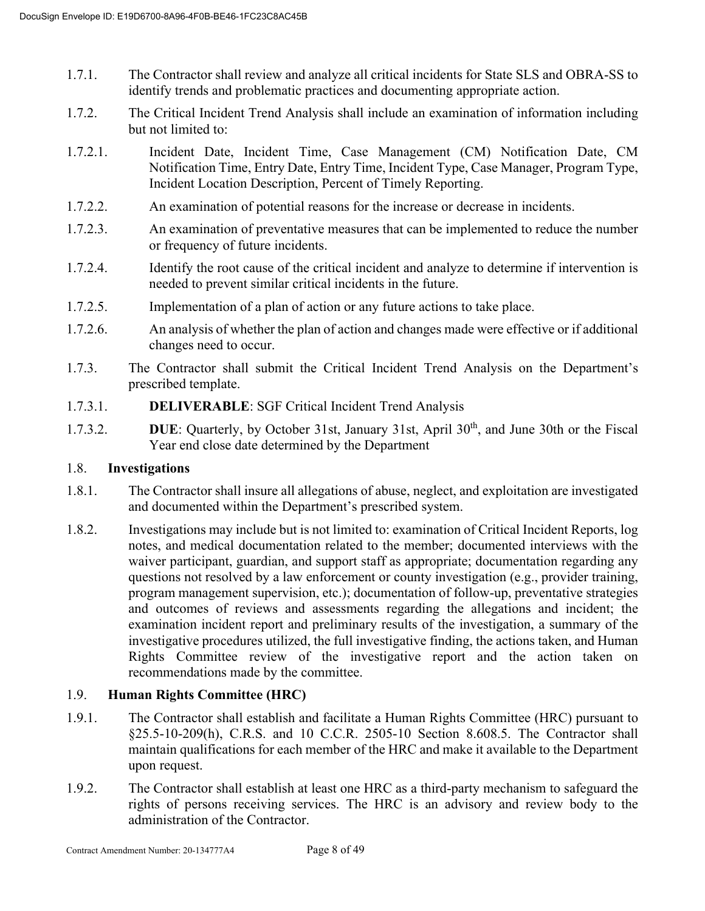1.7.1. The Contractor shall review and analyze all critical incidents for State SLS and OBRA-SS to identify trends and problematic practices and documenting appropriate action.

1.7.2. The Critical Incident Trend Analysis shall include an examination of information including but not limited to:

1.7.2.1. Incident Date, Incident Time, Case Management (CM) Notification Date, CM Notification Time, Entry Date, Entry Time, Incident Type, Case Manager, Program Type, Incident Location Description, Percent of Timely Reporting.

1.7.2.2. An examination of potential reasons for the increase or decrease in incidents.

1.7.2.3. An examination of preventative measures that can be implemented to reduce the number or frequency of future incidents.

1.7.2.4. Identify the root cause of the critical incident and analyze to determine if intervention is needed to prevent similar critical incidents in the future.

1.7.2.5. Implementation of a plan of action or any future actions to take place.

1.7.2.6. An analysis of whether the plan of action and changes made were effective or if additional changes need to occur.

1.7.3. The Contractor shall submit the Critical Incident Trend Analysis on the Department's prescribed template.

1.7.3.1. **DELIVERABLE**: SGF Critical Incident Trend Analysis

1.7.3.2. **DUE**: Quarterly, by October 31st, January 31st, April 30th, and June 30th or the Fiscal Year end close date determined by the Department

## 1.8. Investigations

1.8.1. The Contractor shall insure all allegations of abuse, neglect, and exploitation are investigated and documented within the Department's prescribed system.

1.8.2. Investigations may include but is not limited to: examination of Critical Incident Reports, log notes, and medical documentation related to the member; documented interviews with the waiver participant, guardian, and support staff as appropriate; documentation regarding any questions not resolved by a law enforcement or county investigation (e.g., provider training, program management supervision, etc.); documentation of follow-up, preventative strategies and outcomes of reviews and assessments regarding the allegations and incident; the examination incident report and preliminary results of the investigation, a summary of the investigative procedures utilized, the full investigative finding, the actions taken, and Human Rights Committee review of the investigative report and the action taken on recommendations made by the committee.

## 1.9. Human Rights Committee (HRC)

1.9.1. The Contractor shall establish and facilitate a Human Rights Committee (HRC) pursuant to §25.5-10-209(h), C.R.S. and 10 C.C.R. 2505-10 Section 8.608.5. The Contractor shall maintain qualifications for each member of the HRC and make it available to the Department upon request.

1.9.2. The Contractor shall establish at least one HRC as a third-party mechanism to safeguard the rights of persons receiving services. The HRC is an advisory and review body to the administration of the Contractor.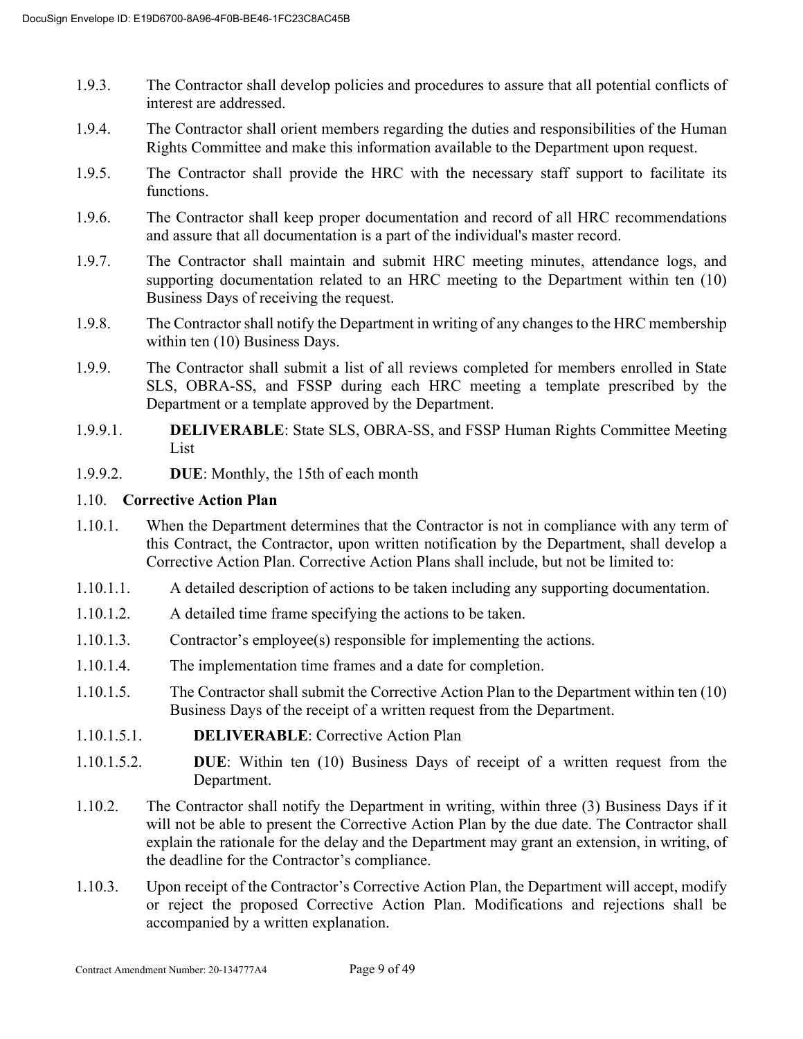1.9.3. The Contractor shall develop policies and procedures to assure that all potential conflicts of interest are addressed.

1.9.4. The Contractor shall orient members regarding the duties and responsibilities of the Human Rights Committee and make this information available to the Department upon request.

1.9.5. The Contractor shall provide the HRC with the necessary staff support to facilitate its functions.

1.9.6. The Contractor shall keep proper documentation and record of all HRC recommendations and assure that all documentation is a part of the individual's master record.

1.9.7. The Contractor shall maintain and submit HRC meeting minutes, attendance logs, and supporting documentation related to an HRC meeting to the Department within ten (10) Business Days of receiving the request.

1.9.8. The Contractor shall notify the Department in writing of any changes to the HRC membership within ten (10) Business Days.

1.9.9. The Contractor shall submit a list of all reviews completed for members enrolled in State SLS, OBRA-SS, and FSSP during each HRC meeting a template prescribed by the Department or a template approved by the Department.

1.9.9.1. **DELIVERABLE**: State SLS, OBRA-SS, and FSSP Human Rights Committee Meeting List

1.9.9.2. **DUE**: Monthly, the 15th of each month

1.10. **Corrective Action Plan**

1.10.1. When the Department determines that the Contractor is not in compliance with any term of this Contract, the Contractor, upon written notification by the Department, shall develop a Corrective Action Plan. Corrective Action Plans shall include, but not be limited to:

1.10.1.1. A detailed description of actions to be taken including any supporting documentation.

1.10.1.2. A detailed time frame specifying the actions to be taken.

1.10.1.3. Contractor's employee(s) responsible for implementing the actions.

1.10.1.4. The implementation time frames and a date for completion.

1.10.1.5. The Contractor shall submit the Corrective Action Plan to the Department within ten (10) Business Days of the receipt of a written request from the Department.

1.10.1.5.1. **DELIVERABLE**: Corrective Action Plan

1.10.1.5.2. **DUE**: Within ten (10) Business Days of receipt of a written request from the Department.

1.10.2. The Contractor shall notify the Department in writing, within three (3) Business Days if it will not be able to present the Corrective Action Plan by the due date. The Contractor shall explain the rationale for the delay and the Department may grant an extension, in writing, of the deadline for the Contractor's compliance.

1.10.3. Upon receipt of the Contractor's Corrective Action Plan, the Department will accept, modify or reject the proposed Corrective Action Plan. Modifications and rejections shall be accompanied by a written explanation.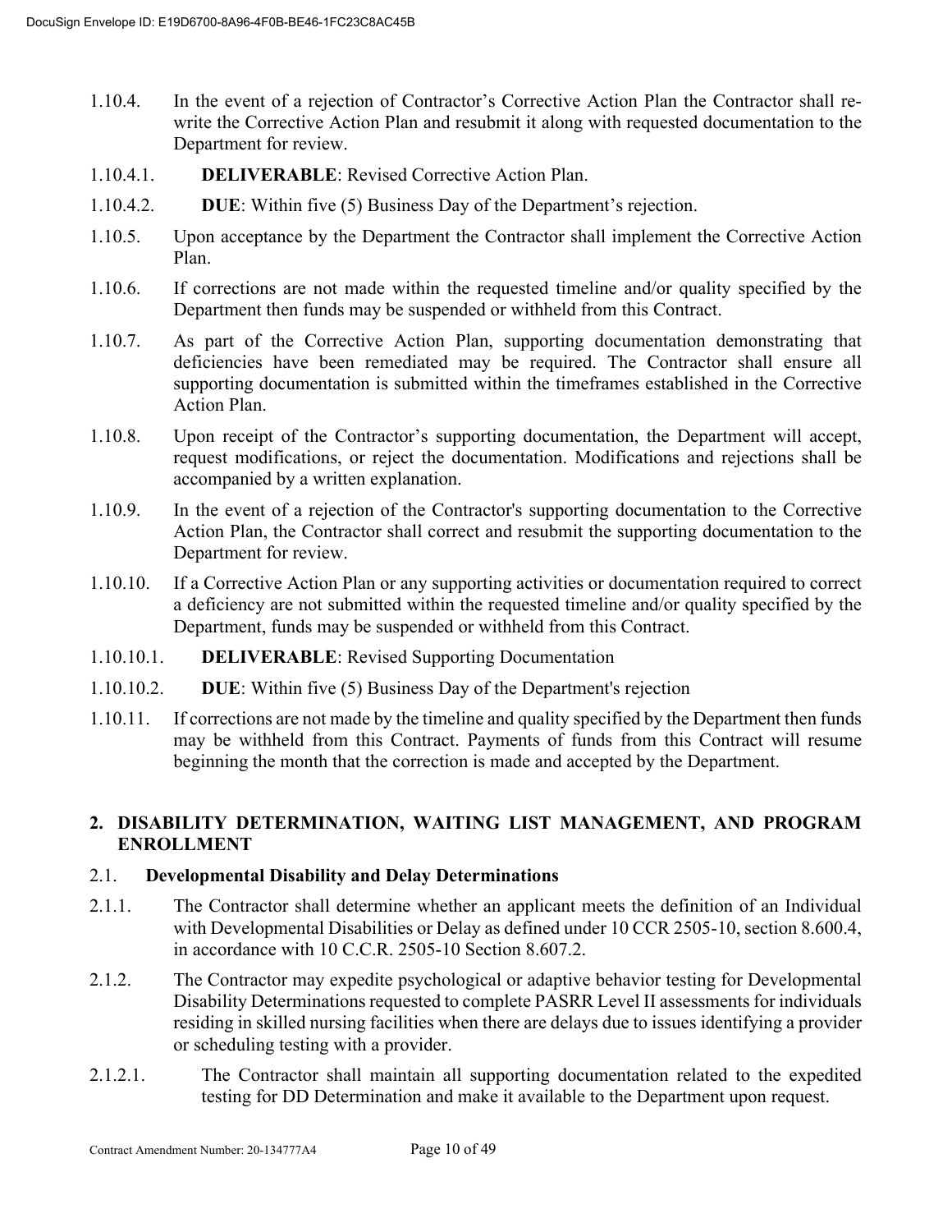1.10.4. In the event of a rejection of Contractor's Corrective Action Plan the Contractor shall re-write the Corrective Action Plan and resubmit it along with requested documentation to the Department for review.

1.10.4.1. **DELIVERABLE**: Revised Corrective Action Plan.

1.10.4.2. **DUE**: Within five (5) Business Day of the Department's rejection.

1.10.5. Upon acceptance by the Department the Contractor shall implement the Corrective Action Plan.

1.10.6. If corrections are not made within the requested timeline and/or quality specified by the Department then funds may be suspended or withheld from this Contract.

1.10.7. As part of the Corrective Action Plan, supporting documentation demonstrating that deficiencies have been remediated may be required. The Contractor shall ensure all supporting documentation is submitted within the timeframes established in the Corrective Action Plan.

1.10.8. Upon receipt of the Contractor's supporting documentation, the Department will accept, request modifications, or reject the documentation. Modifications and rejections shall be accompanied by a written explanation.

1.10.9. In the event of a rejection of the Contractor's supporting documentation to the Corrective Action Plan, the Contractor shall correct and resubmit the supporting documentation to the Department for review.

1.10.10. If a Corrective Action Plan or any supporting activities or documentation required to correct a deficiency are not submitted within the requested timeline and/or quality specified by the Department, funds may be suspended or withheld from this Contract.

1.10.10.1. **DELIVERABLE**: Revised Supporting Documentation

1.10.10.2. **DUE**: Within five (5) Business Day of the Department's rejection

1.10.11. If corrections are not made by the timeline and quality specified by the Department then funds may be withheld from this Contract. Payments of funds from this Contract will resume beginning the month that the correction is made and accepted by the Department.

## 2. DISABILITY DETERMINATION, WAITING LIST MANAGEMENT, AND PROGRAM ENROLLMENT

### 2.1. Developmental Disability and Delay Determinations

2.1.1. The Contractor shall determine whether an applicant meets the definition of an Individual with Developmental Disabilities or Delay as defined under 10 CCR 2505-10, section 8.600.4, in accordance with 10 C.C.R. 2505-10 Section 8.607.2.

2.1.2. The Contractor may expedite psychological or adaptive behavior testing for Developmental Disability Determinations requested to complete PASRR Level II assessments for individuals residing in skilled nursing facilities when there are delays due to issues identifying a provider or scheduling testing with a provider.

2.1.2.1. The Contractor shall maintain all supporting documentation related to the expedited testing for DD Determination and make it available to the Department upon request.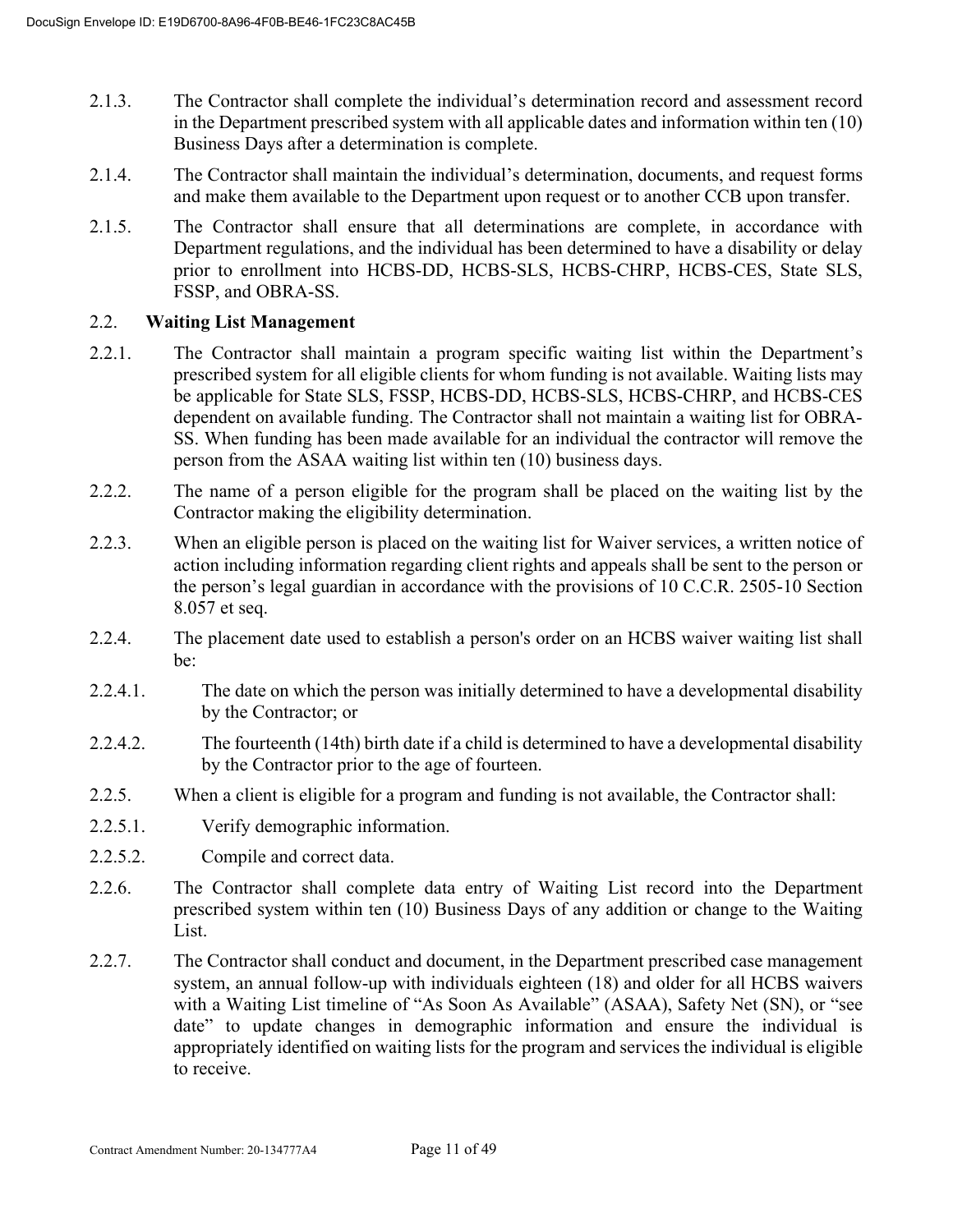2.1.3. The Contractor shall complete the individual's determination record and assessment record in the Department prescribed system with all applicable dates and information within ten (10) Business Days after a determination is complete.

2.1.4. The Contractor shall maintain the individual's determination, documents, and request forms and make them available to the Department upon request or to another CCB upon transfer.

2.1.5. The Contractor shall ensure that all determinations are complete, in accordance with Department regulations, and the individual has been determined to have a disability or delay prior to enrollment into HCBS-DD, HCBS-SLS, HCBS-CHRP, HCBS-CES, State SLS, FSSP, and OBRA-SS.

2.2. **Waiting List Management**

2.2.1. The Contractor shall maintain a program specific waiting list within the Department's prescribed system for all eligible clients for whom funding is not available. Waiting lists may be applicable for State SLS, FSSP, HCBS-DD, HCBS-SLS, HCBS-CHRP, and HCBS-CES dependent on available funding. The Contractor shall not maintain a waiting list for OBRA-SS. When funding has been made available for an individual the contractor will remove the person from the ASAA waiting list within ten (10) business days.

2.2.2. The name of a person eligible for the program shall be placed on the waiting list by the Contractor making the eligibility determination.

2.2.3. When an eligible person is placed on the waiting list for Waiver services, a written notice of action including information regarding client rights and appeals shall be sent to the person or the person's legal guardian in accordance with the provisions of 10 C.C.R. 2505-10 Section 8.057 et seq.

2.2.4. The placement date used to establish a person's order on an HCBS waiver waiting list shall be:

2.2.4.1. The date on which the person was initially determined to have a developmental disability by the Contractor; or

2.2.4.2. The fourteenth (14th) birth date if a child is determined to have a developmental disability by the Contractor prior to the age of fourteen.

2.2.5. When a client is eligible for a program and funding is not available, the Contractor shall:

2.2.5.1. Verify demographic information.

2.2.5.2. Compile and correct data.

2.2.6. The Contractor shall complete data entry of Waiting List record into the Department prescribed system within ten (10) Business Days of any addition or change to the Waiting List.

2.2.7. The Contractor shall conduct and document, in the Department prescribed case management system, an annual follow-up with individuals eighteen (18) and older for all HCBS waivers with a Waiting List timeline of "As Soon As Available" (ASAA), Safety Net (SN), or "see date" to update changes in demographic information and ensure the individual is appropriately identified on waiting lists for the program and services the individual is eligible to receive.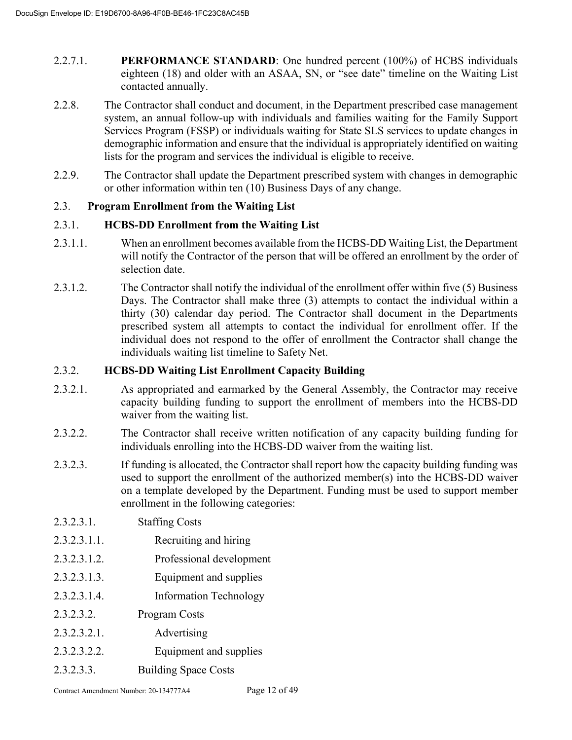2.2.7.1. **PERFORMANCE STANDARD**: One hundred percent (100%) of HCBS individuals eighteen (18) and older with an ASAA, SN, or "see date" timeline on the Waiting List contacted annually.

2.2.8. The Contractor shall conduct and document, in the Department prescribed case management system, an annual follow-up with individuals and families waiting for the Family Support Services Program (FSSP) or individuals waiting for State SLS services to update changes in demographic information and ensure that the individual is appropriately identified on waiting lists for the program and services the individual is eligible to receive.

2.2.9. The Contractor shall update the Department prescribed system with changes in demographic or other information within ten (10) Business Days of any change.

2.3. **Program Enrollment from the Waiting List**

2.3.1. **HCBS-DD Enrollment from the Waiting List**

2.3.1.1. When an enrollment becomes available from the HCBS-DD Waiting List, the Department will notify the Contractor of the person that will be offered an enrollment by the order of selection date.

2.3.1.2. The Contractor shall notify the individual of the enrollment offer within five (5) Business Days. The Contractor shall make three (3) attempts to contact the individual within a thirty (30) calendar day period. The Contractor shall document in the Departments prescribed system all attempts to contact the individual for enrollment offer. If the individual does not respond to the offer of enrollment the Contractor shall change the individuals waiting list timeline to Safety Net.

2.3.2. **HCBS-DD Waiting List Enrollment Capacity Building**

2.3.2.1. As appropriated and earmarked by the General Assembly, the Contractor may receive capacity building funding to support the enrollment of members into the HCBS-DD waiver from the waiting list.

2.3.2.2. The Contractor shall receive written notification of any capacity building funding for individuals enrolling into the HCBS-DD waiver from the waiting list.

2.3.2.3. If funding is allocated, the Contractor shall report how the capacity building funding was used to support the enrollment of the authorized member(s) into the HCBS-DD waiver on a template developed by the Department. Funding must be used to support member enrollment in the following categories:

2.3.2.3.1. Staffing Costs

2.3.2.3.1.1. Recruiting and hiring

2.3.2.3.1.2. Professional development

2.3.2.3.1.3. Equipment and supplies

2.3.2.3.1.4. Information Technology

2.3.2.3.2. Program Costs

2.3.2.3.2.1. Advertising

2.3.2.3.2.2. Equipment and supplies

2.3.2.3.3. Building Space Costs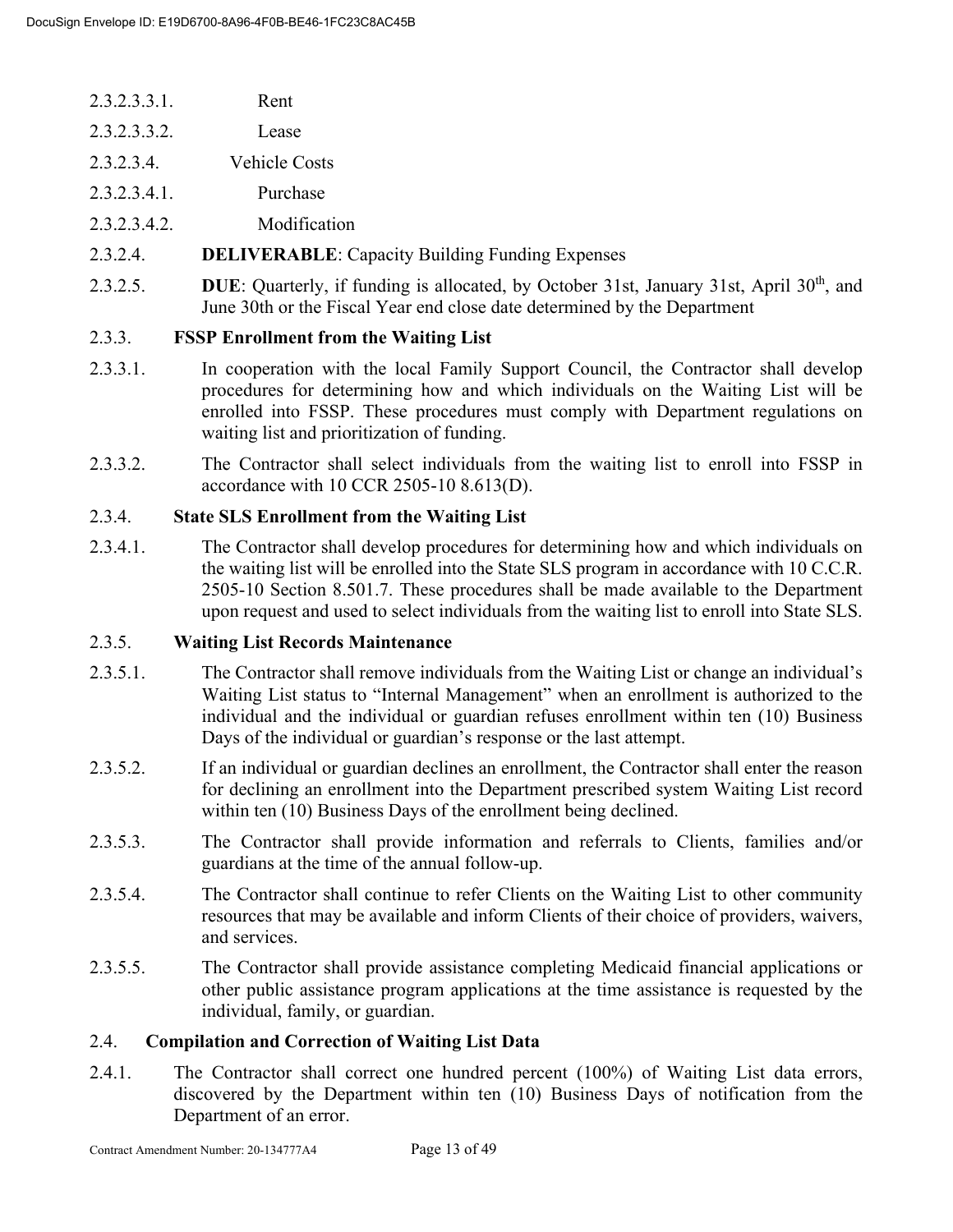2.3.2.3.3.1. Rent

2.3.2.3.3.2. Lease

2.3.2.3.4. Vehicle Costs

2.3.2.3.4.1. Purchase

2.3.2.3.4.2. Modification

2.3.2.4. **DELIVERABLE**: Capacity Building Funding Expenses

2.3.2.5. **DUE**: Quarterly, if funding is allocated, by October 31st, January 31st, April 30th, and June 30th or the Fiscal Year end close date determined by the Department

2.3.3. **FSSP Enrollment from the Waiting List**

2.3.3.1. In cooperation with the local Family Support Council, the Contractor shall develop procedures for determining how and which individuals on the Waiting List will be enrolled into FSSP. These procedures must comply with Department regulations on waiting list and prioritization of funding.

2.3.3.2. The Contractor shall select individuals from the waiting list to enroll into FSSP in accordance with 10 CCR 2505-10 8.613(D).

2.3.4. **State SLS Enrollment from the Waiting List**

2.3.4.1. The Contractor shall develop procedures for determining how and which individuals on the waiting list will be enrolled into the State SLS program in accordance with 10 C.C.R. 2505-10 Section 8.501.7. These procedures shall be made available to the Department upon request and used to select individuals from the waiting list to enroll into State SLS.

2.3.5. **Waiting List Records Maintenance**

2.3.5.1. The Contractor shall remove individuals from the Waiting List or change an individual's Waiting List status to "Internal Management" when an enrollment is authorized to the individual and the individual or guardian refuses enrollment within ten (10) Business Days of the individual or guardian's response or the last attempt.

2.3.5.2. If an individual or guardian declines an enrollment, the Contractor shall enter the reason for declining an enrollment into the Department prescribed system Waiting List record within ten (10) Business Days of the enrollment being declined.

2.3.5.3. The Contractor shall provide information and referrals to Clients, families and/or guardians at the time of the annual follow-up.

2.3.5.4. The Contractor shall continue to refer Clients on the Waiting List to other community resources that may be available and inform Clients of their choice of providers, waivers, and services.

2.3.5.5. The Contractor shall provide assistance completing Medicaid financial applications or other public assistance program applications at the time assistance is requested by the individual, family, or guardian.

2.4. **Compilation and Correction of Waiting List Data**

2.4.1. The Contractor shall correct one hundred percent (100%) of Waiting List data errors, discovered by the Department within ten (10) Business Days of notification from the Department of an error.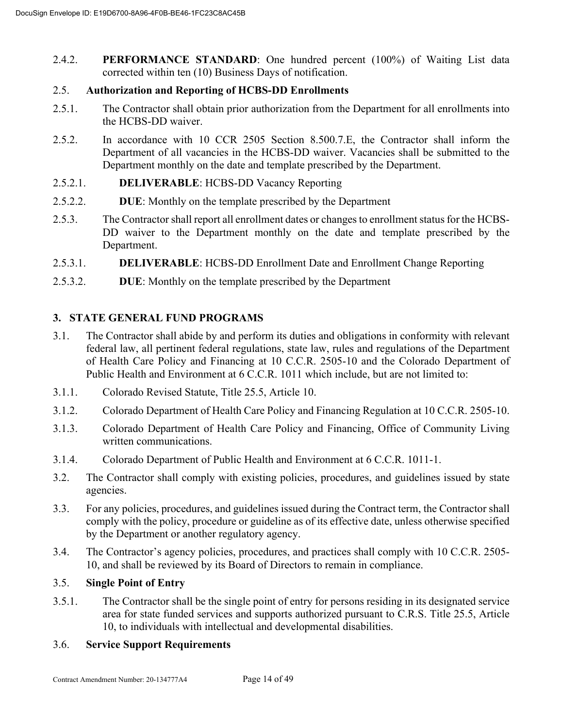2.4.2. **PERFORMANCE STANDARD**: One hundred percent (100%) of Waiting List data corrected within ten (10) Business Days of notification.

2.5. **Authorization and Reporting of HCBS-DD Enrollments**

2.5.1. The Contractor shall obtain prior authorization from the Department for all enrollments into the HCBS-DD waiver.

2.5.2. In accordance with 10 CCR 2505 Section 8.500.7.E, the Contractor shall inform the Department of all vacancies in the HCBS-DD waiver. Vacancies shall be submitted to the Department monthly on the date and template prescribed by the Department.

2.5.2.1. **DELIVERABLE**: HCBS-DD Vacancy Reporting

2.5.2.2. **DUE**: Monthly on the template prescribed by the Department

2.5.3. The Contractor shall report all enrollment dates or changes to enrollment status for the HCBS-DD waiver to the Department monthly on the date and template prescribed by the Department.

2.5.3.1. **DELIVERABLE**: HCBS-DD Enrollment Date and Enrollment Change Reporting

2.5.3.2. **DUE**: Monthly on the template prescribed by the Department

## 3. STATE GENERAL FUND PROGRAMS

3.1. The Contractor shall abide by and perform its duties and obligations in conformity with relevant federal law, all pertinent federal regulations, state law, rules and regulations of the Department of Health Care Policy and Financing at 10 C.C.R. 2505-10 and the Colorado Department of Public Health and Environment at 6 C.C.R. 1011 which include, but are not limited to:

3.1.1. Colorado Revised Statute, Title 25.5, Article 10.

3.1.2. Colorado Department of Health Care Policy and Financing Regulation at 10 C.C.R. 2505-10.

3.1.3. Colorado Department of Health Care Policy and Financing, Office of Community Living written communications.

3.1.4. Colorado Department of Public Health and Environment at 6 C.C.R. 1011-1.

3.2. The Contractor shall comply with existing policies, procedures, and guidelines issued by state agencies.

3.3. For any policies, procedures, and guidelines issued during the Contract term, the Contractor shall comply with the policy, procedure or guideline as of its effective date, unless otherwise specified by the Department or another regulatory agency.

3.4. The Contractor's agency policies, procedures, and practices shall comply with 10 C.C.R. 2505-10, and shall be reviewed by its Board of Directors to remain in compliance.

3.5. **Single Point of Entry**

3.5.1. The Contractor shall be the single point of entry for persons residing in its designated service area for state funded services and supports authorized pursuant to C.R.S. Title 25.5, Article 10, to individuals with intellectual and developmental disabilities.

3.6. **Service Support Requirements**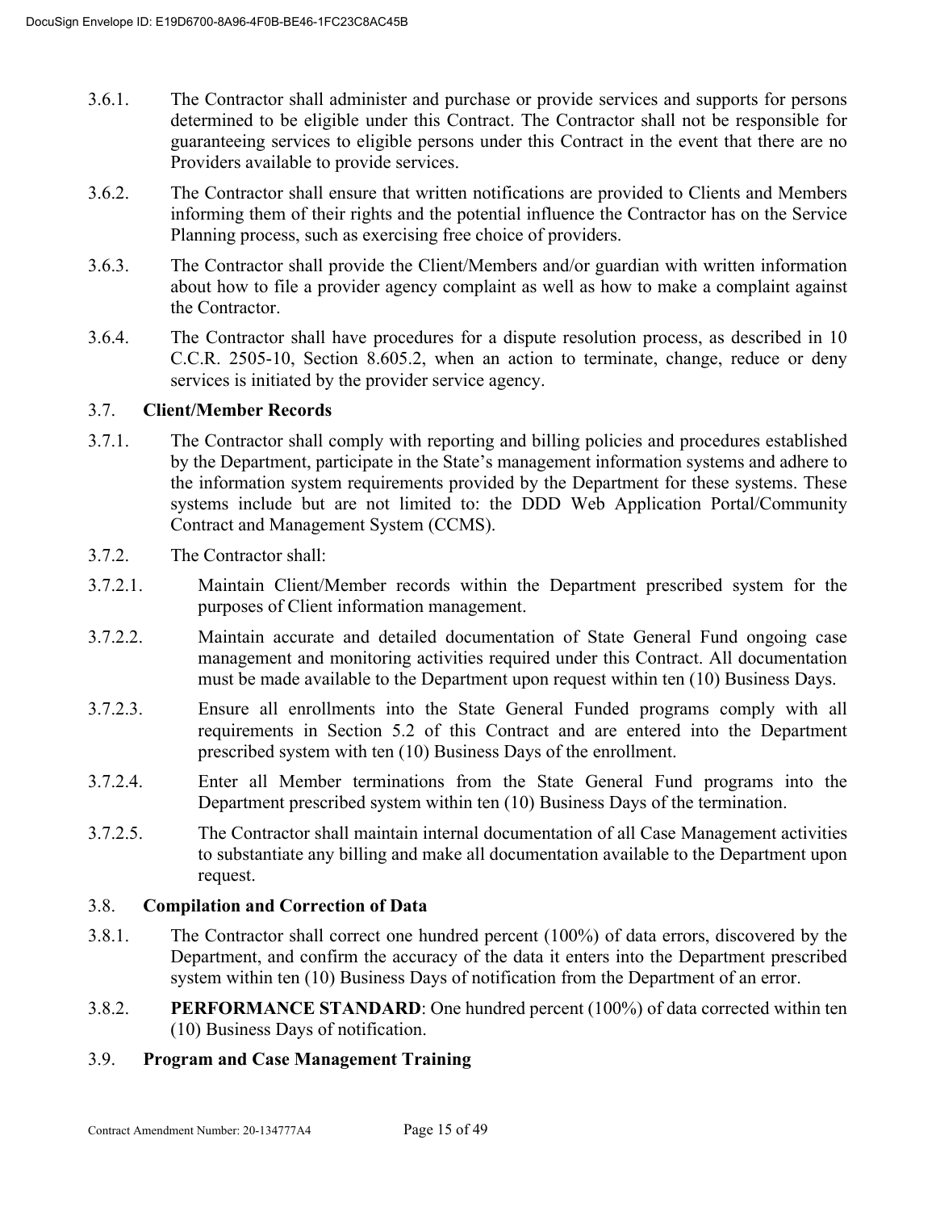3.6.1. The Contractor shall administer and purchase or provide services and supports for persons determined to be eligible under this Contract. The Contractor shall not be responsible for guaranteeing services to eligible persons under this Contract in the event that there are no Providers available to provide services.

3.6.2. The Contractor shall ensure that written notifications are provided to Clients and Members informing them of their rights and the potential influence the Contractor has on the Service Planning process, such as exercising free choice of providers.

3.6.3. The Contractor shall provide the Client/Members and/or guardian with written information about how to file a provider agency complaint as well as how to make a complaint against the Contractor.

3.6.4. The Contractor shall have procedures for a dispute resolution process, as described in 10 C.C.R. 2505-10, Section 8.605.2, when an action to terminate, change, reduce or deny services is initiated by the provider service agency.

3.7. **Client/Member Records**

3.7.1. The Contractor shall comply with reporting and billing policies and procedures established by the Department, participate in the State's management information systems and adhere to the information system requirements provided by the Department for these systems. These systems include but are not limited to: the DDD Web Application Portal/Community Contract and Management System (CCMS).

3.7.2. The Contractor shall:

3.7.2.1. Maintain Client/Member records within the Department prescribed system for the purposes of Client information management.

3.7.2.2. Maintain accurate and detailed documentation of State General Fund ongoing case management and monitoring activities required under this Contract. All documentation must be made available to the Department upon request within ten (10) Business Days.

3.7.2.3. Ensure all enrollments into the State General Funded programs comply with all requirements in Section 5.2 of this Contract and are entered into the Department prescribed system with ten (10) Business Days of the enrollment.

3.7.2.4. Enter all Member terminations from the State General Fund programs into the Department prescribed system within ten (10) Business Days of the termination.

3.7.2.5. The Contractor shall maintain internal documentation of all Case Management activities to substantiate any billing and make all documentation available to the Department upon request.

3.8. **Compilation and Correction of Data**

3.8.1. The Contractor shall correct one hundred percent (100%) of data errors, discovered by the Department, and confirm the accuracy of the data it enters into the Department prescribed system within ten (10) Business Days of notification from the Department of an error.

3.8.2. **PERFORMANCE STANDARD**: One hundred percent (100%) of data corrected within ten (10) Business Days of notification.

3.9. **Program and Case Management Training**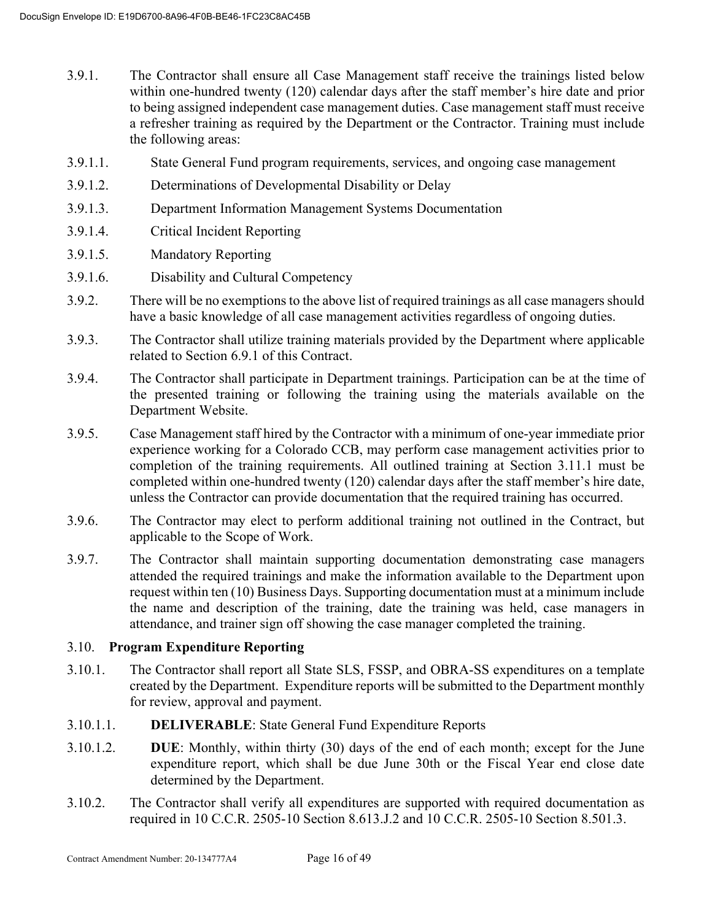3.9.1. The Contractor shall ensure all Case Management staff receive the trainings listed below within one-hundred twenty (120) calendar days after the staff member's hire date and prior to being assigned independent case management duties. Case management staff must receive a refresher training as required by the Department or the Contractor. Training must include the following areas:

3.9.1.1. State General Fund program requirements, services, and ongoing case management

3.9.1.2. Determinations of Developmental Disability or Delay

3.9.1.3. Department Information Management Systems Documentation

3.9.1.4. Critical Incident Reporting

3.9.1.5. Mandatory Reporting

3.9.1.6. Disability and Cultural Competency

3.9.2. There will be no exemptions to the above list of required trainings as all case managers should have a basic knowledge of all case management activities regardless of ongoing duties.

3.9.3. The Contractor shall utilize training materials provided by the Department where applicable related to Section 6.9.1 of this Contract.

3.9.4. The Contractor shall participate in Department trainings. Participation can be at the time of the presented training or following the training using the materials available on the Department Website.

3.9.5. Case Management staff hired by the Contractor with a minimum of one-year immediate prior experience working for a Colorado CCB, may perform case management activities prior to completion of the training requirements. All outlined training at Section 3.11.1 must be completed within one-hundred twenty (120) calendar days after the staff member's hire date, unless the Contractor can provide documentation that the required training has occurred.

3.9.6. The Contractor may elect to perform additional training not outlined in the Contract, but applicable to the Scope of Work.

3.9.7. The Contractor shall maintain supporting documentation demonstrating case managers attended the required trainings and make the information available to the Department upon request within ten (10) Business Days. Supporting documentation must at a minimum include the name and description of the training, date the training was held, case managers in attendance, and trainer sign off showing the case manager completed the training.

### 3.10. **Program Expenditure Reporting**

3.10.1. The Contractor shall report all State SLS, FSSP, and OBRA-SS expenditures on a template created by the Department. Expenditure reports will be submitted to the Department monthly for review, approval and payment.

3.10.1.1. **DELIVERABLE**: State General Fund Expenditure Reports

3.10.1.2. **DUE**: Monthly, within thirty (30) days of the end of each month; except for the June expenditure report, which shall be due June 30th or the Fiscal Year end close date determined by the Department.

3.10.2. The Contractor shall verify all expenditures are supported with required documentation as required in 10 C.C.R. 2505-10 Section 8.613.J.2 and 10 C.C.R. 2505-10 Section 8.501.3.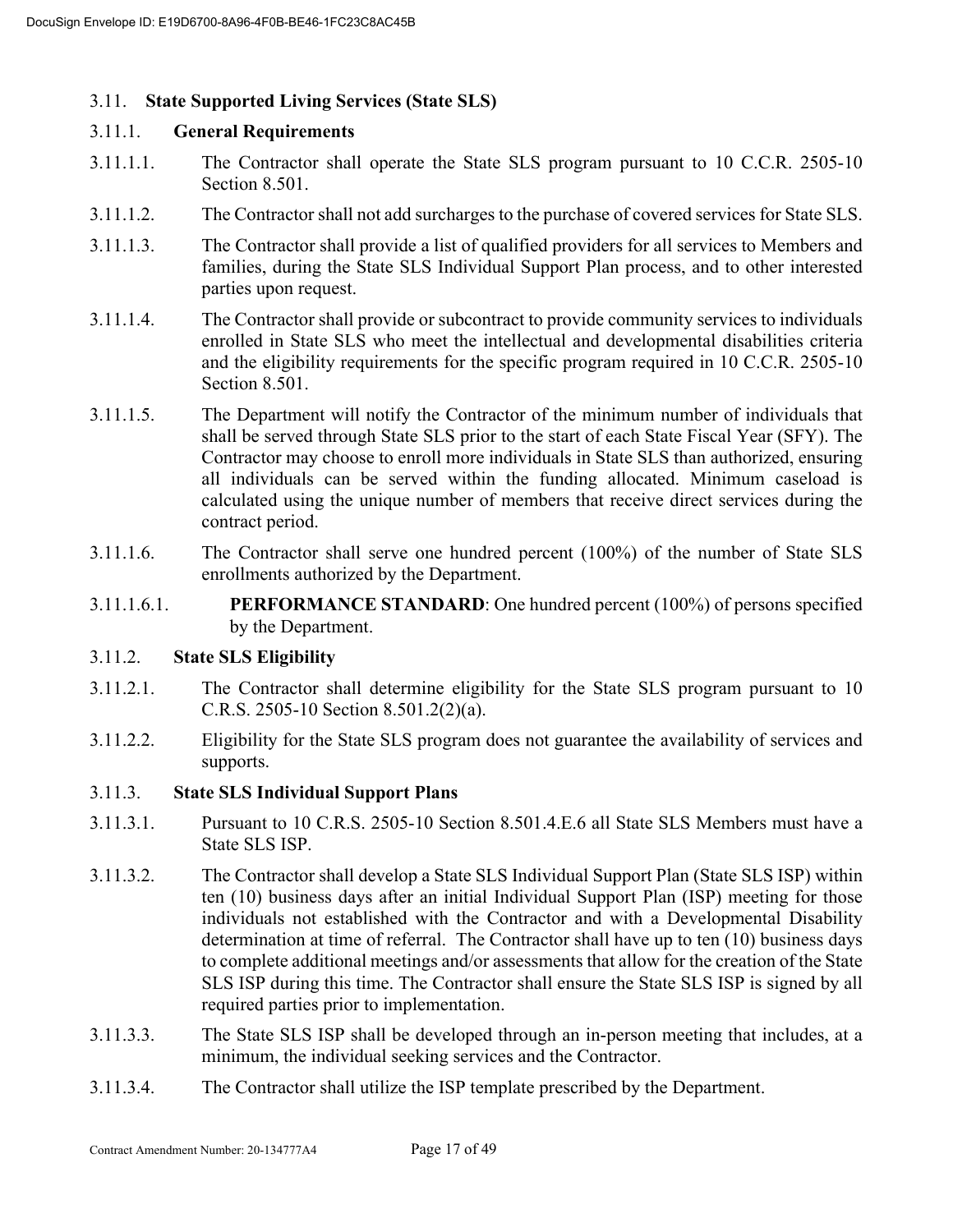### 3.11. State Supported Living Services (State SLS)

#### 3.11.1. General Requirements

3.11.1.1. The Contractor shall operate the State SLS program pursuant to 10 C.C.R. 2505-10 Section 8.501.

3.11.1.2. The Contractor shall not add surcharges to the purchase of covered services for State SLS.

3.11.1.3. The Contractor shall provide a list of qualified providers for all services to Members and families, during the State SLS Individual Support Plan process, and to other interested parties upon request.

3.11.1.4. The Contractor shall provide or subcontract to provide community services to individuals enrolled in State SLS who meet the intellectual and developmental disabilities criteria and the eligibility requirements for the specific program required in 10 C.C.R. 2505-10 Section 8.501.

3.11.1.5. The Department will notify the Contractor of the minimum number of individuals that shall be served through State SLS prior to the start of each State Fiscal Year (SFY). The Contractor may choose to enroll more individuals in State SLS than authorized, ensuring all individuals can be served within the funding allocated. Minimum caseload is calculated using the unique number of members that receive direct services during the contract period.

3.11.1.6. The Contractor shall serve one hundred percent (100%) of the number of State SLS enrollments authorized by the Department.

3.11.1.6.1. **PERFORMANCE STANDARD**: One hundred percent (100%) of persons specified by the Department.

#### 3.11.2. State SLS Eligibility

3.11.2.1. The Contractor shall determine eligibility for the State SLS program pursuant to 10 C.R.S. 2505-10 Section 8.501.2(2)(a).

3.11.2.2. Eligibility for the State SLS program does not guarantee the availability of services and supports.

#### 3.11.3. State SLS Individual Support Plans

3.11.3.1. Pursuant to 10 C.R.S. 2505-10 Section 8.501.4.E.6 all State SLS Members must have a State SLS ISP.

3.11.3.2. The Contractor shall develop a State SLS Individual Support Plan (State SLS ISP) within ten (10) business days after an initial Individual Support Plan (ISP) meeting for those individuals not established with the Contractor and with a Developmental Disability determination at time of referral. The Contractor shall have up to ten (10) business days to complete additional meetings and/or assessments that allow for the creation of the State SLS ISP during this time. The Contractor shall ensure the State SLS ISP is signed by all required parties prior to implementation.

3.11.3.3. The State SLS ISP shall be developed through an in-person meeting that includes, at a minimum, the individual seeking services and the Contractor.

3.11.3.4. The Contractor shall utilize the ISP template prescribed by the Department.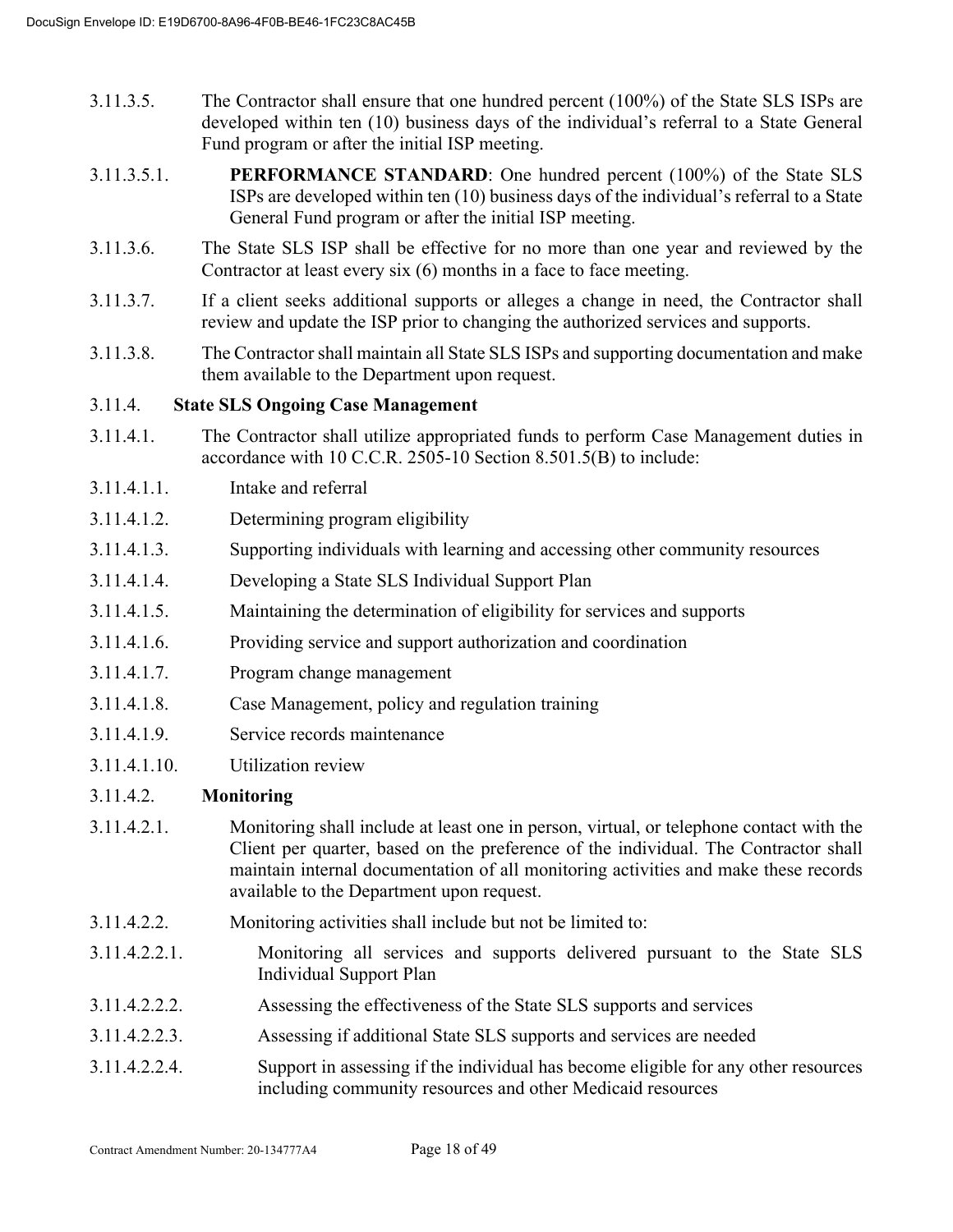3.11.3.5. The Contractor shall ensure that one hundred percent (100%) of the State SLS ISPs are developed within ten (10) business days of the individual's referral to a State General Fund program or after the initial ISP meeting.

3.11.3.5.1. **PERFORMANCE STANDARD**: One hundred percent (100%) of the State SLS ISPs are developed within ten (10) business days of the individual's referral to a State General Fund program or after the initial ISP meeting.

3.11.3.6. The State SLS ISP shall be effective for no more than one year and reviewed by the Contractor at least every six (6) months in a face to face meeting.

3.11.3.7. If a client seeks additional supports or alleges a change in need, the Contractor shall review and update the ISP prior to changing the authorized services and supports.

3.11.3.8. The Contractor shall maintain all State SLS ISPs and supporting documentation and make them available to the Department upon request.

3.11.4. **State SLS Ongoing Case Management**

3.11.4.1. The Contractor shall utilize appropriated funds to perform Case Management duties in accordance with 10 C.C.R. 2505-10 Section 8.501.5(B) to include:

3.11.4.1.1. Intake and referral

3.11.4.1.2. Determining program eligibility

3.11.4.1.3. Supporting individuals with learning and accessing other community resources

3.11.4.1.4. Developing a State SLS Individual Support Plan

3.11.4.1.5. Maintaining the determination of eligibility for services and supports

3.11.4.1.6. Providing service and support authorization and coordination

3.11.4.1.7. Program change management

3.11.4.1.8. Case Management, policy and regulation training

3.11.4.1.9. Service records maintenance

3.11.4.1.10. Utilization review

3.11.4.2. **Monitoring**

3.11.4.2.1. Monitoring shall include at least one in person, virtual, or telephone contact with the Client per quarter, based on the preference of the individual. The Contractor shall maintain internal documentation of all monitoring activities and make these records available to the Department upon request.

3.11.4.2.2. Monitoring activities shall include but not be limited to:

3.11.4.2.2.1. Monitoring all services and supports delivered pursuant to the State SLS Individual Support Plan

3.11.4.2.2.2. Assessing the effectiveness of the State SLS supports and services

3.11.4.2.2.3. Assessing if additional State SLS supports and services are needed

3.11.4.2.2.4. Support in assessing if the individual has become eligible for any other resources including community resources and other Medicaid resources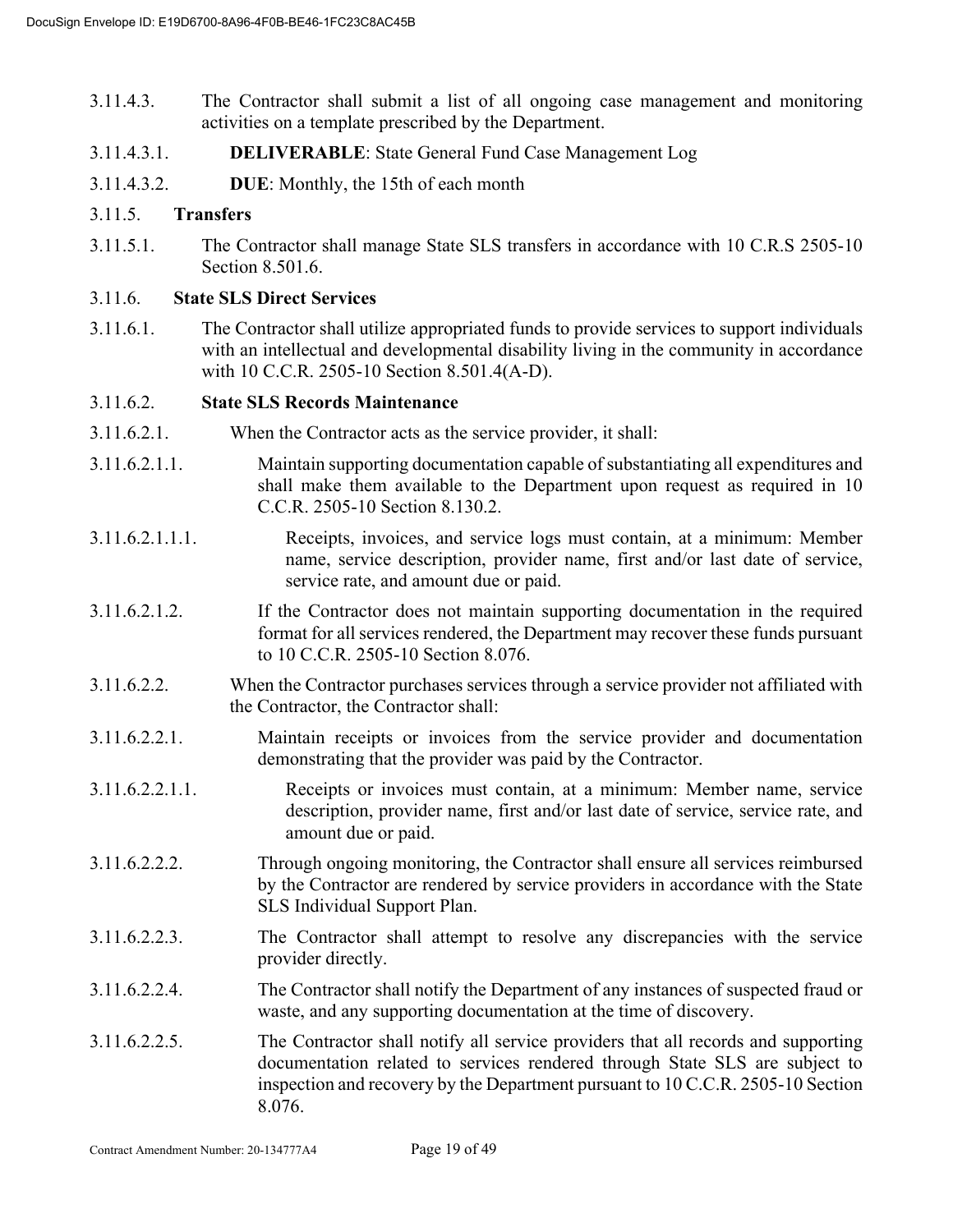3.11.4.3. The Contractor shall submit a list of all ongoing case management and monitoring activities on a template prescribed by the Department.

3.11.4.3.1. **DELIVERABLE**: State General Fund Case Management Log

3.11.4.3.2. **DUE**: Monthly, the 15th of each month

3.11.5. **Transfers**

3.11.5.1. The Contractor shall manage State SLS transfers in accordance with 10 C.R.S 2505-10 Section 8.501.6.

3.11.6. **State SLS Direct Services**

3.11.6.1. The Contractor shall utilize appropriated funds to provide services to support individuals with an intellectual and developmental disability living in the community in accordance with 10 C.C.R. 2505-10 Section 8.501.4(A-D).

3.11.6.2. **State SLS Records Maintenance**

3.11.6.2.1. When the Contractor acts as the service provider, it shall:

3.11.6.2.1.1. Maintain supporting documentation capable of substantiating all expenditures and shall make them available to the Department upon request as required in 10 C.C.R. 2505-10 Section 8.130.2.

3.11.6.2.1.1.1. Receipts, invoices, and service logs must contain, at a minimum: Member name, service description, provider name, first and/or last date of service, service rate, and amount due or paid.

3.11.6.2.1.2. If the Contractor does not maintain supporting documentation in the required format for all services rendered, the Department may recover these funds pursuant to 10 C.C.R. 2505-10 Section 8.076.

3.11.6.2.2. When the Contractor purchases services through a service provider not affiliated with the Contractor, the Contractor shall:

3.11.6.2.2.1. Maintain receipts or invoices from the service provider and documentation demonstrating that the provider was paid by the Contractor.

3.11.6.2.2.1.1. Receipts or invoices must contain, at a minimum: Member name, service description, provider name, first and/or last date of service, service rate, and amount due or paid.

3.11.6.2.2.2. Through ongoing monitoring, the Contractor shall ensure all services reimbursed by the Contractor are rendered by service providers in accordance with the State SLS Individual Support Plan.

3.11.6.2.2.3. The Contractor shall attempt to resolve any discrepancies with the service provider directly.

3.11.6.2.2.4. The Contractor shall notify the Department of any instances of suspected fraud or waste, and any supporting documentation at the time of discovery.

3.11.6.2.2.5. The Contractor shall notify all service providers that all records and supporting documentation related to services rendered through State SLS are subject to inspection and recovery by the Department pursuant to 10 C.C.R. 2505-10 Section 8.076.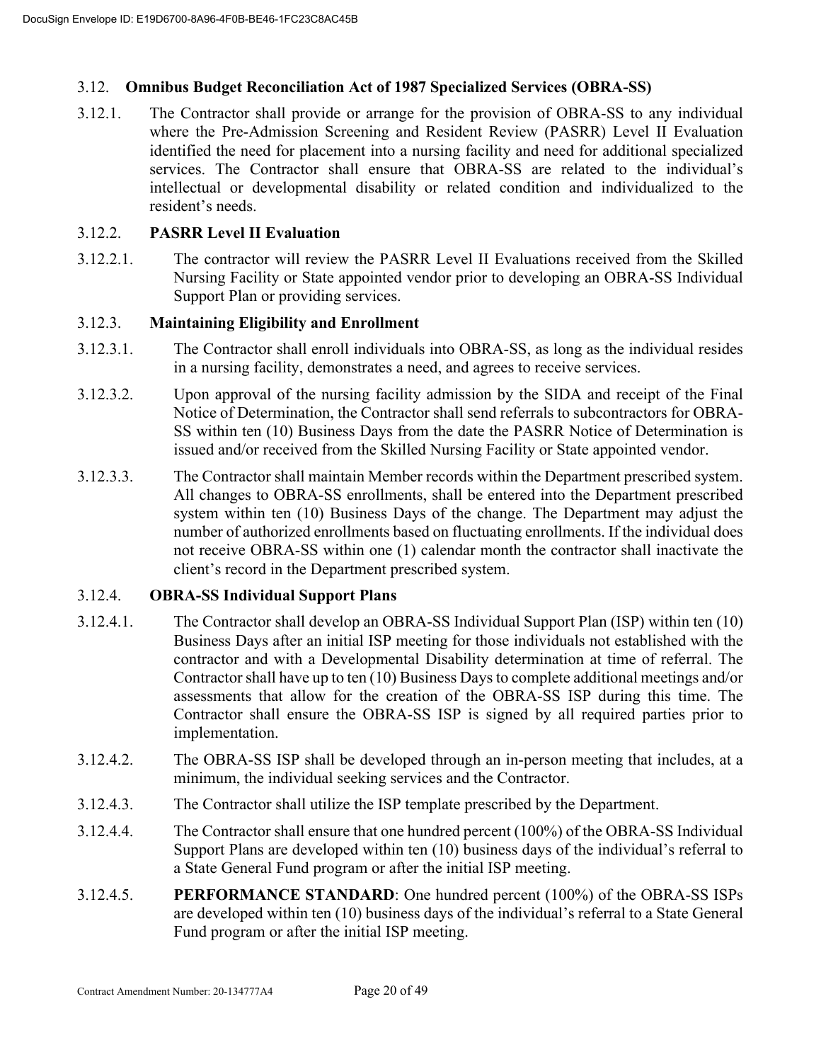### 3.12. Omnibus Budget Reconciliation Act of 1987 Specialized Services (OBRA-SS)

3.12.1. The Contractor shall provide or arrange for the provision of OBRA-SS to any individual where the Pre-Admission Screening and Resident Review (PASRR) Level II Evaluation identified the need for placement into a nursing facility and need for additional specialized services. The Contractor shall ensure that OBRA-SS are related to the individual's intellectual or developmental disability or related condition and individualized to the resident's needs.

#### 3.12.2. PASRR Level II Evaluation

3.12.2.1. The contractor will review the PASRR Level II Evaluations received from the Skilled Nursing Facility or State appointed vendor prior to developing an OBRA-SS Individual Support Plan or providing services.

#### 3.12.3. Maintaining Eligibility and Enrollment

3.12.3.1. The Contractor shall enroll individuals into OBRA-SS, as long as the individual resides in a nursing facility, demonstrates a need, and agrees to receive services.

3.12.3.2. Upon approval of the nursing facility admission by the SIDA and receipt of the Final Notice of Determination, the Contractor shall send referrals to subcontractors for OBRA-SS within ten (10) Business Days from the date the PASRR Notice of Determination is issued and/or received from the Skilled Nursing Facility or State appointed vendor.

3.12.3.3. The Contractor shall maintain Member records within the Department prescribed system. All changes to OBRA-SS enrollments, shall be entered into the Department prescribed system within ten (10) Business Days of the change. The Department may adjust the number of authorized enrollments based on fluctuating enrollments. If the individual does not receive OBRA-SS within one (1) calendar month the contractor shall inactivate the client's record in the Department prescribed system.

#### 3.12.4. OBRA-SS Individual Support Plans

3.12.4.1. The Contractor shall develop an OBRA-SS Individual Support Plan (ISP) within ten (10) Business Days after an initial ISP meeting for those individuals not established with the contractor and with a Developmental Disability determination at time of referral. The Contractor shall have up to ten (10) Business Days to complete additional meetings and/or assessments that allow for the creation of the OBRA-SS ISP during this time. The Contractor shall ensure the OBRA-SS ISP is signed by all required parties prior to implementation.

3.12.4.2. The OBRA-SS ISP shall be developed through an in-person meeting that includes, at a minimum, the individual seeking services and the Contractor.

3.12.4.3. The Contractor shall utilize the ISP template prescribed by the Department.

3.12.4.4. The Contractor shall ensure that one hundred percent (100%) of the OBRA-SS Individual Support Plans are developed within ten (10) business days of the individual's referral to a State General Fund program or after the initial ISP meeting.

3.12.4.5. **PERFORMANCE STANDARD**: One hundred percent (100%) of the OBRA-SS ISPs are developed within ten (10) business days of the individual's referral to a State General Fund program or after the initial ISP meeting.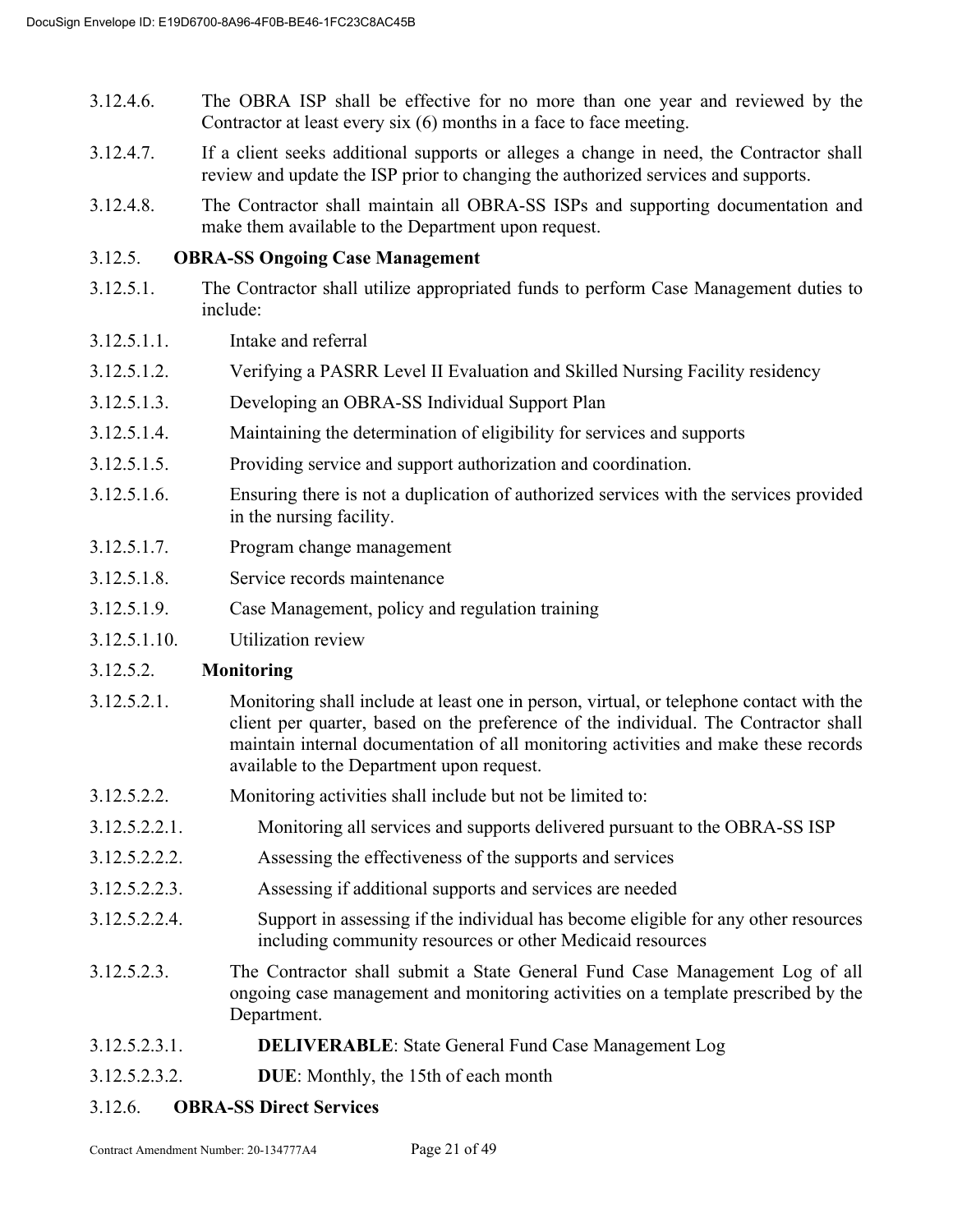3.12.4.6. The OBRA ISP shall be effective for no more than one year and reviewed by the Contractor at least every six (6) months in a face to face meeting.

3.12.4.7. If a client seeks additional supports or alleges a change in need, the Contractor shall review and update the ISP prior to changing the authorized services and supports.

3.12.4.8. The Contractor shall maintain all OBRA-SS ISPs and supporting documentation and make them available to the Department upon request.

3.12.5. **OBRA-SS Ongoing Case Management**

3.12.5.1. The Contractor shall utilize appropriated funds to perform Case Management duties to include:

3.12.5.1.1. Intake and referral

3.12.5.1.2. Verifying a PASRR Level II Evaluation and Skilled Nursing Facility residency

3.12.5.1.3. Developing an OBRA-SS Individual Support Plan

3.12.5.1.4. Maintaining the determination of eligibility for services and supports

3.12.5.1.5. Providing service and support authorization and coordination.

3.12.5.1.6. Ensuring there is not a duplication of authorized services with the services provided in the nursing facility.

3.12.5.1.7. Program change management

3.12.5.1.8. Service records maintenance

3.12.5.1.9. Case Management, policy and regulation training

3.12.5.1.10. Utilization review

3.12.5.2. **Monitoring**

3.12.5.2.1. Monitoring shall include at least one in person, virtual, or telephone contact with the client per quarter, based on the preference of the individual. The Contractor shall maintain internal documentation of all monitoring activities and make these records available to the Department upon request.

3.12.5.2.2. Monitoring activities shall include but not be limited to:

3.12.5.2.2.1. Monitoring all services and supports delivered pursuant to the OBRA-SS ISP

3.12.5.2.2.2. Assessing the effectiveness of the supports and services

3.12.5.2.2.3. Assessing if additional supports and services are needed

3.12.5.2.2.4. Support in assessing if the individual has become eligible for any other resources including community resources or other Medicaid resources

3.12.5.2.3. The Contractor shall submit a State General Fund Case Management Log of all ongoing case management and monitoring activities on a template prescribed by the Department.

3.12.5.2.3.1. **DELIVERABLE**: State General Fund Case Management Log

3.12.5.2.3.2. **DUE**: Monthly, the 15th of each month

3.12.6. **OBRA-SS Direct Services**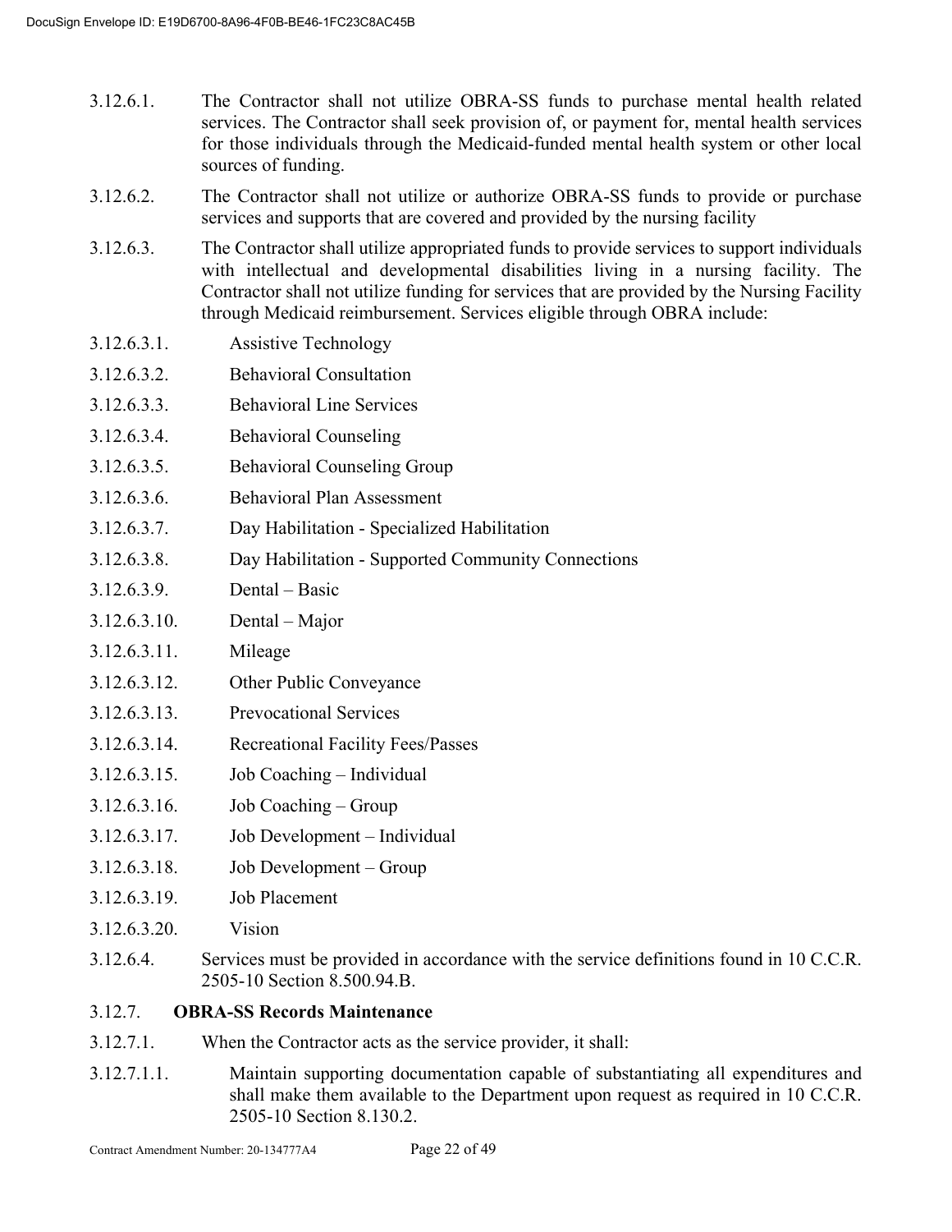3.12.6.1. The Contractor shall not utilize OBRA-SS funds to purchase mental health related services. The Contractor shall seek provision of, or payment for, mental health services for those individuals through the Medicaid-funded mental health system or other local sources of funding.

3.12.6.2. The Contractor shall not utilize or authorize OBRA-SS funds to provide or purchase services and supports that are covered and provided by the nursing facility

3.12.6.3. The Contractor shall utilize appropriated funds to provide services to support individuals with intellectual and developmental disabilities living in a nursing facility. The Contractor shall not utilize funding for services that are provided by the Nursing Facility through Medicaid reimbursement. Services eligible through OBRA include:

3.12.6.3.1. Assistive Technology

3.12.6.3.2. Behavioral Consultation

3.12.6.3.3. Behavioral Line Services

3.12.6.3.4. Behavioral Counseling

3.12.6.3.5. Behavioral Counseling Group

3.12.6.3.6. Behavioral Plan Assessment

3.12.6.3.7. Day Habilitation - Specialized Habilitation

3.12.6.3.8. Day Habilitation - Supported Community Connections

3.12.6.3.9. Dental – Basic

3.12.6.3.10. Dental – Major

3.12.6.3.11. Mileage

3.12.6.3.12. Other Public Conveyance

3.12.6.3.13. Prevocational Services

3.12.6.3.14. Recreational Facility Fees/Passes

3.12.6.3.15. Job Coaching – Individual

3.12.6.3.16. Job Coaching – Group

3.12.6.3.17. Job Development – Individual

3.12.6.3.18. Job Development – Group

3.12.6.3.19. Job Placement

3.12.6.3.20. Vision

3.12.6.4. Services must be provided in accordance with the service definitions found in 10 C.C.R. 2505-10 Section 8.500.94.B.

3.12.7. **OBRA-SS Records Maintenance**

3.12.7.1. When the Contractor acts as the service provider, it shall:

3.12.7.1.1. Maintain supporting documentation capable of substantiating all expenditures and shall make them available to the Department upon request as required in 10 C.C.R. 2505-10 Section 8.130.2.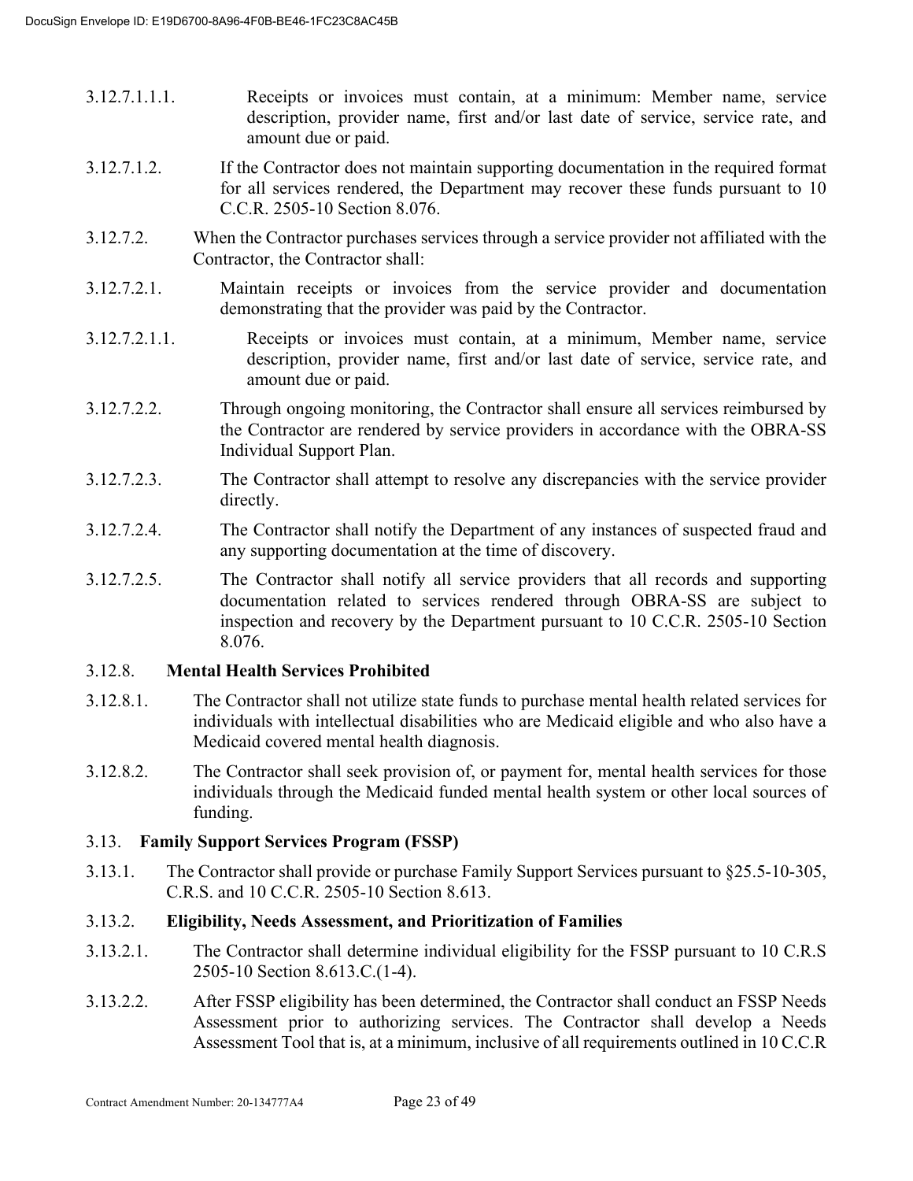3.12.7.1.1.1. Receipts or invoices must contain, at a minimum: Member name, service description, provider name, first and/or last date of service, service rate, and amount due or paid.

3.12.7.1.2. If the Contractor does not maintain supporting documentation in the required format for all services rendered, the Department may recover these funds pursuant to 10 C.C.R. 2505-10 Section 8.076.

3.12.7.2. When the Contractor purchases services through a service provider not affiliated with the Contractor, the Contractor shall:

3.12.7.2.1. Maintain receipts or invoices from the service provider and documentation demonstrating that the provider was paid by the Contractor.

3.12.7.2.1.1. Receipts or invoices must contain, at a minimum, Member name, service description, provider name, first and/or last date of service, service rate, and amount due or paid.

3.12.7.2.2. Through ongoing monitoring, the Contractor shall ensure all services reimbursed by the Contractor are rendered by service providers in accordance with the OBRA-SS Individual Support Plan.

3.12.7.2.3. The Contractor shall attempt to resolve any discrepancies with the service provider directly.

3.12.7.2.4. The Contractor shall notify the Department of any instances of suspected fraud and any supporting documentation at the time of discovery.

3.12.7.2.5. The Contractor shall notify all service providers that all records and supporting documentation related to services rendered through OBRA-SS are subject to inspection and recovery by the Department pursuant to 10 C.C.R. 2505-10 Section 8.076.

3.12.8. **Mental Health Services Prohibited**

3.12.8.1. The Contractor shall not utilize state funds to purchase mental health related services for individuals with intellectual disabilities who are Medicaid eligible and who also have a Medicaid covered mental health diagnosis.

3.12.8.2. The Contractor shall seek provision of, or payment for, mental health services for those individuals through the Medicaid funded mental health system or other local sources of funding.

3.13. **Family Support Services Program (FSSP)**

3.13.1. The Contractor shall provide or purchase Family Support Services pursuant to §25.5-10-305, C.R.S. and 10 C.C.R. 2505-10 Section 8.613.

3.13.2. **Eligibility, Needs Assessment, and Prioritization of Families**

3.13.2.1. The Contractor shall determine individual eligibility for the FSSP pursuant to 10 C.R.S 2505-10 Section 8.613.C.(1-4).

3.13.2.2. After FSSP eligibility has been determined, the Contractor shall conduct an FSSP Needs Assessment prior to authorizing services. The Contractor shall develop a Needs Assessment Tool that is, at a minimum, inclusive of all requirements outlined in 10 C.C.R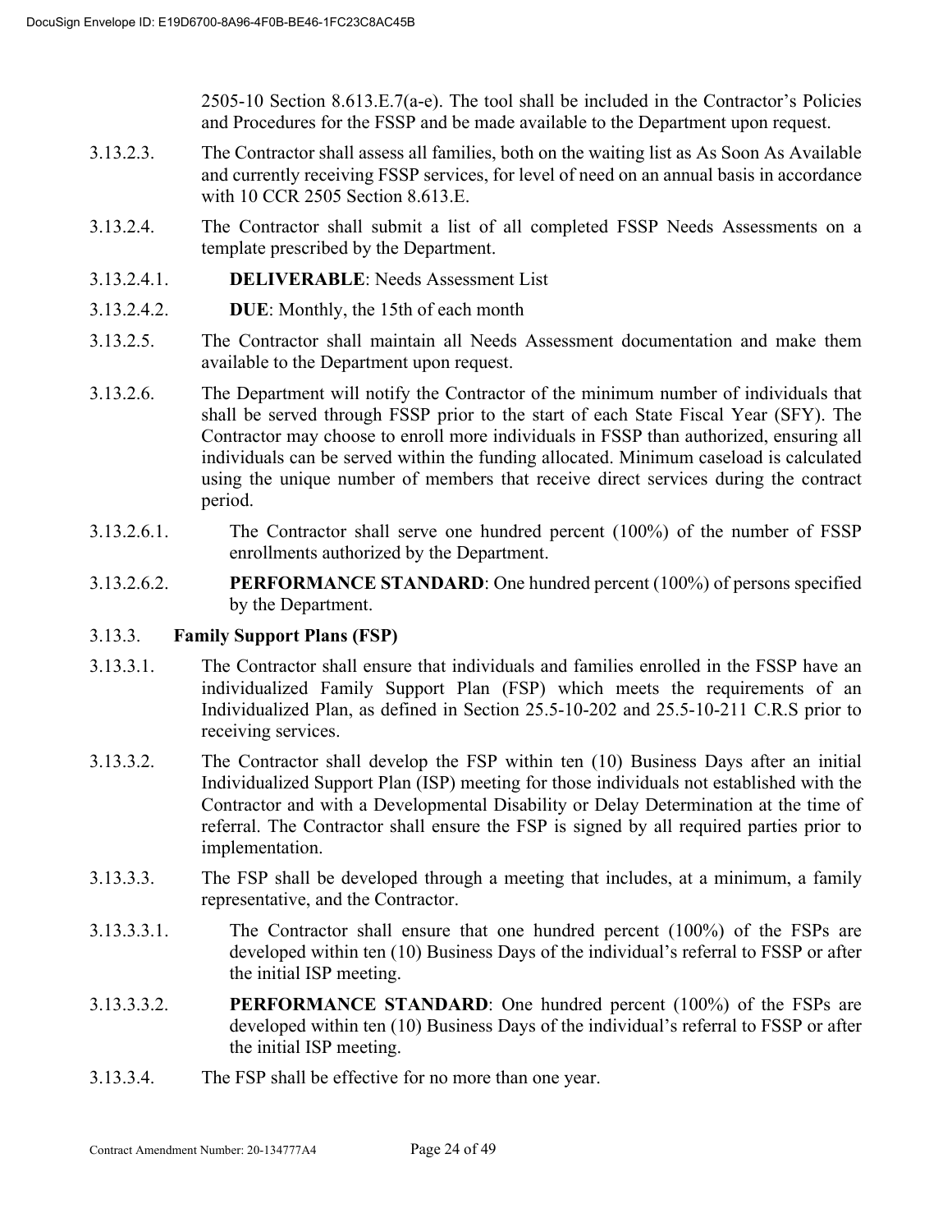2505-10 Section 8.613.E.7(a-e). The tool shall be included in the Contractor's Policies and Procedures for the FSSP and be made available to the Department upon request.

3.13.2.3. The Contractor shall assess all families, both on the waiting list as As Soon As Available and currently receiving FSSP services, for level of need on an annual basis in accordance with 10 CCR 2505 Section 8.613.E.

3.13.2.4. The Contractor shall submit a list of all completed FSSP Needs Assessments on a template prescribed by the Department.

3.13.2.4.1. **DELIVERABLE**: Needs Assessment List

3.13.2.4.2. **DUE**: Monthly, the 15th of each month

3.13.2.5. The Contractor shall maintain all Needs Assessment documentation and make them available to the Department upon request.

3.13.2.6. The Department will notify the Contractor of the minimum number of individuals that shall be served through FSSP prior to the start of each State Fiscal Year (SFY). The Contractor may choose to enroll more individuals in FSSP than authorized, ensuring all individuals can be served within the funding allocated. Minimum caseload is calculated using the unique number of members that receive direct services during the contract period.

3.13.2.6.1. The Contractor shall serve one hundred percent (100%) of the number of FSSP enrollments authorized by the Department.

3.13.2.6.2. **PERFORMANCE STANDARD**: One hundred percent (100%) of persons specified by the Department.

3.13.3. **Family Support Plans (FSP)**

3.13.3.1. The Contractor shall ensure that individuals and families enrolled in the FSSP have an individualized Family Support Plan (FSP) which meets the requirements of an Individualized Plan, as defined in Section 25.5-10-202 and 25.5-10-211 C.R.S prior to receiving services.

3.13.3.2. The Contractor shall develop the FSP within ten (10) Business Days after an initial Individualized Support Plan (ISP) meeting for those individuals not established with the Contractor and with a Developmental Disability or Delay Determination at the time of referral. The Contractor shall ensure the FSP is signed by all required parties prior to implementation.

3.13.3.3. The FSP shall be developed through a meeting that includes, at a minimum, a family representative, and the Contractor.

3.13.3.3.1. The Contractor shall ensure that one hundred percent (100%) of the FSPs are developed within ten (10) Business Days of the individual's referral to FSSP or after the initial ISP meeting.

3.13.3.3.2. **PERFORMANCE STANDARD**: One hundred percent (100%) of the FSPs are developed within ten (10) Business Days of the individual's referral to FSSP or after the initial ISP meeting.

3.13.3.4. The FSP shall be effective for no more than one year.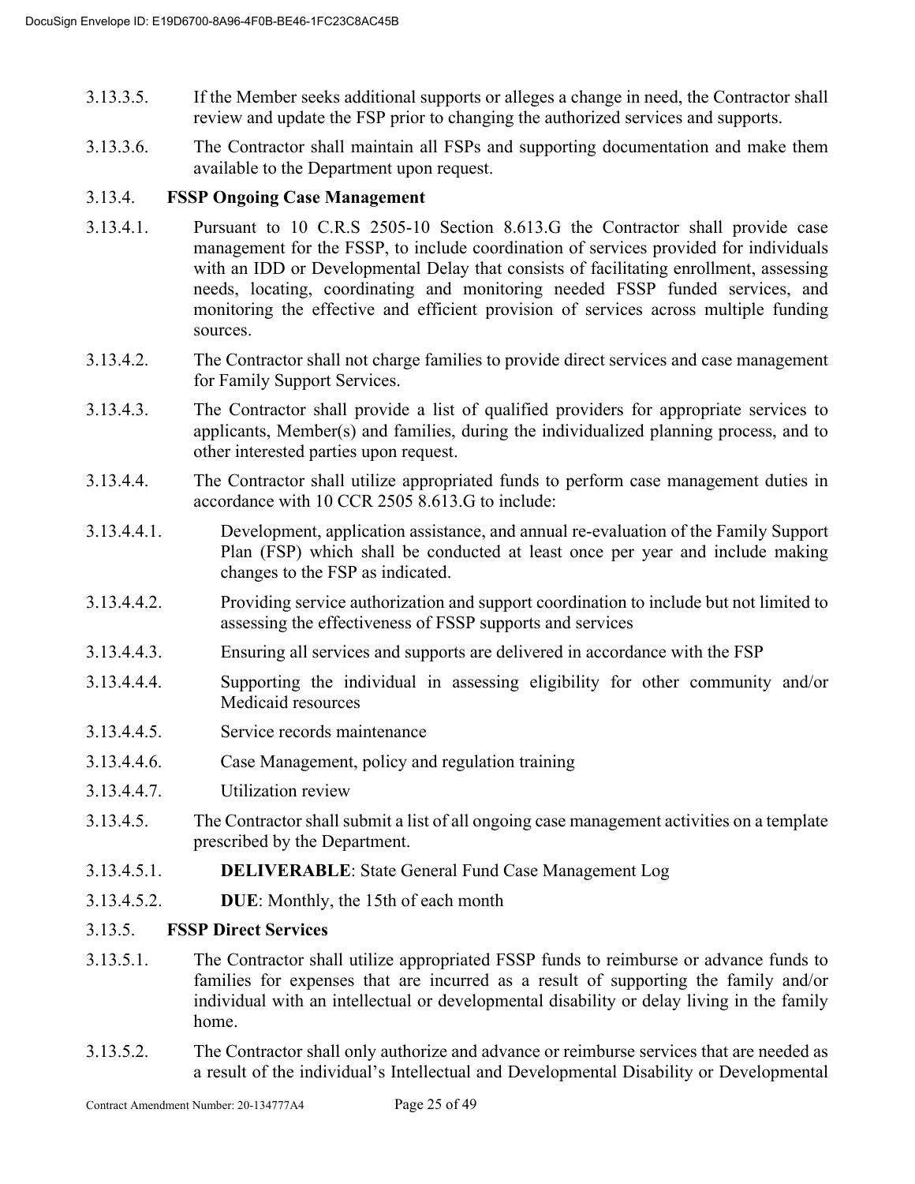3.13.3.5. If the Member seeks additional supports or alleges a change in need, the Contractor shall review and update the FSP prior to changing the authorized services and supports.

3.13.3.6. The Contractor shall maintain all FSPs and supporting documentation and make them available to the Department upon request.

3.13.4. **FSSP Ongoing Case Management**

3.13.4.1. Pursuant to 10 C.R.S 2505-10 Section 8.613.G the Contractor shall provide case management for the FSSP, to include coordination of services provided for individuals with an IDD or Developmental Delay that consists of facilitating enrollment, assessing needs, locating, coordinating and monitoring needed FSSP funded services, and monitoring the effective and efficient provision of services across multiple funding sources.

3.13.4.2. The Contractor shall not charge families to provide direct services and case management for Family Support Services.

3.13.4.3. The Contractor shall provide a list of qualified providers for appropriate services to applicants, Member(s) and families, during the individualized planning process, and to other interested parties upon request.

3.13.4.4. The Contractor shall utilize appropriated funds to perform case management duties in accordance with 10 CCR 2505 8.613.G to include:

3.13.4.4.1. Development, application assistance, and annual re-evaluation of the Family Support Plan (FSP) which shall be conducted at least once per year and include making changes to the FSP as indicated.

3.13.4.4.2. Providing service authorization and support coordination to include but not limited to assessing the effectiveness of FSSP supports and services

3.13.4.4.3. Ensuring all services and supports are delivered in accordance with the FSP

3.13.4.4.4. Supporting the individual in assessing eligibility for other community and/or Medicaid resources

3.13.4.4.5. Service records maintenance

3.13.4.4.6. Case Management, policy and regulation training

3.13.4.4.7. Utilization review

3.13.4.5. The Contractor shall submit a list of all ongoing case management activities on a template prescribed by the Department.

3.13.4.5.1. **DELIVERABLE**: State General Fund Case Management Log

3.13.4.5.2. **DUE**: Monthly, the 15th of each month

3.13.5. **FSSP Direct Services**

3.13.5.1. The Contractor shall utilize appropriated FSSP funds to reimburse or advance funds to families for expenses that are incurred as a result of supporting the family and/or individual with an intellectual or developmental disability or delay living in the family home.

3.13.5.2. The Contractor shall only authorize and advance or reimburse services that are needed as a result of the individual's Intellectual and Developmental Disability or Developmental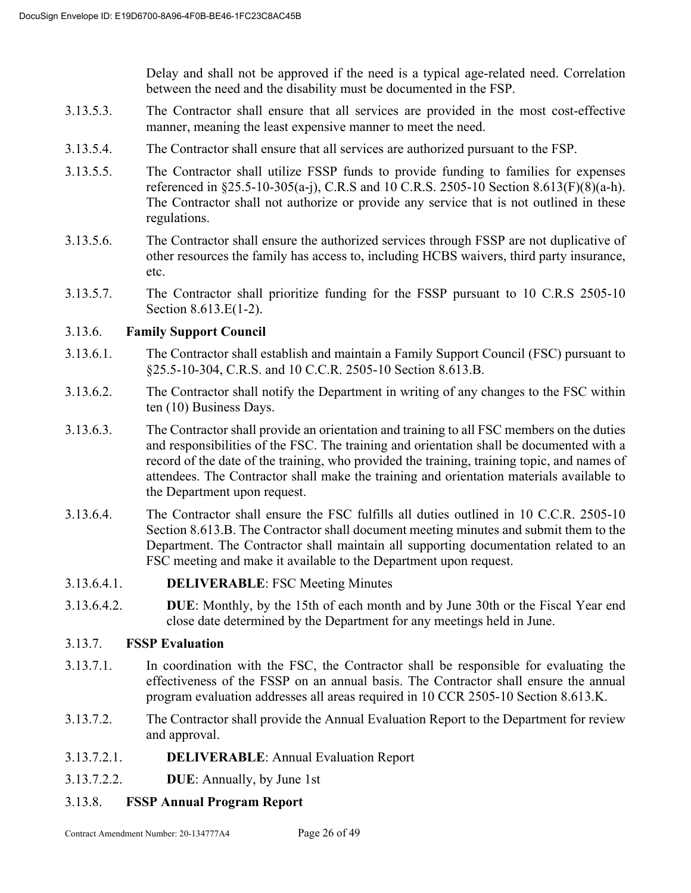Delay and shall not be approved if the need is a typical age-related need. Correlation between the need and the disability must be documented in the FSP.

3.13.5.3. The Contractor shall ensure that all services are provided in the most cost-effective manner, meaning the least expensive manner to meet the need.

3.13.5.4. The Contractor shall ensure that all services are authorized pursuant to the FSP.

3.13.5.5. The Contractor shall utilize FSSP funds to provide funding to families for expenses referenced in §25.5-10-305(a-j), C.R.S and 10 C.R.S. 2505-10 Section 8.613(F)(8)(a-h). The Contractor shall not authorize or provide any service that is not outlined in these regulations.

3.13.5.6. The Contractor shall ensure the authorized services through FSSP are not duplicative of other resources the family has access to, including HCBS waivers, third party insurance, etc.

3.13.5.7. The Contractor shall prioritize funding for the FSSP pursuant to 10 C.R.S 2505-10 Section 8.613.E(1-2).

3.13.6. **Family Support Council**

3.13.6.1. The Contractor shall establish and maintain a Family Support Council (FSC) pursuant to §25.5-10-304, C.R.S. and 10 C.C.R. 2505-10 Section 8.613.B.

3.13.6.2. The Contractor shall notify the Department in writing of any changes to the FSC within ten (10) Business Days.

3.13.6.3. The Contractor shall provide an orientation and training to all FSC members on the duties and responsibilities of the FSC. The training and orientation shall be documented with a record of the date of the training, who provided the training, training topic, and names of attendees. The Contractor shall make the training and orientation materials available to the Department upon request.

3.13.6.4. The Contractor shall ensure the FSC fulfills all duties outlined in 10 C.C.R. 2505-10 Section 8.613.B. The Contractor shall document meeting minutes and submit them to the Department. The Contractor shall maintain all supporting documentation related to an FSC meeting and make it available to the Department upon request.

3.13.6.4.1. **DELIVERABLE**: FSC Meeting Minutes

3.13.6.4.2. **DUE**: Monthly, by the 15th of each month and by June 30th or the Fiscal Year end close date determined by the Department for any meetings held in June.

3.13.7. **FSSP Evaluation**

3.13.7.1. In coordination with the FSC, the Contractor shall be responsible for evaluating the effectiveness of the FSSP on an annual basis. The Contractor shall ensure the annual program evaluation addresses all areas required in 10 CCR 2505-10 Section 8.613.K.

3.13.7.2. The Contractor shall provide the Annual Evaluation Report to the Department for review and approval.

3.13.7.2.1. **DELIVERABLE**: Annual Evaluation Report

3.13.7.2.2. **DUE**: Annually, by June 1st

3.13.8. **FSSP Annual Program Report**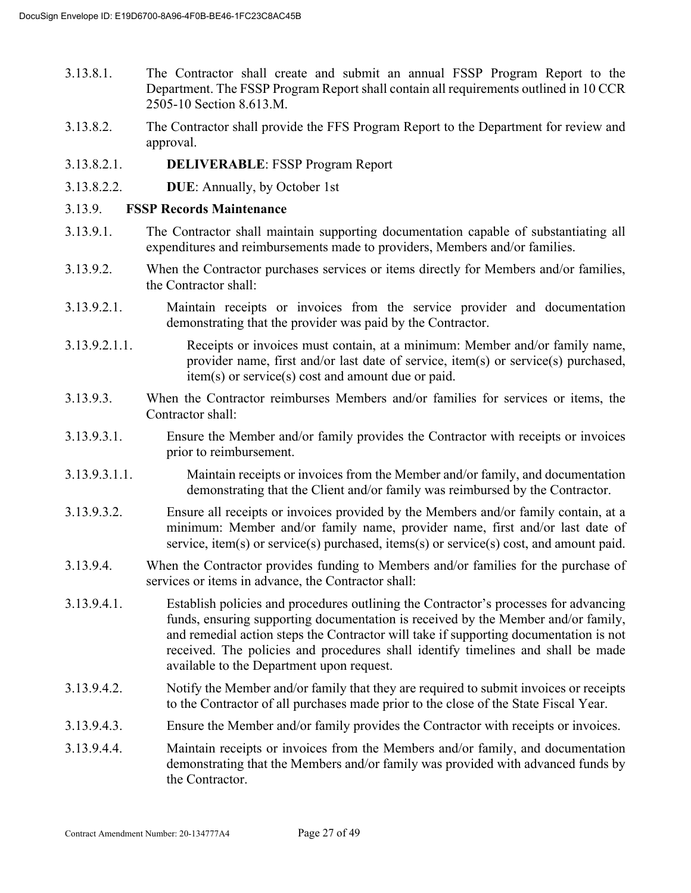3.13.8.1. The Contractor shall create and submit an annual FSSP Program Report to the Department. The FSSP Program Report shall contain all requirements outlined in 10 CCR 2505-10 Section 8.613.M.

3.13.8.2. The Contractor shall provide the FFS Program Report to the Department for review and approval.

3.13.8.2.1. **DELIVERABLE**: FSSP Program Report

3.13.8.2.2. **DUE**: Annually, by October 1st

3.13.9. **FSSP Records Maintenance**

3.13.9.1. The Contractor shall maintain supporting documentation capable of substantiating all expenditures and reimbursements made to providers, Members and/or families.

3.13.9.2. When the Contractor purchases services or items directly for Members and/or families, the Contractor shall:

3.13.9.2.1. Maintain receipts or invoices from the service provider and documentation demonstrating that the provider was paid by the Contractor.

3.13.9.2.1.1. Receipts or invoices must contain, at a minimum: Member and/or family name, provider name, first and/or last date of service, item(s) or service(s) purchased, item(s) or service(s) cost and amount due or paid.

3.13.9.3. When the Contractor reimburses Members and/or families for services or items, the Contractor shall:

3.13.9.3.1. Ensure the Member and/or family provides the Contractor with receipts or invoices prior to reimbursement.

3.13.9.3.1.1. Maintain receipts or invoices from the Member and/or family, and documentation demonstrating that the Client and/or family was reimbursed by the Contractor.

3.13.9.3.2. Ensure all receipts or invoices provided by the Members and/or family contain, at a minimum: Member and/or family name, provider name, first and/or last date of service, item(s) or service(s) purchased, items(s) or service(s) cost, and amount paid.

3.13.9.4. When the Contractor provides funding to Members and/or families for the purchase of services or items in advance, the Contractor shall:

3.13.9.4.1. Establish policies and procedures outlining the Contractor's processes for advancing funds, ensuring supporting documentation is received by the Member and/or family, and remedial action steps the Contractor will take if supporting documentation is not received. The policies and procedures shall identify timelines and shall be made available to the Department upon request.

3.13.9.4.2. Notify the Member and/or family that they are required to submit invoices or receipts to the Contractor of all purchases made prior to the close of the State Fiscal Year.

3.13.9.4.3. Ensure the Member and/or family provides the Contractor with receipts or invoices.

3.13.9.4.4. Maintain receipts or invoices from the Members and/or family, and documentation demonstrating that the Members and/or family was provided with advanced funds by the Contractor.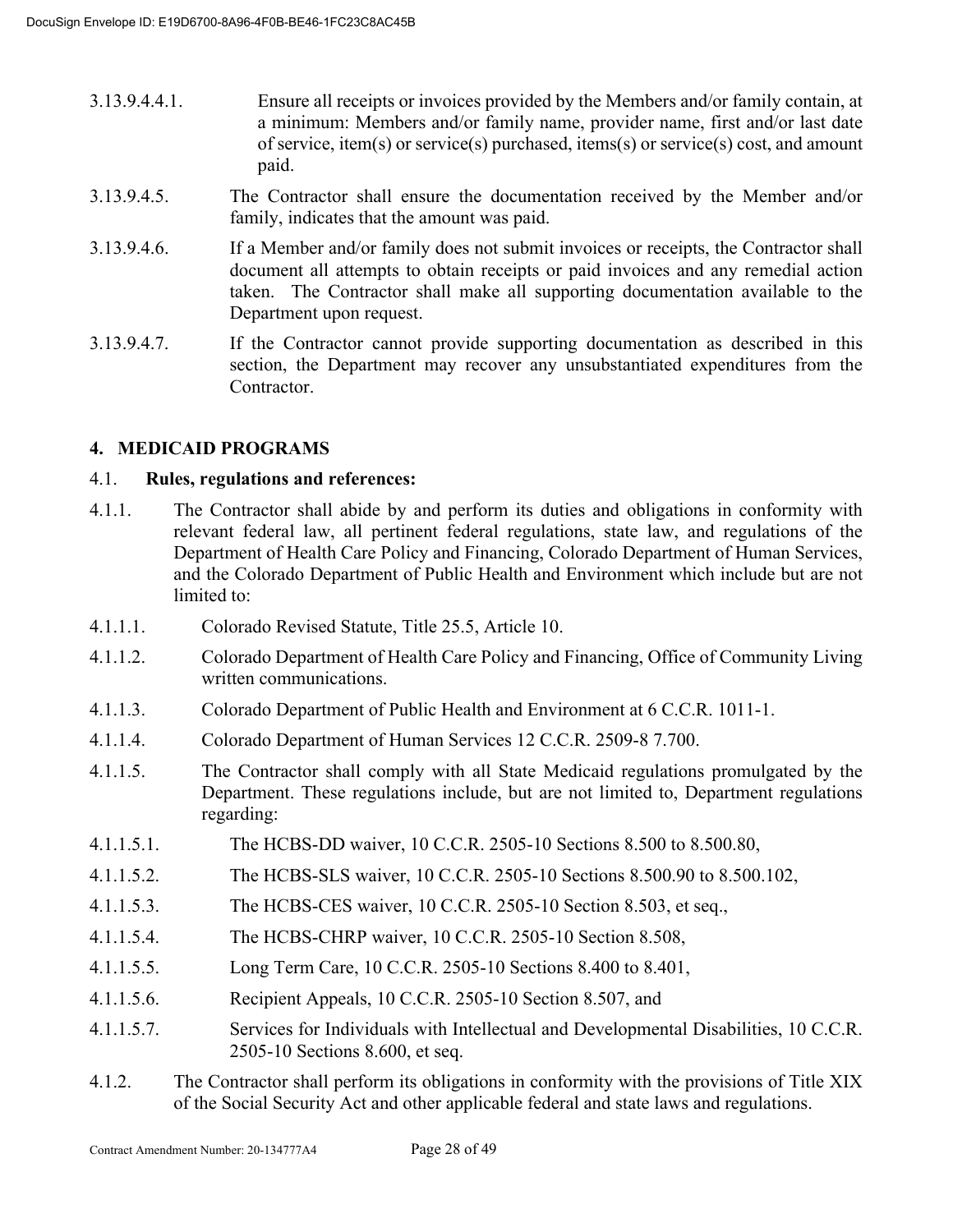3.13.9.4.4.1. Ensure all receipts or invoices provided by the Members and/or family contain, at a minimum: Members and/or family name, provider name, first and/or last date of service, item(s) or service(s) purchased, items(s) or service(s) cost, and amount paid.

3.13.9.4.5. The Contractor shall ensure the documentation received by the Member and/or family, indicates that the amount was paid.

3.13.9.4.6. If a Member and/or family does not submit invoices or receipts, the Contractor shall document all attempts to obtain receipts or paid invoices and any remedial action taken. The Contractor shall make all supporting documentation available to the Department upon request.

3.13.9.4.7. If the Contractor cannot provide supporting documentation as described in this section, the Department may recover any unsubstantiated expenditures from the Contractor.

## 4. MEDICAID PROGRAMS

4.1. **Rules, regulations and references:**

4.1.1. The Contractor shall abide by and perform its duties and obligations in conformity with relevant federal law, all pertinent federal regulations, state law, and regulations of the Department of Health Care Policy and Financing, Colorado Department of Human Services, and the Colorado Department of Public Health and Environment which include but are not limited to:

4.1.1.1. Colorado Revised Statute, Title 25.5, Article 10.

4.1.1.2. Colorado Department of Health Care Policy and Financing, Office of Community Living written communications.

4.1.1.3. Colorado Department of Public Health and Environment at 6 C.C.R. 1011-1.

4.1.1.4. Colorado Department of Human Services 12 C.C.R. 2509-8 7.700.

4.1.1.5. The Contractor shall comply with all State Medicaid regulations promulgated by the Department. These regulations include, but are not limited to, Department regulations regarding:

4.1.1.5.1. The HCBS-DD waiver, 10 C.C.R. 2505-10 Sections 8.500 to 8.500.80,

4.1.1.5.2. The HCBS-SLS waiver, 10 C.C.R. 2505-10 Sections 8.500.90 to 8.500.102,

4.1.1.5.3. The HCBS-CES waiver, 10 C.C.R. 2505-10 Section 8.503, et seq.,

4.1.1.5.4. The HCBS-CHRP waiver, 10 C.C.R. 2505-10 Section 8.508,

4.1.1.5.5. Long Term Care, 10 C.C.R. 2505-10 Sections 8.400 to 8.401,

4.1.1.5.6. Recipient Appeals, 10 C.C.R. 2505-10 Section 8.507, and

4.1.1.5.7. Services for Individuals with Intellectual and Developmental Disabilities, 10 C.C.R. 2505-10 Sections 8.600, et seq.

4.1.2. The Contractor shall perform its obligations in conformity with the provisions of Title XIX of the Social Security Act and other applicable federal and state laws and regulations.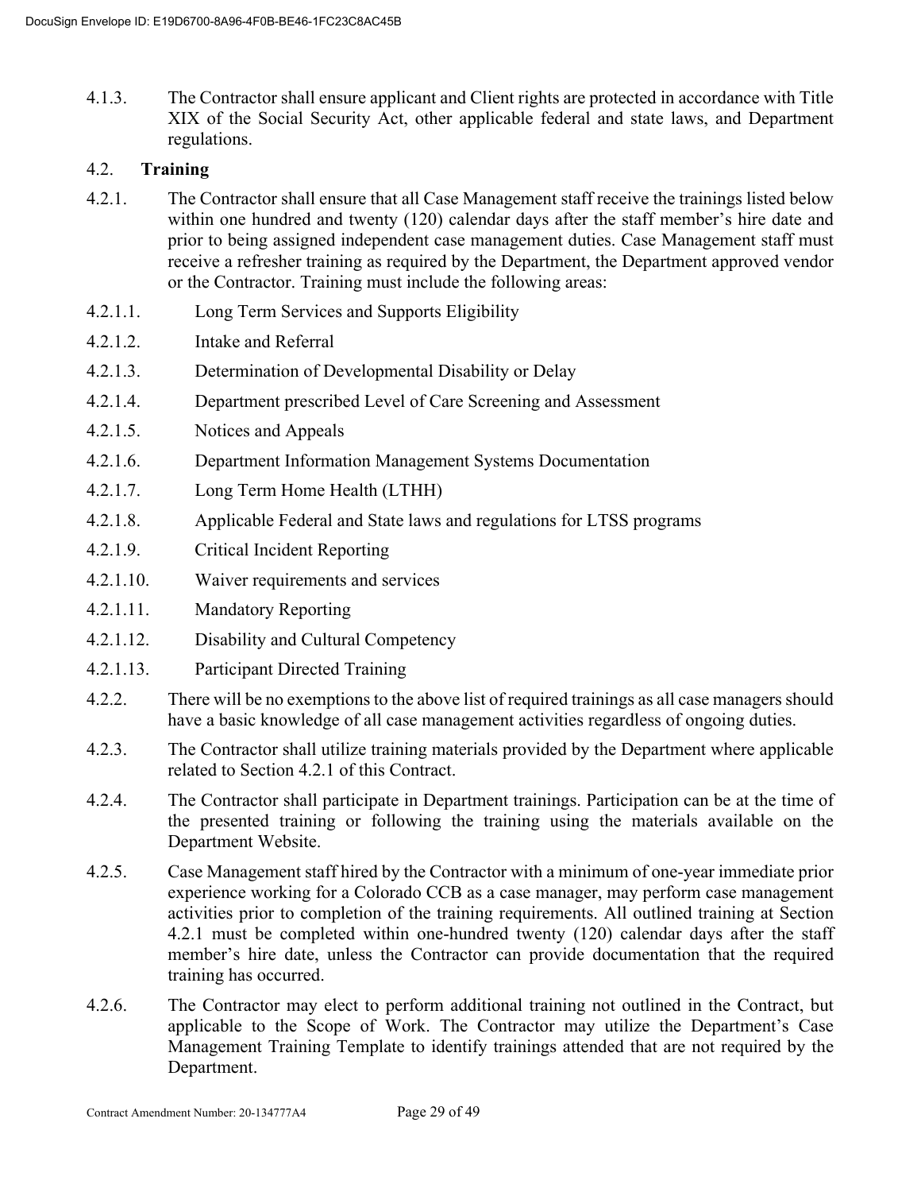4.1.3. The Contractor shall ensure applicant and Client rights are protected in accordance with Title XIX of the Social Security Act, other applicable federal and state laws, and Department regulations.

4.2. **Training**

4.2.1. The Contractor shall ensure that all Case Management staff receive the trainings listed below within one hundred and twenty (120) calendar days after the staff member's hire date and prior to being assigned independent case management duties. Case Management staff must receive a refresher training as required by the Department, the Department approved vendor or the Contractor. Training must include the following areas:

4.2.1.1. Long Term Services and Supports Eligibility

4.2.1.2. Intake and Referral

4.2.1.3. Determination of Developmental Disability or Delay

4.2.1.4. Department prescribed Level of Care Screening and Assessment

4.2.1.5. Notices and Appeals

4.2.1.6. Department Information Management Systems Documentation

4.2.1.7. Long Term Home Health (LTHH)

4.2.1.8. Applicable Federal and State laws and regulations for LTSS programs

4.2.1.9. Critical Incident Reporting

4.2.1.10. Waiver requirements and services

4.2.1.11. Mandatory Reporting

4.2.1.12. Disability and Cultural Competency

4.2.1.13. Participant Directed Training

4.2.2. There will be no exemptions to the above list of required trainings as all case managers should have a basic knowledge of all case management activities regardless of ongoing duties.

4.2.3. The Contractor shall utilize training materials provided by the Department where applicable related to Section 4.2.1 of this Contract.

4.2.4. The Contractor shall participate in Department trainings. Participation can be at the time of the presented training or following the training using the materials available on the Department Website.

4.2.5. Case Management staff hired by the Contractor with a minimum of one-year immediate prior experience working for a Colorado CCB as a case manager, may perform case management activities prior to completion of the training requirements. All outlined training at Section 4.2.1 must be completed within one-hundred twenty (120) calendar days after the staff member's hire date, unless the Contractor can provide documentation that the required training has occurred.

4.2.6. The Contractor may elect to perform additional training not outlined in the Contract, but applicable to the Scope of Work. The Contractor may utilize the Department's Case Management Training Template to identify trainings attended that are not required by the Department.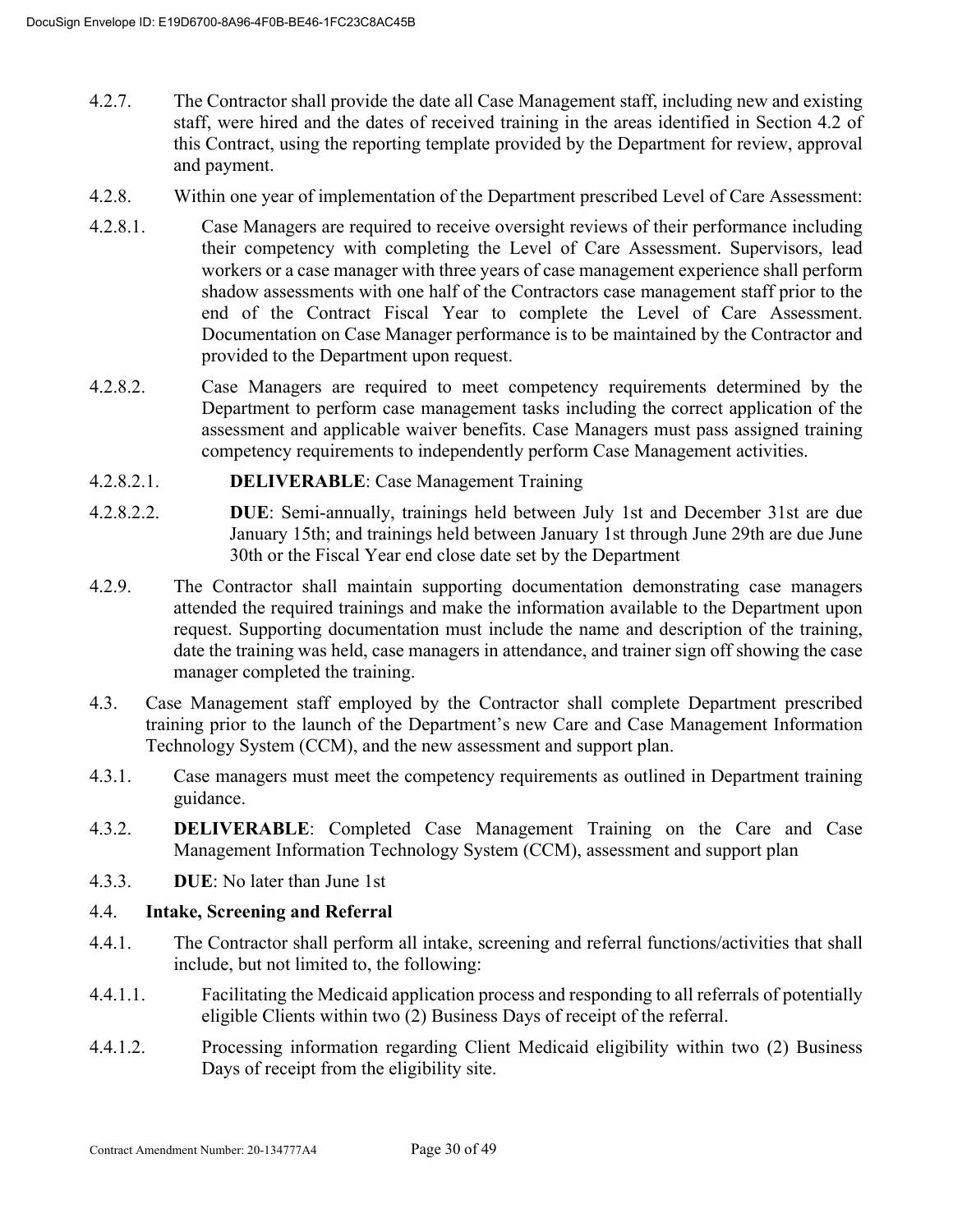4.2.7. The Contractor shall provide the date all Case Management staff, including new and existing staff, were hired and the dates of received training in the areas identified in Section 4.2 of this Contract, using the reporting template provided by the Department for review, approval and payment.

4.2.8. Within one year of implementation of the Department prescribed Level of Care Assessment:

4.2.8.1. Case Managers are required to receive oversight reviews of their performance including their competency with completing the Level of Care Assessment. Supervisors, lead workers or a case manager with three years of case management experience shall perform shadow assessments with one half of the Contractors case management staff prior to the end of the Contract Fiscal Year to complete the Level of Care Assessment. Documentation on Case Manager performance is to be maintained by the Contractor and provided to the Department upon request.

4.2.8.2. Case Managers are required to meet competency requirements determined by the Department to perform case management tasks including the correct application of the assessment and applicable waiver benefits. Case Managers must pass assigned training competency requirements to independently perform Case Management activities.

4.2.8.2.1. **DELIVERABLE**: Case Management Training

4.2.8.2.2. **DUE**: Semi-annually, trainings held between July 1st and December 31st are due January 15th; and trainings held between January 1st through June 29th are due June 30th or the Fiscal Year end close date set by the Department

4.2.9. The Contractor shall maintain supporting documentation demonstrating case managers attended the required trainings and make the information available to the Department upon request. Supporting documentation must include the name and description of the training, date the training was held, case managers in attendance, and trainer sign off showing the case manager completed the training.

4.3. Case Management staff employed by the Contractor shall complete Department prescribed training prior to the launch of the Department's new Care and Case Management Information Technology System (CCM), and the new assessment and support plan.

4.3.1. Case managers must meet the competency requirements as outlined in Department training guidance.

4.3.2. **DELIVERABLE**: Completed Case Management Training on the Care and Case Management Information Technology System (CCM), assessment and support plan

4.3.3. **DUE**: No later than June 1st

4.4. **Intake, Screening and Referral**

4.4.1. The Contractor shall perform all intake, screening and referral functions/activities that shall include, but not limited to, the following:

4.4.1.1. Facilitating the Medicaid application process and responding to all referrals of potentially eligible Clients within two (2) Business Days of receipt of the referral.

4.4.1.2. Processing information regarding Client Medicaid eligibility within two (2) Business Days of receipt from the eligibility site.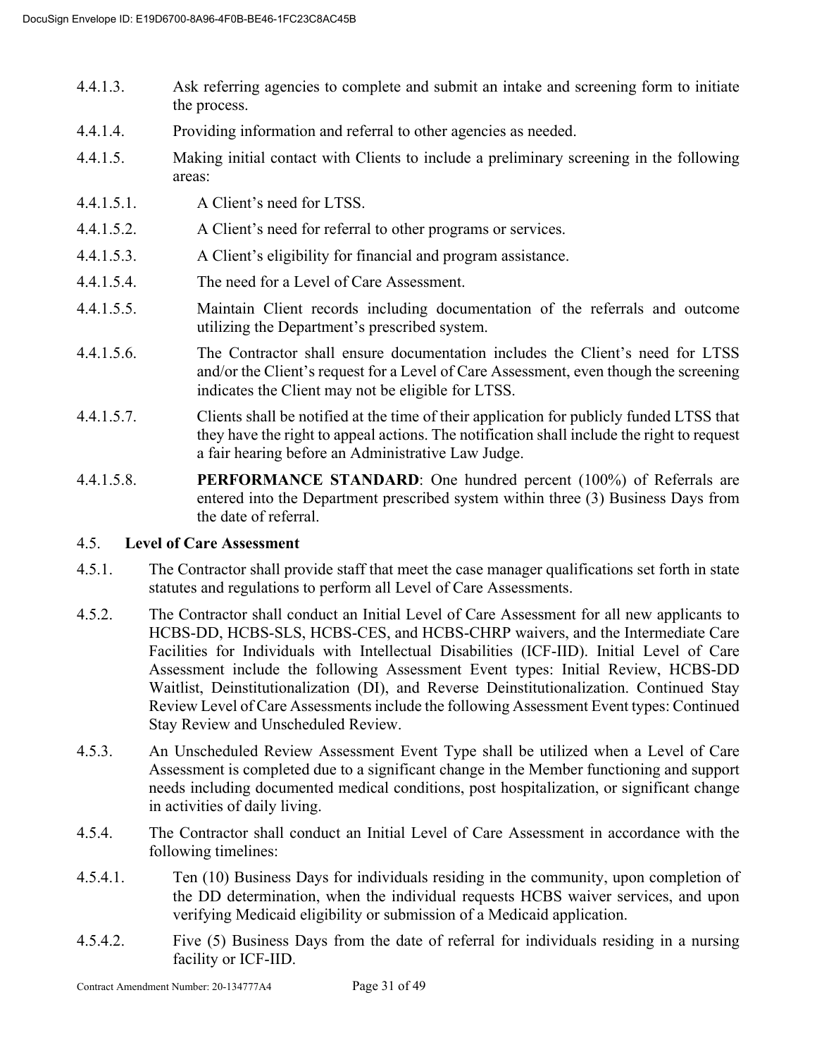4.4.1.3. Ask referring agencies to complete and submit an intake and screening form to initiate the process.

4.4.1.4. Providing information and referral to other agencies as needed.

4.4.1.5. Making initial contact with Clients to include a preliminary screening in the following areas:

4.4.1.5.1. A Client's need for LTSS.

4.4.1.5.2. A Client's need for referral to other programs or services.

4.4.1.5.3. A Client's eligibility for financial and program assistance.

4.4.1.5.4. The need for a Level of Care Assessment.

4.4.1.5.5. Maintain Client records including documentation of the referrals and outcome utilizing the Department's prescribed system.

4.4.1.5.6. The Contractor shall ensure documentation includes the Client's need for LTSS and/or the Client's request for a Level of Care Assessment, even though the screening indicates the Client may not be eligible for LTSS.

4.4.1.5.7. Clients shall be notified at the time of their application for publicly funded LTSS that they have the right to appeal actions. The notification shall include the right to request a fair hearing before an Administrative Law Judge.

4.4.1.5.8. **PERFORMANCE STANDARD**: One hundred percent (100%) of Referrals are entered into the Department prescribed system within three (3) Business Days from the date of referral.

## 4.5. Level of Care Assessment

4.5.1. The Contractor shall provide staff that meet the case manager qualifications set forth in state statutes and regulations to perform all Level of Care Assessments.

4.5.2. The Contractor shall conduct an Initial Level of Care Assessment for all new applicants to HCBS-DD, HCBS-SLS, HCBS-CES, and HCBS-CHRP waivers, and the Intermediate Care Facilities for Individuals with Intellectual Disabilities (ICF-IID). Initial Level of Care Assessment include the following Assessment Event types: Initial Review, HCBS-DD Waitlist, Deinstitutionalization (DI), and Reverse Deinstitutionalization. Continued Stay Review Level of Care Assessments include the following Assessment Event types: Continued Stay Review and Unscheduled Review.

4.5.3. An Unscheduled Review Assessment Event Type shall be utilized when a Level of Care Assessment is completed due to a significant change in the Member functioning and support needs including documented medical conditions, post hospitalization, or significant change in activities of daily living.

4.5.4. The Contractor shall conduct an Initial Level of Care Assessment in accordance with the following timelines:

4.5.4.1. Ten (10) Business Days for individuals residing in the community, upon completion of the DD determination, when the individual requests HCBS waiver services, and upon verifying Medicaid eligibility or submission of a Medicaid application.

4.5.4.2. Five (5) Business Days from the date of referral for individuals residing in a nursing facility or ICF-IID.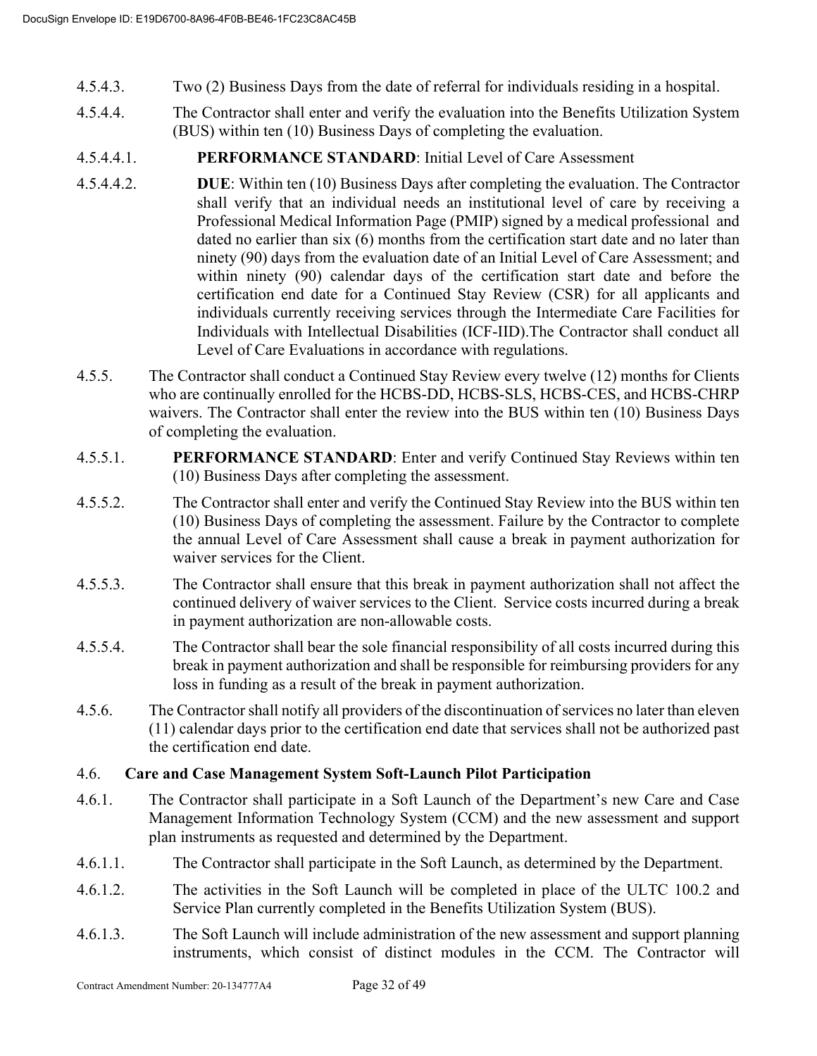4.5.4.3. Two (2) Business Days from the date of referral for individuals residing in a hospital.

4.5.4.4. The Contractor shall enter and verify the evaluation into the Benefits Utilization System (BUS) within ten (10) Business Days of completing the evaluation.

4.5.4.4.1. **PERFORMANCE STANDARD**: Initial Level of Care Assessment

4.5.4.4.2. **DUE**: Within ten (10) Business Days after completing the evaluation. The Contractor shall verify that an individual needs an institutional level of care by receiving a Professional Medical Information Page (PMIP) signed by a medical professional and dated no earlier than six (6) months from the certification start date and no later than ninety (90) days from the evaluation date of an Initial Level of Care Assessment; and within ninety (90) calendar days of the certification start date and before the certification end date for a Continued Stay Review (CSR) for all applicants and individuals currently receiving services through the Intermediate Care Facilities for Individuals with Intellectual Disabilities (ICF-IID).The Contractor shall conduct all Level of Care Evaluations in accordance with regulations.

4.5.5. The Contractor shall conduct a Continued Stay Review every twelve (12) months for Clients who are continually enrolled for the HCBS-DD, HCBS-SLS, HCBS-CES, and HCBS-CHRP waivers. The Contractor shall enter the review into the BUS within ten (10) Business Days of completing the evaluation.

4.5.5.1. **PERFORMANCE STANDARD**: Enter and verify Continued Stay Reviews within ten (10) Business Days after completing the assessment.

4.5.5.2. The Contractor shall enter and verify the Continued Stay Review into the BUS within ten (10) Business Days of completing the assessment. Failure by the Contractor to complete the annual Level of Care Assessment shall cause a break in payment authorization for waiver services for the Client.

4.5.5.3. The Contractor shall ensure that this break in payment authorization shall not affect the continued delivery of waiver services to the Client. Service costs incurred during a break in payment authorization are non-allowable costs.

4.5.5.4. The Contractor shall bear the sole financial responsibility of all costs incurred during this break in payment authorization and shall be responsible for reimbursing providers for any loss in funding as a result of the break in payment authorization.

4.5.6. The Contractor shall notify all providers of the discontinuation of services no later than eleven (11) calendar days prior to the certification end date that services shall not be authorized past the certification end date.

### 4.6. Care and Case Management System Soft-Launch Pilot Participation

4.6.1. The Contractor shall participate in a Soft Launch of the Department's new Care and Case Management Information Technology System (CCM) and the new assessment and support plan instruments as requested and determined by the Department.

4.6.1.1. The Contractor shall participate in the Soft Launch, as determined by the Department.

4.6.1.2. The activities in the Soft Launch will be completed in place of the ULTC 100.2 and Service Plan currently completed in the Benefits Utilization System (BUS).

4.6.1.3. The Soft Launch will include administration of the new assessment and support planning instruments, which consist of distinct modules in the CCM. The Contractor will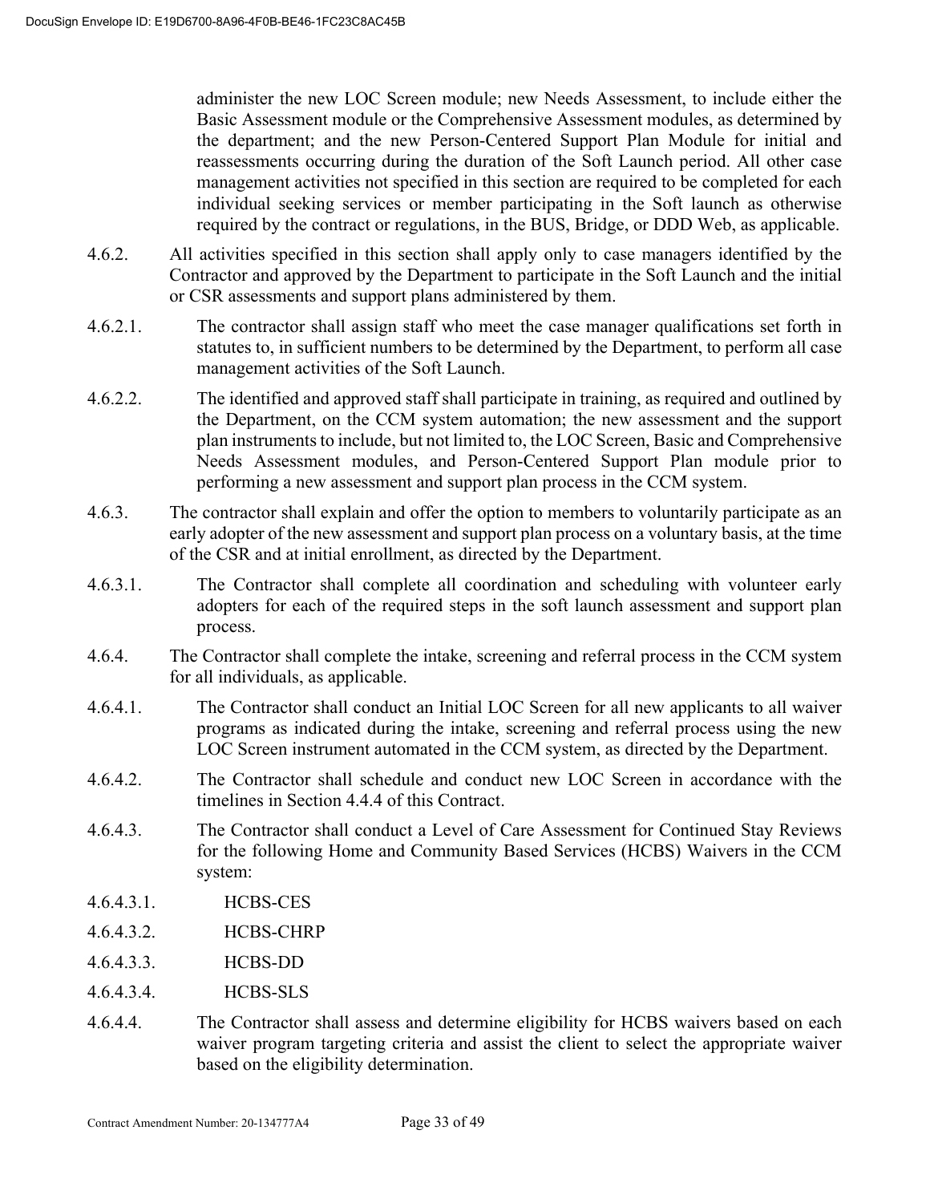administer the new LOC Screen module; new Needs Assessment, to include either the Basic Assessment module or the Comprehensive Assessment modules, as determined by the department; and the new Person-Centered Support Plan Module for initial and reassessments occurring during the duration of the Soft Launch period. All other case management activities not specified in this section are required to be completed for each individual seeking services or member participating in the Soft launch as otherwise required by the contract or regulations, in the BUS, Bridge, or DDD Web, as applicable.

4.6.2. All activities specified in this section shall apply only to case managers identified by the Contractor and approved by the Department to participate in the Soft Launch and the initial or CSR assessments and support plans administered by them.

4.6.2.1. The contractor shall assign staff who meet the case manager qualifications set forth in statutes to, in sufficient numbers to be determined by the Department, to perform all case management activities of the Soft Launch.

4.6.2.2. The identified and approved staff shall participate in training, as required and outlined by the Department, on the CCM system automation; the new assessment and the support plan instruments to include, but not limited to, the LOC Screen, Basic and Comprehensive Needs Assessment modules, and Person-Centered Support Plan module prior to performing a new assessment and support plan process in the CCM system.

4.6.3. The contractor shall explain and offer the option to members to voluntarily participate as an early adopter of the new assessment and support plan process on a voluntary basis, at the time of the CSR and at initial enrollment, as directed by the Department.

4.6.3.1. The Contractor shall complete all coordination and scheduling with volunteer early adopters for each of the required steps in the soft launch assessment and support plan process.

4.6.4. The Contractor shall complete the intake, screening and referral process in the CCM system for all individuals, as applicable.

4.6.4.1. The Contractor shall conduct an Initial LOC Screen for all new applicants to all waiver programs as indicated during the intake, screening and referral process using the new LOC Screen instrument automated in the CCM system, as directed by the Department.

4.6.4.2. The Contractor shall schedule and conduct new LOC Screen in accordance with the timelines in Section 4.4.4 of this Contract.

4.6.4.3. The Contractor shall conduct a Level of Care Assessment for Continued Stay Reviews for the following Home and Community Based Services (HCBS) Waivers in the CCM system:

4.6.4.3.1. HCBS-CES

4.6.4.3.2. HCBS-CHRP

4.6.4.3.3. HCBS-DD

4.6.4.3.4. HCBS-SLS

4.6.4.4. The Contractor shall assess and determine eligibility for HCBS waivers based on each waiver program targeting criteria and assist the client to select the appropriate waiver based on the eligibility determination.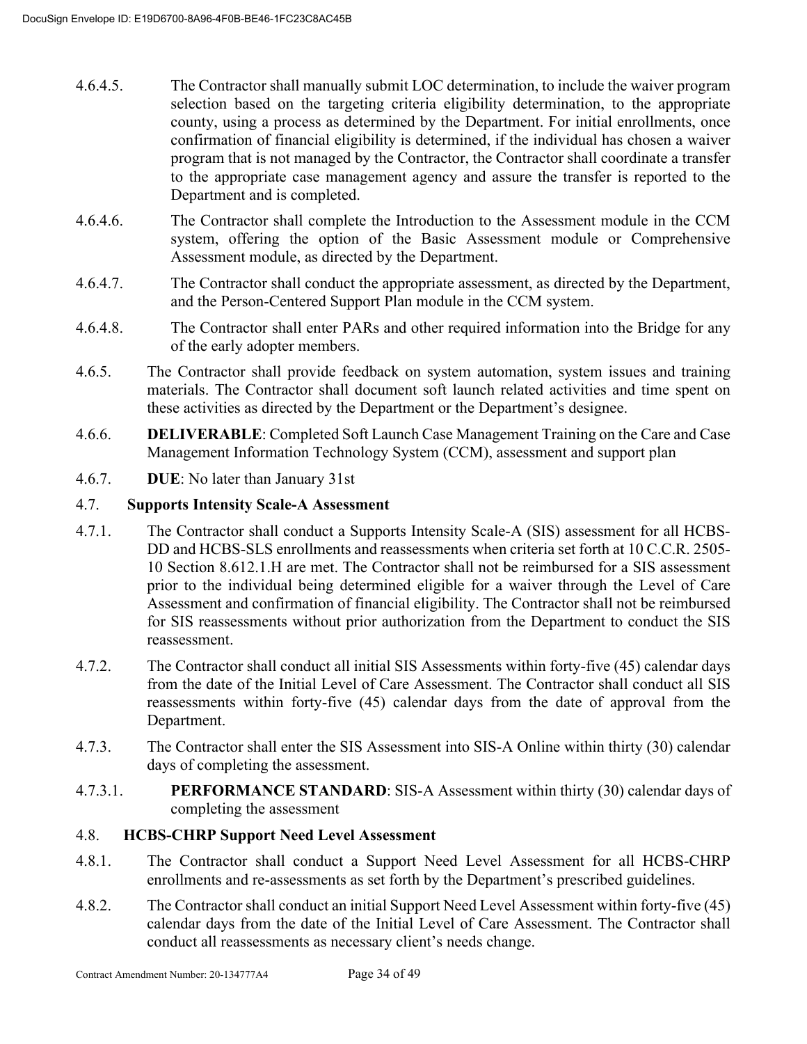4.6.4.5. The Contractor shall manually submit LOC determination, to include the waiver program selection based on the targeting criteria eligibility determination, to the appropriate county, using a process as determined by the Department. For initial enrollments, once confirmation of financial eligibility is determined, if the individual has chosen a waiver program that is not managed by the Contractor, the Contractor shall coordinate a transfer to the appropriate case management agency and assure the transfer is reported to the Department and is completed.

4.6.4.6. The Contractor shall complete the Introduction to the Assessment module in the CCM system, offering the option of the Basic Assessment module or Comprehensive Assessment module, as directed by the Department.

4.6.4.7. The Contractor shall conduct the appropriate assessment, as directed by the Department, and the Person-Centered Support Plan module in the CCM system.

4.6.4.8. The Contractor shall enter PARs and other required information into the Bridge for any of the early adopter members.

4.6.5. The Contractor shall provide feedback on system automation, system issues and training materials. The Contractor shall document soft launch related activities and time spent on these activities as directed by the Department or the Department's designee.

4.6.6. **DELIVERABLE**: Completed Soft Launch Case Management Training on the Care and Case Management Information Technology System (CCM), assessment and support plan

4.6.7. **DUE**: No later than January 31st

#### 4.7. Supports Intensity Scale-A Assessment

4.7.1. The Contractor shall conduct a Supports Intensity Scale-A (SIS) assessment for all HCBS-DD and HCBS-SLS enrollments and reassessments when criteria set forth at 10 C.C.R. 2505-10 Section 8.612.1.H are met. The Contractor shall not be reimbursed for a SIS assessment prior to the individual being determined eligible for a waiver through the Level of Care Assessment and confirmation of financial eligibility. The Contractor shall not be reimbursed for SIS reassessments without prior authorization from the Department to conduct the SIS reassessment.

4.7.2. The Contractor shall conduct all initial SIS Assessments within forty-five (45) calendar days from the date of the Initial Level of Care Assessment. The Contractor shall conduct all SIS reassessments within forty-five (45) calendar days from the date of approval from the Department.

4.7.3. The Contractor shall enter the SIS Assessment into SIS-A Online within thirty (30) calendar days of completing the assessment.

4.7.3.1. **PERFORMANCE STANDARD**: SIS-A Assessment within thirty (30) calendar days of completing the assessment

#### 4.8. HCBS-CHRP Support Need Level Assessment

4.8.1. The Contractor shall conduct a Support Need Level Assessment for all HCBS-CHRP enrollments and re-assessments as set forth by the Department's prescribed guidelines.

4.8.2. The Contractor shall conduct an initial Support Need Level Assessment within forty-five (45) calendar days from the date of the Initial Level of Care Assessment. The Contractor shall conduct all reassessments as necessary client's needs change.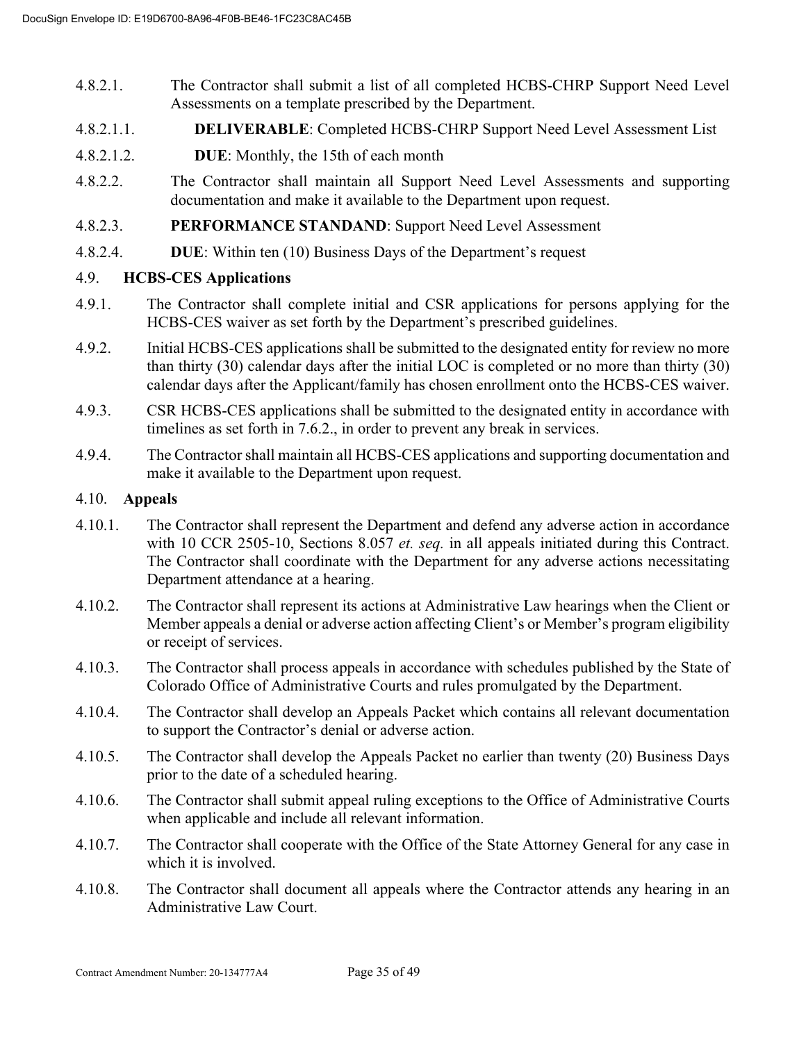4.8.2.1. The Contractor shall submit a list of all completed HCBS-CHRP Support Need Level Assessments on a template prescribed by the Department.

4.8.2.1.1. **DELIVERABLE**: Completed HCBS-CHRP Support Need Level Assessment List

4.8.2.1.2. **DUE**: Monthly, the 15th of each month

4.8.2.2. The Contractor shall maintain all Support Need Level Assessments and supporting documentation and make it available to the Department upon request.

4.8.2.3. **PERFORMANCE STANDAND**: Support Need Level Assessment

4.8.2.4. **DUE**: Within ten (10) Business Days of the Department's request

4.9. **HCBS-CES Applications**

4.9.1. The Contractor shall complete initial and CSR applications for persons applying for the HCBS-CES waiver as set forth by the Department's prescribed guidelines.

4.9.2. Initial HCBS-CES applications shall be submitted to the designated entity for review no more than thirty (30) calendar days after the initial LOC is completed or no more than thirty (30) calendar days after the Applicant/family has chosen enrollment onto the HCBS-CES waiver.

4.9.3. CSR HCBS-CES applications shall be submitted to the designated entity in accordance with timelines as set forth in 7.6.2., in order to prevent any break in services.

4.9.4. The Contractor shall maintain all HCBS-CES applications and supporting documentation and make it available to the Department upon request.

4.10. **Appeals**

4.10.1. The Contractor shall represent the Department and defend any adverse action in accordance with 10 CCR 2505-10, Sections 8.057 *et. seq.* in all appeals initiated during this Contract. The Contractor shall coordinate with the Department for any adverse actions necessitating Department attendance at a hearing.

4.10.2. The Contractor shall represent its actions at Administrative Law hearings when the Client or Member appeals a denial or adverse action affecting Client's or Member's program eligibility or receipt of services.

4.10.3. The Contractor shall process appeals in accordance with schedules published by the State of Colorado Office of Administrative Courts and rules promulgated by the Department.

4.10.4. The Contractor shall develop an Appeals Packet which contains all relevant documentation to support the Contractor's denial or adverse action.

4.10.5. The Contractor shall develop the Appeals Packet no earlier than twenty (20) Business Days prior to the date of a scheduled hearing.

4.10.6. The Contractor shall submit appeal ruling exceptions to the Office of Administrative Courts when applicable and include all relevant information.

4.10.7. The Contractor shall cooperate with the Office of the State Attorney General for any case in which it is involved.

4.10.8. The Contractor shall document all appeals where the Contractor attends any hearing in an Administrative Law Court.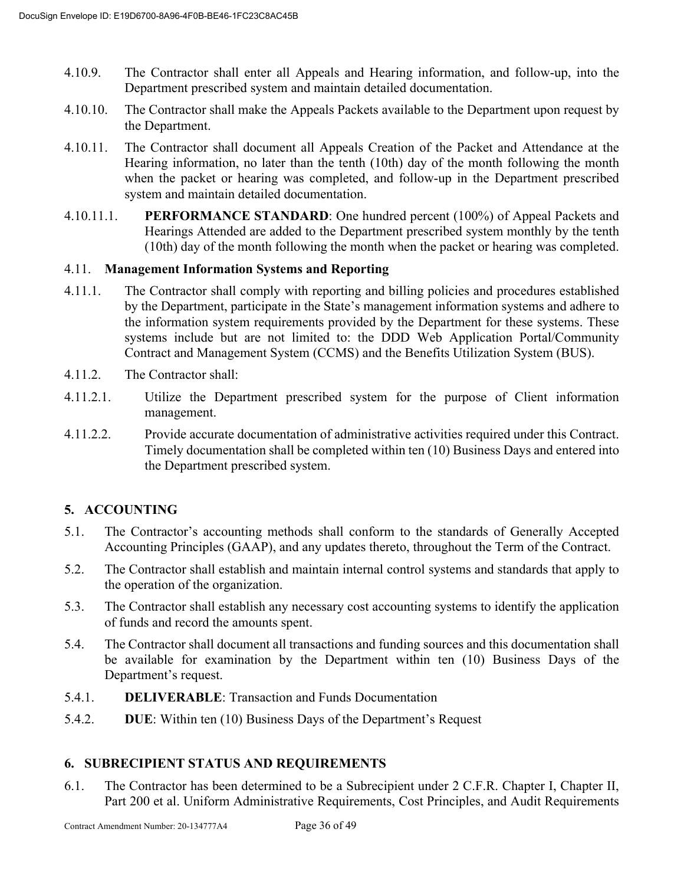4.10.9. The Contractor shall enter all Appeals and Hearing information, and follow-up, into the Department prescribed system and maintain detailed documentation.

4.10.10. The Contractor shall make the Appeals Packets available to the Department upon request by the Department.

4.10.11. The Contractor shall document all Appeals Creation of the Packet and Attendance at the Hearing information, no later than the tenth (10th) day of the month following the month when the packet or hearing was completed, and follow-up in the Department prescribed system and maintain detailed documentation.

4.10.11.1. **PERFORMANCE STANDARD**: One hundred percent (100%) of Appeal Packets and Hearings Attended are added to the Department prescribed system monthly by the tenth (10th) day of the month following the month when the packet or hearing was completed.

### 4.11. Management Information Systems and Reporting

4.11.1. The Contractor shall comply with reporting and billing policies and procedures established by the Department, participate in the State's management information systems and adhere to the information system requirements provided by the Department for these systems. These systems include but are not limited to: the DDD Web Application Portal/Community Contract and Management System (CCMS) and the Benefits Utilization System (BUS).

4.11.2. The Contractor shall:

4.11.2.1. Utilize the Department prescribed system for the purpose of Client information management.

4.11.2.2. Provide accurate documentation of administrative activities required under this Contract. Timely documentation shall be completed within ten (10) Business Days and entered into the Department prescribed system.

## 5. ACCOUNTING

5.1. The Contractor's accounting methods shall conform to the standards of Generally Accepted Accounting Principles (GAAP), and any updates thereto, throughout the Term of the Contract.

5.2. The Contractor shall establish and maintain internal control systems and standards that apply to the operation of the organization.

5.3. The Contractor shall establish any necessary cost accounting systems to identify the application of funds and record the amounts spent.

5.4. The Contractor shall document all transactions and funding sources and this documentation shall be available for examination by the Department within ten (10) Business Days of the Department's request.

5.4.1. **DELIVERABLE**: Transaction and Funds Documentation

5.4.2. **DUE**: Within ten (10) Business Days of the Department's Request

## 6. SUBRECIPIENT STATUS AND REQUIREMENTS

6.1. The Contractor has been determined to be a Subrecipient under 2 C.F.R. Chapter I, Chapter II, Part 200 et al. Uniform Administrative Requirements, Cost Principles, and Audit Requirements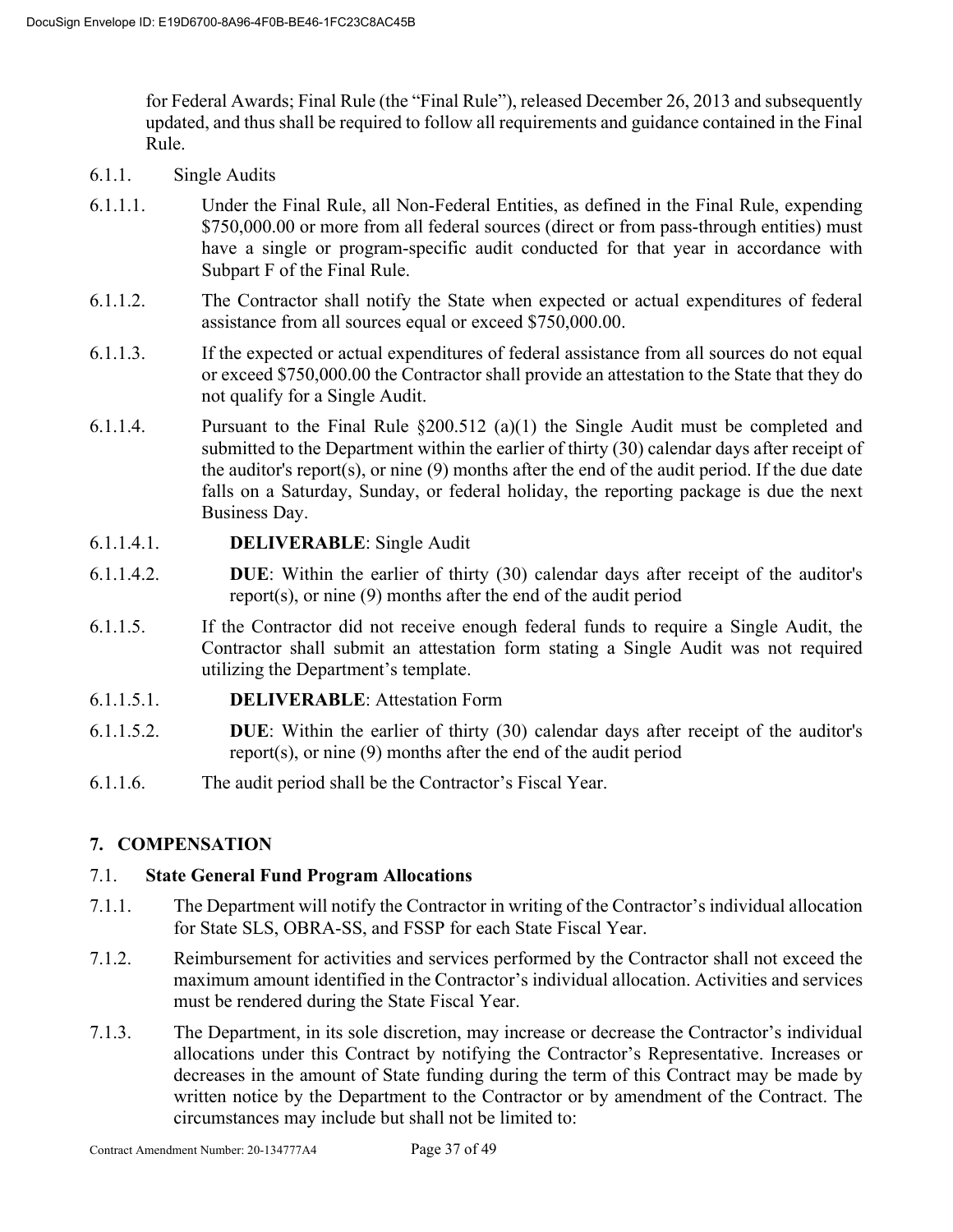for Federal Awards; Final Rule (the "Final Rule"), released December 26, 2013 and subsequently updated, and thus shall be required to follow all requirements and guidance contained in the Final Rule.

6.1.1. Single Audits

6.1.1.1. Under the Final Rule, all Non-Federal Entities, as defined in the Final Rule, expending $750,000.00 or more from all federal sources (direct or from pass-through entities) must have a single or program-specific audit conducted for that year in accordance with Subpart F of the Final Rule.

6.1.1.2. The Contractor shall notify the State when expected or actual expenditures of federal assistance from all sources equal or exceed $750,000.00.

6.1.1.3. If the expected or actual expenditures of federal assistance from all sources do not equal or exceed $750,000.00 the Contractor shall provide an attestation to the State that they do not qualify for a Single Audit.

6.1.1.4. Pursuant to the Final Rule §200.512 (a)(1) the Single Audit must be completed and submitted to the Department within the earlier of thirty (30) calendar days after receipt of the auditor's report(s), or nine (9) months after the end of the audit period. If the due date falls on a Saturday, Sunday, or federal holiday, the reporting package is due the next Business Day.

6.1.1.4.1. **DELIVERABLE**: Single Audit

6.1.1.4.2. **DUE**: Within the earlier of thirty (30) calendar days after receipt of the auditor's report(s), or nine (9) months after the end of the audit period

6.1.1.5. If the Contractor did not receive enough federal funds to require a Single Audit, the Contractor shall submit an attestation form stating a Single Audit was not required utilizing the Department's template.

6.1.1.5.1. **DELIVERABLE**: Attestation Form

6.1.1.5.2. **DUE**: Within the earlier of thirty (30) calendar days after receipt of the auditor's report(s), or nine (9) months after the end of the audit period

6.1.1.6. The audit period shall be the Contractor's Fiscal Year.

## 7. COMPENSATION

### 7.1. State General Fund Program Allocations

7.1.1. The Department will notify the Contractor in writing of the Contractor's individual allocation for State SLS, OBRA-SS, and FSSP for each State Fiscal Year.

7.1.2. Reimbursement for activities and services performed by the Contractor shall not exceed the maximum amount identified in the Contractor's individual allocation. Activities and services must be rendered during the State Fiscal Year.

7.1.3. The Department, in its sole discretion, may increase or decrease the Contractor's individual allocations under this Contract by notifying the Contractor's Representative. Increases or decreases in the amount of State funding during the term of this Contract may be made by written notice by the Department to the Contractor or by amendment of the Contract. The circumstances may include but shall not be limited to: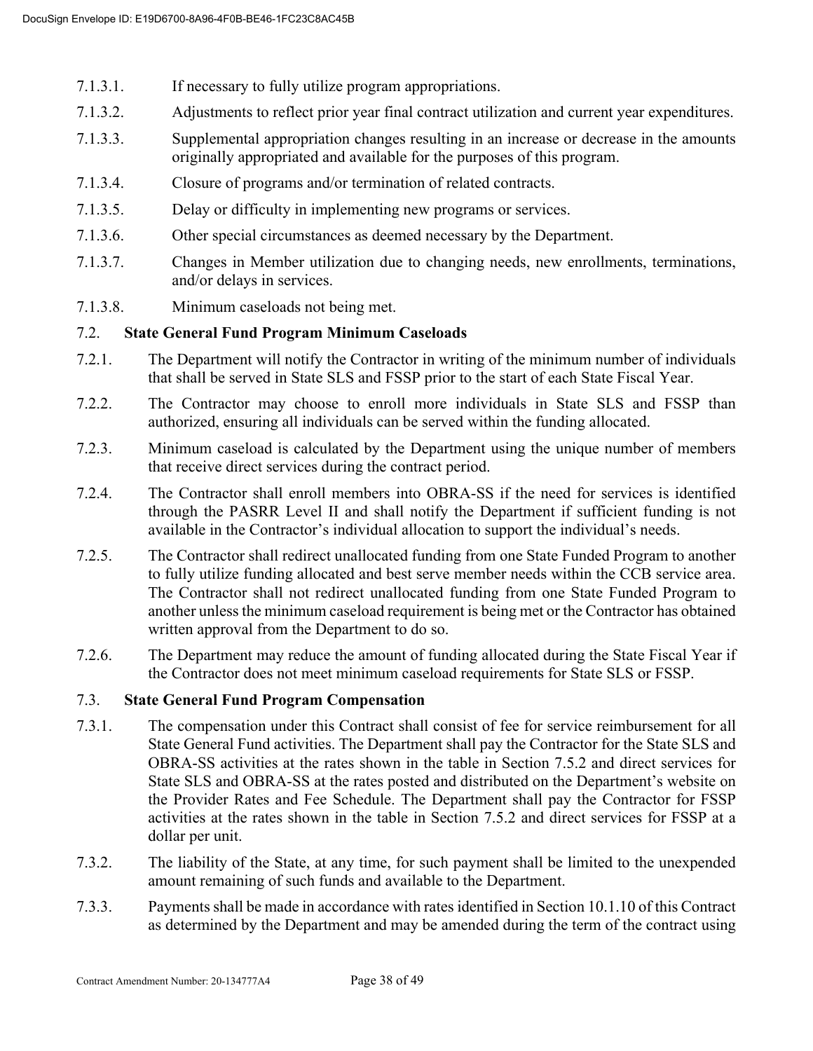7.1.3.1. If necessary to fully utilize program appropriations.

7.1.3.2. Adjustments to reflect prior year final contract utilization and current year expenditures.

7.1.3.3. Supplemental appropriation changes resulting in an increase or decrease in the amounts originally appropriated and available for the purposes of this program.

7.1.3.4. Closure of programs and/or termination of related contracts.

7.1.3.5. Delay or difficulty in implementing new programs or services.

7.1.3.6. Other special circumstances as deemed necessary by the Department.

7.1.3.7. Changes in Member utilization due to changing needs, new enrollments, terminations, and/or delays in services.

7.1.3.8. Minimum caseloads not being met.

### 7.2. State General Fund Program Minimum Caseloads

7.2.1. The Department will notify the Contractor in writing of the minimum number of individuals that shall be served in State SLS and FSSP prior to the start of each State Fiscal Year.

7.2.2. The Contractor may choose to enroll more individuals in State SLS and FSSP than authorized, ensuring all individuals can be served within the funding allocated.

7.2.3. Minimum caseload is calculated by the Department using the unique number of members that receive direct services during the contract period.

7.2.4. The Contractor shall enroll members into OBRA-SS if the need for services is identified through the PASRR Level II and shall notify the Department if sufficient funding is not available in the Contractor's individual allocation to support the individual's needs.

7.2.5. The Contractor shall redirect unallocated funding from one State Funded Program to another to fully utilize funding allocated and best serve member needs within the CCB service area. The Contractor shall not redirect unallocated funding from one State Funded Program to another unless the minimum caseload requirement is being met or the Contractor has obtained written approval from the Department to do so.

7.2.6. The Department may reduce the amount of funding allocated during the State Fiscal Year if the Contractor does not meet minimum caseload requirements for State SLS or FSSP.

### 7.3. State General Fund Program Compensation

7.3.1. The compensation under this Contract shall consist of fee for service reimbursement for all State General Fund activities. The Department shall pay the Contractor for the State SLS and OBRA-SS activities at the rates shown in the table in Section 7.5.2 and direct services for State SLS and OBRA-SS at the rates posted and distributed on the Department's website on the Provider Rates and Fee Schedule. The Department shall pay the Contractor for FSSP activities at the rates shown in the table in Section 7.5.2 and direct services for FSSP at a dollar per unit.

7.3.2. The liability of the State, at any time, for such payment shall be limited to the unexpended amount remaining of such funds and available to the Department.

7.3.3. Payments shall be made in accordance with rates identified in Section 10.1.10 of this Contract as determined by the Department and may be amended during the term of the contract using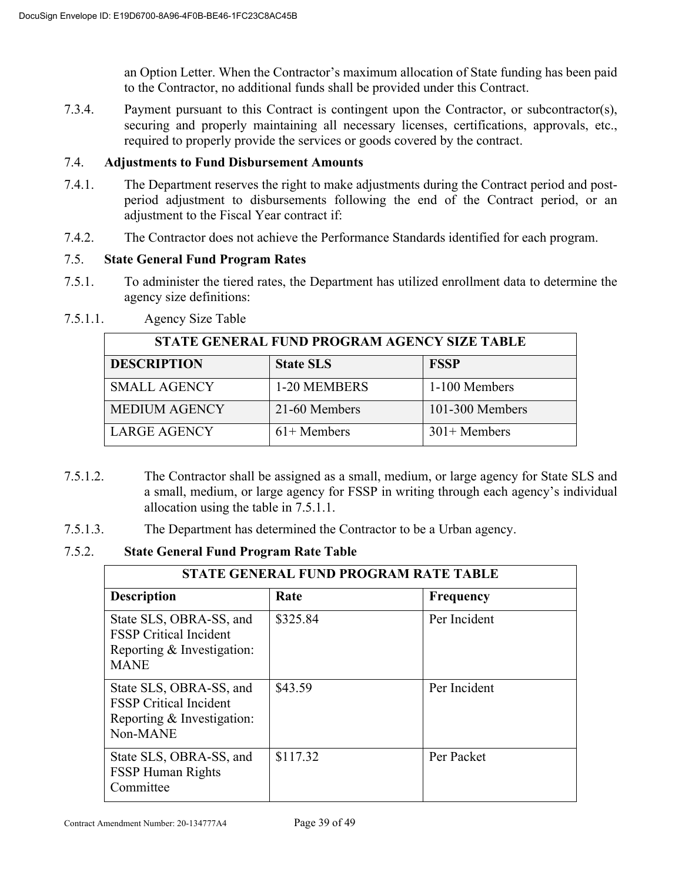an Option Letter. When the Contractor's maximum allocation of State funding has been paid to the Contractor, no additional funds shall be provided under this Contract.

7.3.4. Payment pursuant to this Contract is contingent upon the Contractor, or subcontractor(s), securing and properly maintaining all necessary licenses, certifications, approvals, etc., required to properly provide the services or goods covered by the contract.

7.4. **Adjustments to Fund Disbursement Amounts**

7.4.1. The Department reserves the right to make adjustments during the Contract period and post-period adjustment to disbursements following the end of the Contract period, or an adjustment to the Fiscal Year contract if:

7.4.2. The Contractor does not achieve the Performance Standards identified for each program.

7.5. **State General Fund Program Rates**

7.5.1. To administer the tiered rates, the Department has utilized enrollment data to determine the agency size definitions:

7.5.1.1. Agency Size Table

| STATE GENERAL FUND PROGRAM AGENCY SIZE TABLE | | |
|---|---|---|
| **DESCRIPTION** | **State SLS** | **FSSP** |
| SMALL AGENCY | 1-20 MEMBERS | 1-100 Members |
| MEDIUM AGENCY | 21-60 Members | 101-300 Members |
| LARGE AGENCY | 61+ Members | 301+ Members |

7.5.1.2. The Contractor shall be assigned as a small, medium, or large agency for State SLS and a small, medium, or large agency for FSSP in writing through each agency's individual allocation using the table in 7.5.1.1.

7.5.1.3. The Department has determined the Contractor to be a Urban agency.

7.5.2. **State General Fund Program Rate Table**

| STATE GENERAL FUND PROGRAM RATE TABLE | | |
|---|---|---|
| **Description** | **Rate** | **Frequency** |
| State SLS, OBRA-SS, and FSSP Critical Incident Reporting & Investigation: MANE | $325.84 | Per Incident |
| State SLS, OBRA-SS, and FSSP Critical Incident Reporting & Investigation: Non-MANE | $43.59 | Per Incident |
| State SLS, OBRA-SS, and FSSP Human Rights Committee | $117.32 | Per Packet |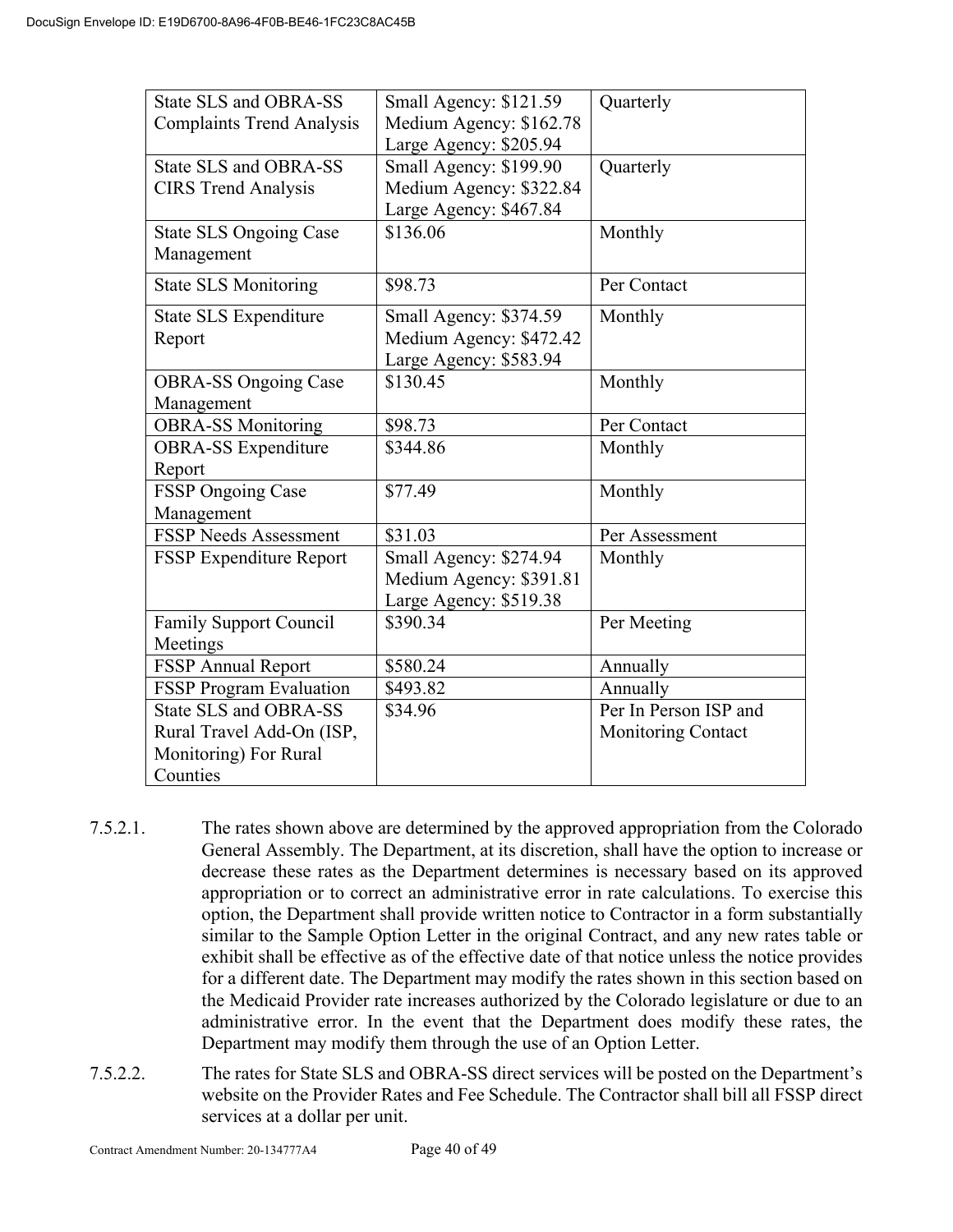| State SLS and OBRA-SS Complaints Trend Analysis | Small Agency: $121.59<br>Medium Agency: $162.78<br>Large Agency: $205.94 | Quarterly |
|---|---|---|
| State SLS and OBRA-SS CIRS Trend Analysis | Small Agency: $199.90<br>Medium Agency: $322.84<br>Large Agency: $467.84 | Quarterly |
| State SLS Ongoing Case Management | $136.06 | Monthly |
| State SLS Monitoring | $98.73 | Per Contact |
| State SLS Expenditure Report | Small Agency: $374.59<br>Medium Agency: $472.42<br>Large Agency: $583.94 | Monthly |
| OBRA-SS Ongoing Case Management | $130.45 | Monthly |
| OBRA-SS Monitoring | $98.73 | Per Contact |
| OBRA-SS Expenditure Report | $344.86 | Monthly |
| FSSP Ongoing Case Management | $77.49 | Monthly |
| FSSP Needs Assessment | $31.03 | Per Assessment |
| FSSP Expenditure Report | Small Agency: $274.94<br>Medium Agency: $391.81<br>Large Agency: $519.38 | Monthly |
| Family Support Council Meetings | $390.34 | Per Meeting |
| FSSP Annual Report | $580.24 | Annually |
| FSSP Program Evaluation | $493.82 | Annually |
| State SLS and OBRA-SS Rural Travel Add-On (ISP, Monitoring) For Rural Counties | $34.96 | Per In Person ISP and Monitoring Contact |

7.5.2.1. The rates shown above are determined by the approved appropriation from the Colorado General Assembly. The Department, at its discretion, shall have the option to increase or decrease these rates as the Department determines is necessary based on its approved appropriation or to correct an administrative error in rate calculations. To exercise this option, the Department shall provide written notice to Contractor in a form substantially similar to the Sample Option Letter in the original Contract, and any new rates table or exhibit shall be effective as of the effective date of that notice unless the notice provides for a different date. The Department may modify the rates shown in this section based on the Medicaid Provider rate increases authorized by the Colorado legislature or due to an administrative error. In the event that the Department does modify these rates, the Department may modify them through the use of an Option Letter.

7.5.2.2. The rates for State SLS and OBRA-SS direct services will be posted on the Department's website on the Provider Rates and Fee Schedule. The Contractor shall bill all FSSP direct services at a dollar per unit.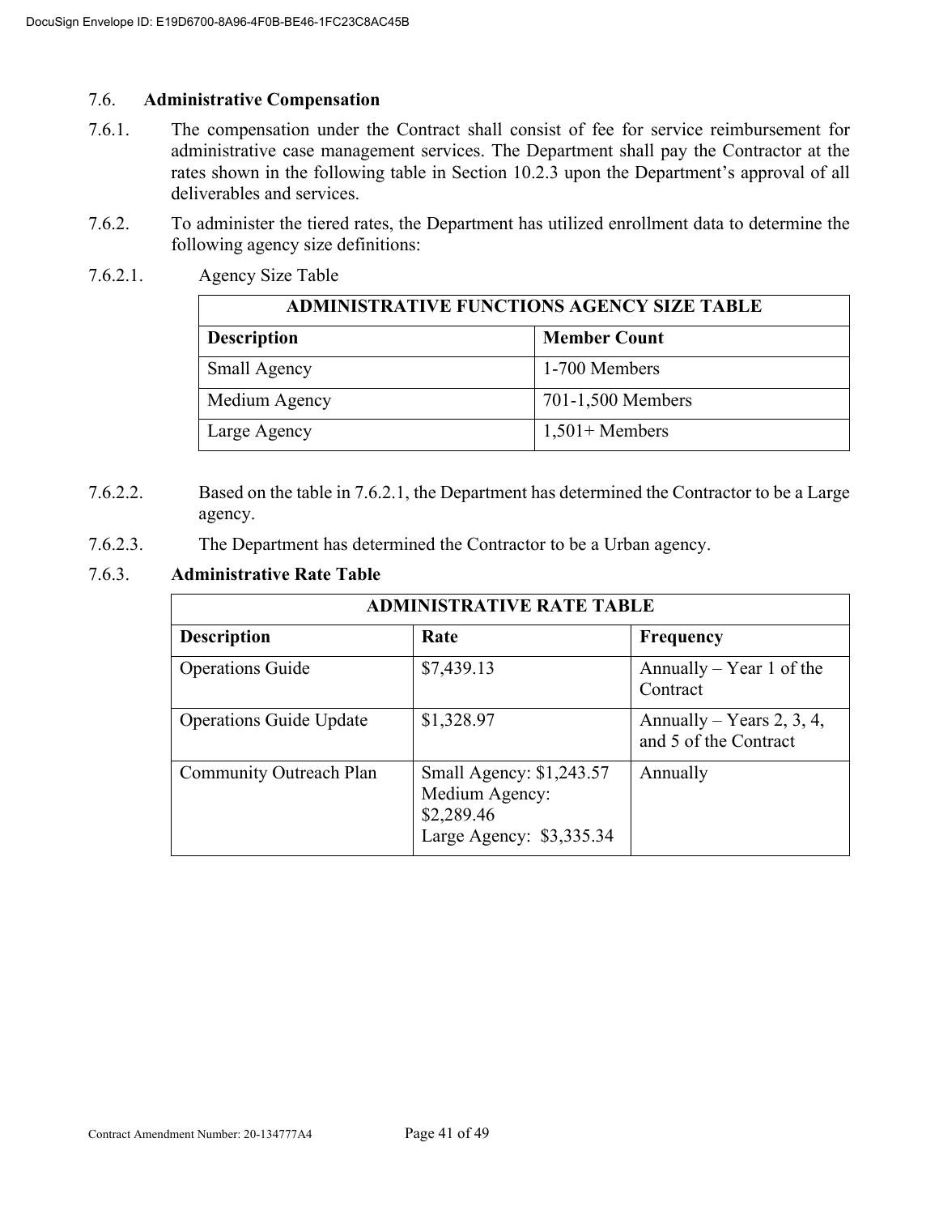### 7.6. **Administrative Compensation**

7.6.1. The compensation under the Contract shall consist of fee for service reimbursement for administrative case management services. The Department shall pay the Contractor at the rates shown in the following table in Section 10.2.3 upon the Department's approval of all deliverables and services.

7.6.2. To administer the tiered rates, the Department has utilized enrollment data to determine the following agency size definitions:

7.6.2.1. Agency Size Table

| **ADMINISTRATIVE FUNCTIONS AGENCY SIZE TABLE** | |
|---|---|
| **Description** | **Member Count** |
| Small Agency | 1-700 Members |
| Medium Agency | 701-1,500 Members |
| Large Agency | 1,501+ Members |

7.6.2.2. Based on the table in 7.6.2.1, the Department has determined the Contractor to be a Large agency.

7.6.2.3. The Department has determined the Contractor to be a Urban agency.

7.6.3. **Administrative Rate Table**

| **ADMINISTRATIVE RATE TABLE** | | |
|---|---|---|
| **Description** | **Rate** | **Frequency** |
| Operations Guide | $7,439.13 | Annually – Year 1 of the Contract |
| Operations Guide Update | $1,328.97 | Annually – Years 2, 3, 4, and 5 of the Contract |
| Community Outreach Plan | Small Agency: $1,243.57<br>Medium Agency: $2,289.46<br>Large Agency: $3,335.34 | Annually |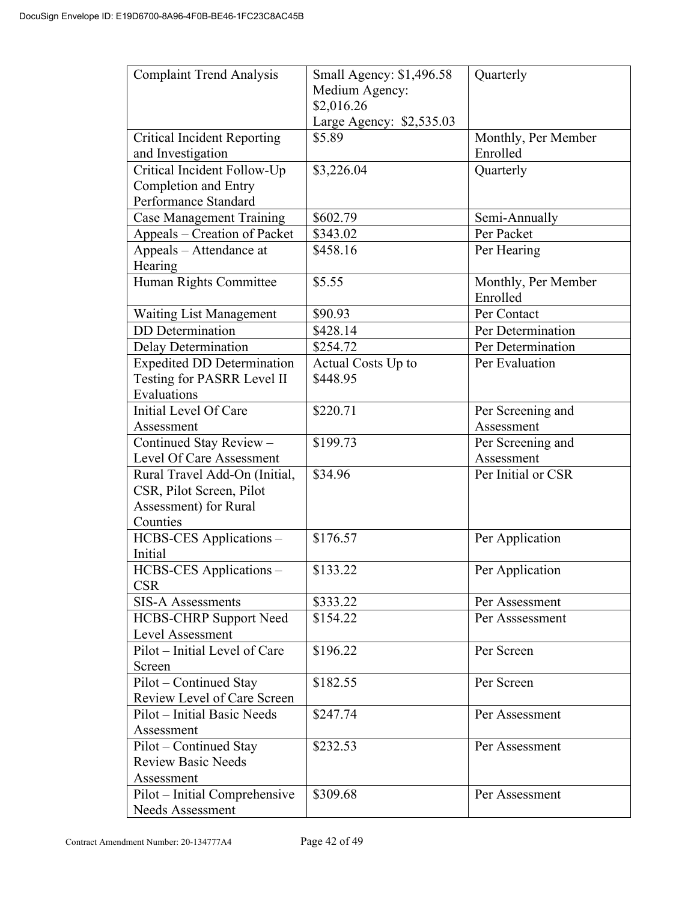| Complaint Trend Analysis | Small Agency: $1,496.58 Medium Agency: $2,016.26 Large Agency: $2,535.03 | Quarterly |
|---|---|---|
| Critical Incident Reporting and Investigation | $5.89 | Monthly, Per Member Enrolled |
| Critical Incident Follow-Up Completion and Entry Performance Standard | $3,226.04 | Quarterly |
| Case Management Training | $602.79 | Semi-Annually |
| Appeals – Creation of Packet | $343.02 | Per Packet |
| Appeals – Attendance at Hearing | $458.16 | Per Hearing |
| Human Rights Committee | $5.55 | Monthly, Per Member Enrolled |
| Waiting List Management | $90.93 | Per Contact |
| DD Determination | $428.14 | Per Determination |
| Delay Determination | $254.72 | Per Determination |
| Expedited DD Determination Testing for PASRR Level II Evaluations | Actual Costs Up to $448.95 | Per Evaluation |
| Initial Level Of Care Assessment | $220.71 | Per Screening and Assessment |
| Continued Stay Review – Level Of Care Assessment | $199.73 | Per Screening and Assessment |
| Rural Travel Add-On (Initial, CSR, Pilot Screen, Pilot Assessment) for Rural Counties | $34.96 | Per Initial or CSR |
| HCBS-CES Applications – Initial | $176.57 | Per Application |
| HCBS-CES Applications – CSR | $133.22 | Per Application |
| SIS-A Assessments | $333.22 | Per Assessment |
| HCBS-CHRP Support Need Level Assessment | $154.22 | Per Asssessment |
| Pilot – Initial Level of Care Screen | $196.22 | Per Screen |
| Pilot – Continued Stay Review Level of Care Screen | $182.55 | Per Screen |
| Pilot – Initial Basic Needs Assessment | $247.74 | Per Assessment |
| Pilot – Continued Stay Review Basic Needs Assessment | $232.53 | Per Assessment |
| Pilot – Initial Comprehensive Needs Assessment | $309.68 | Per Assessment |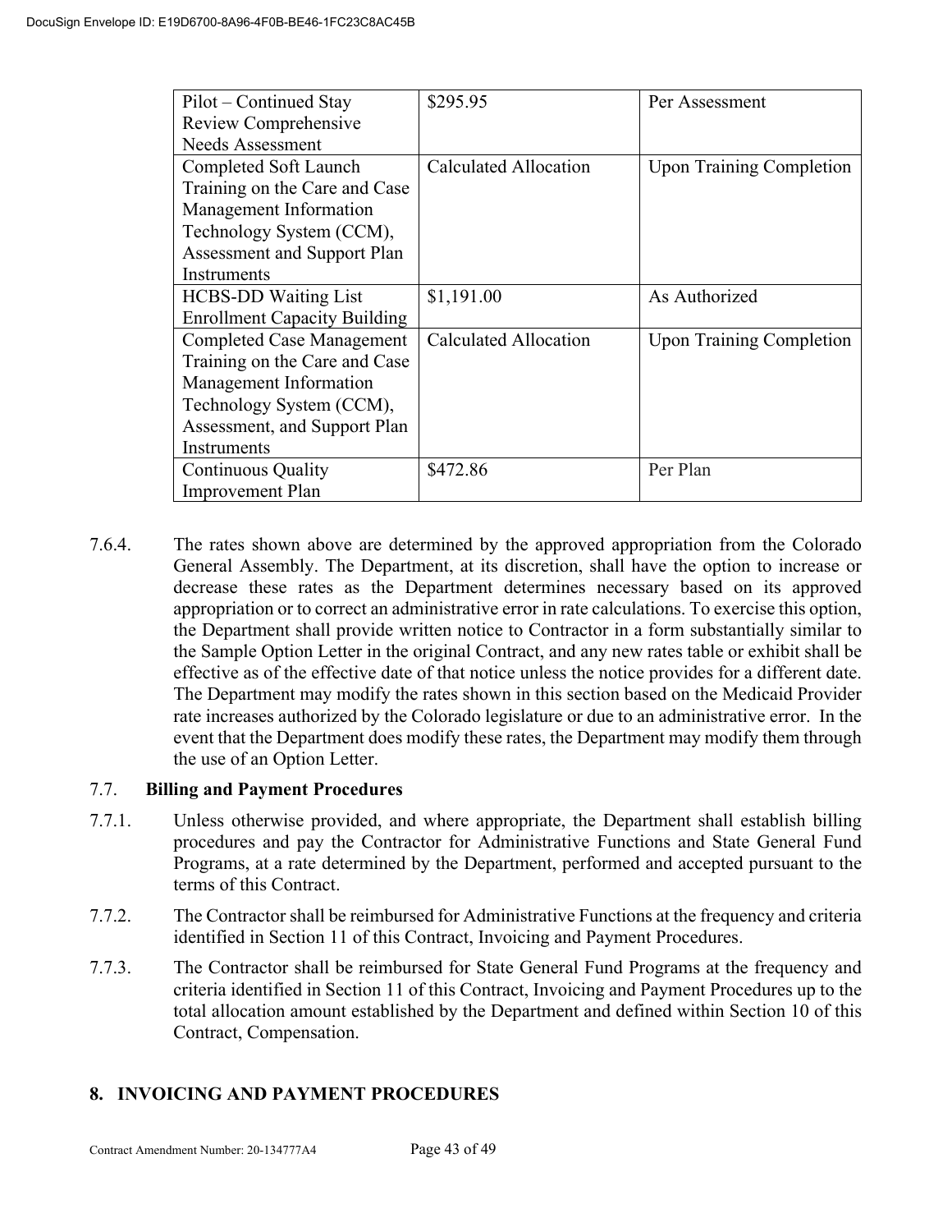| Pilot – Continued Stay Review Comprehensive Needs Assessment | $295.95 | Per Assessment |
|---|---|---|
| Completed Soft Launch Training on the Care and Case Management Information Technology System (CCM), Assessment and Support Plan Instruments | Calculated Allocation | Upon Training Completion |
| HCBS-DD Waiting List Enrollment Capacity Building | $1,191.00 | As Authorized |
| Completed Case Management Training on the Care and Case Management Information Technology System (CCM), Assessment, and Support Plan Instruments | Calculated Allocation | Upon Training Completion |
| Continuous Quality Improvement Plan | $472.86 | Per Plan |

7.6.4. The rates shown above are determined by the approved appropriation from the Colorado General Assembly. The Department, at its discretion, shall have the option to increase or decrease these rates as the Department determines necessary based on its approved appropriation or to correct an administrative error in rate calculations. To exercise this option, the Department shall provide written notice to Contractor in a form substantially similar to the Sample Option Letter in the original Contract, and any new rates table or exhibit shall be effective as of the effective date of that notice unless the notice provides for a different date. The Department may modify the rates shown in this section based on the Medicaid Provider rate increases authorized by the Colorado legislature or due to an administrative error. In the event that the Department does modify these rates, the Department may modify them through the use of an Option Letter.

### 7.7. Billing and Payment Procedures

7.7.1. Unless otherwise provided, and where appropriate, the Department shall establish billing procedures and pay the Contractor for Administrative Functions and State General Fund Programs, at a rate determined by the Department, performed and accepted pursuant to the terms of this Contract.

7.7.2. The Contractor shall be reimbursed for Administrative Functions at the frequency and criteria identified in Section 11 of this Contract, Invoicing and Payment Procedures.

7.7.3. The Contractor shall be reimbursed for State General Fund Programs at the frequency and criteria identified in Section 11 of this Contract, Invoicing and Payment Procedures up to the total allocation amount established by the Department and defined within Section 10 of this Contract, Compensation.

## 8. INVOICING AND PAYMENT PROCEDURES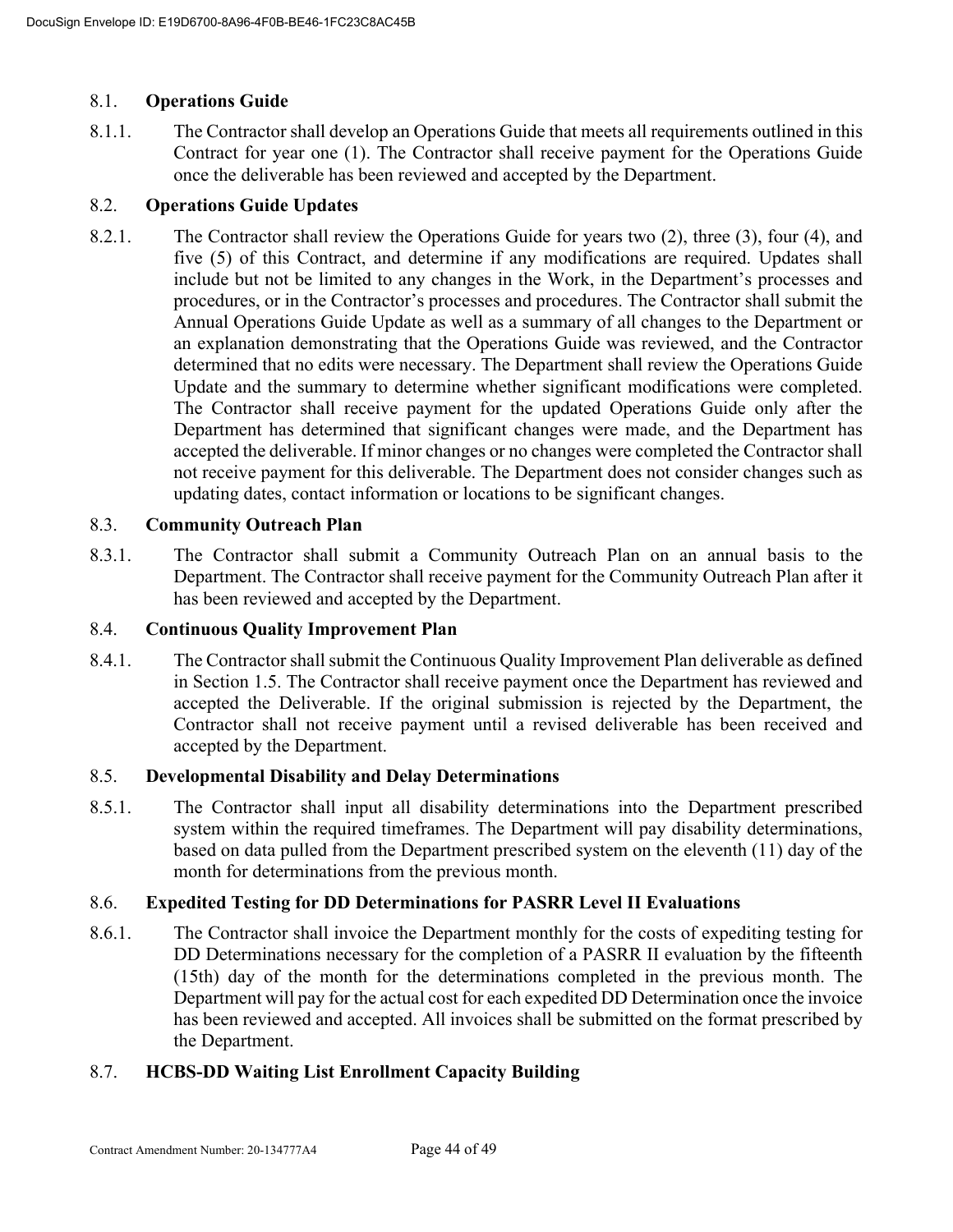### 8.1. **Operations Guide**

8.1.1. The Contractor shall develop an Operations Guide that meets all requirements outlined in this Contract for year one (1). The Contractor shall receive payment for the Operations Guide once the deliverable has been reviewed and accepted by the Department.

### 8.2. **Operations Guide Updates**

8.2.1. The Contractor shall review the Operations Guide for years two (2), three (3), four (4), and five (5) of this Contract, and determine if any modifications are required. Updates shall include but not be limited to any changes in the Work, in the Department's processes and procedures, or in the Contractor's processes and procedures. The Contractor shall submit the Annual Operations Guide Update as well as a summary of all changes to the Department or an explanation demonstrating that the Operations Guide was reviewed, and the Contractor determined that no edits were necessary. The Department shall review the Operations Guide Update and the summary to determine whether significant modifications were completed. The Contractor shall receive payment for the updated Operations Guide only after the Department has determined that significant changes were made, and the Department has accepted the deliverable. If minor changes or no changes were completed the Contractor shall not receive payment for this deliverable. The Department does not consider changes such as updating dates, contact information or locations to be significant changes.

### 8.3. **Community Outreach Plan**

8.3.1. The Contractor shall submit a Community Outreach Plan on an annual basis to the Department. The Contractor shall receive payment for the Community Outreach Plan after it has been reviewed and accepted by the Department.

### 8.4. **Continuous Quality Improvement Plan**

8.4.1. The Contractor shall submit the Continuous Quality Improvement Plan deliverable as defined in Section 1.5. The Contractor shall receive payment once the Department has reviewed and accepted the Deliverable. If the original submission is rejected by the Department, the Contractor shall not receive payment until a revised deliverable has been received and accepted by the Department.

### 8.5. **Developmental Disability and Delay Determinations**

8.5.1. The Contractor shall input all disability determinations into the Department prescribed system within the required timeframes. The Department will pay disability determinations, based on data pulled from the Department prescribed system on the eleventh (11) day of the month for determinations from the previous month.

### 8.6. **Expedited Testing for DD Determinations for PASRR Level II Evaluations**

8.6.1. The Contractor shall invoice the Department monthly for the costs of expediting testing for DD Determinations necessary for the completion of a PASRR II evaluation by the fifteenth (15th) day of the month for the determinations completed in the previous month. The Department will pay for the actual cost for each expedited DD Determination once the invoice has been reviewed and accepted. All invoices shall be submitted on the format prescribed by the Department.

### 8.7. **HCBS-DD Waiting List Enrollment Capacity Building**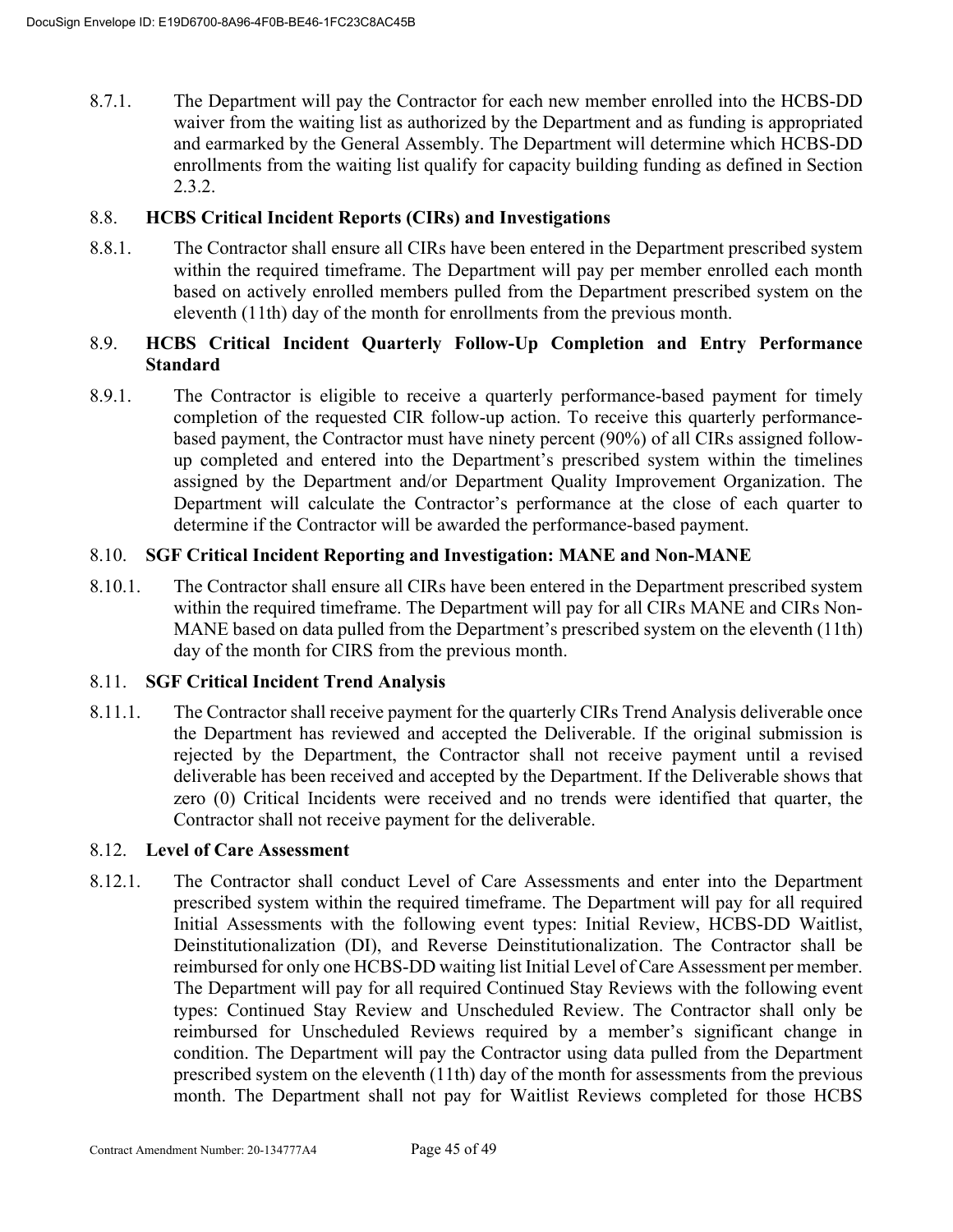8.7.1. The Department will pay the Contractor for each new member enrolled into the HCBS-DD waiver from the waiting list as authorized by the Department and as funding is appropriated and earmarked by the General Assembly. The Department will determine which HCBS-DD enrollments from the waiting list qualify for capacity building funding as defined in Section 2.3.2.

### 8.8. HCBS Critical Incident Reports (CIRs) and Investigations

8.8.1. The Contractor shall ensure all CIRs have been entered in the Department prescribed system within the required timeframe. The Department will pay per member enrolled each month based on actively enrolled members pulled from the Department prescribed system on the eleventh (11th) day of the month for enrollments from the previous month.

### 8.9. HCBS Critical Incident Quarterly Follow-Up Completion and Entry Performance Standard

8.9.1. The Contractor is eligible to receive a quarterly performance-based payment for timely completion of the requested CIR follow-up action. To receive this quarterly performance-based payment, the Contractor must have ninety percent (90%) of all CIRs assigned follow-up completed and entered into the Department's prescribed system within the timelines assigned by the Department and/or Department Quality Improvement Organization. The Department will calculate the Contractor's performance at the close of each quarter to determine if the Contractor will be awarded the performance-based payment.

### 8.10. SGF Critical Incident Reporting and Investigation: MANE and Non-MANE

8.10.1. The Contractor shall ensure all CIRs have been entered in the Department prescribed system within the required timeframe. The Department will pay for all CIRs MANE and CIRs Non-MANE based on data pulled from the Department's prescribed system on the eleventh (11th) day of the month for CIRS from the previous month.

### 8.11. SGF Critical Incident Trend Analysis

8.11.1. The Contractor shall receive payment for the quarterly CIRs Trend Analysis deliverable once the Department has reviewed and accepted the Deliverable. If the original submission is rejected by the Department, the Contractor shall not receive payment until a revised deliverable has been received and accepted by the Department. If the Deliverable shows that zero (0) Critical Incidents were received and no trends were identified that quarter, the Contractor shall not receive payment for the deliverable.

### 8.12. Level of Care Assessment

8.12.1. The Contractor shall conduct Level of Care Assessments and enter into the Department prescribed system within the required timeframe. The Department will pay for all required Initial Assessments with the following event types: Initial Review, HCBS-DD Waitlist, Deinstitutionalization (DI), and Reverse Deinstitutionalization. The Contractor shall be reimbursed for only one HCBS-DD waiting list Initial Level of Care Assessment per member. The Department will pay for all required Continued Stay Reviews with the following event types: Continued Stay Review and Unscheduled Review. The Contractor shall only be reimbursed for Unscheduled Reviews required by a member's significant change in condition. The Department will pay the Contractor using data pulled from the Department prescribed system on the eleventh (11th) day of the month for assessments from the previous month. The Department shall not pay for Waitlist Reviews completed for those HCBS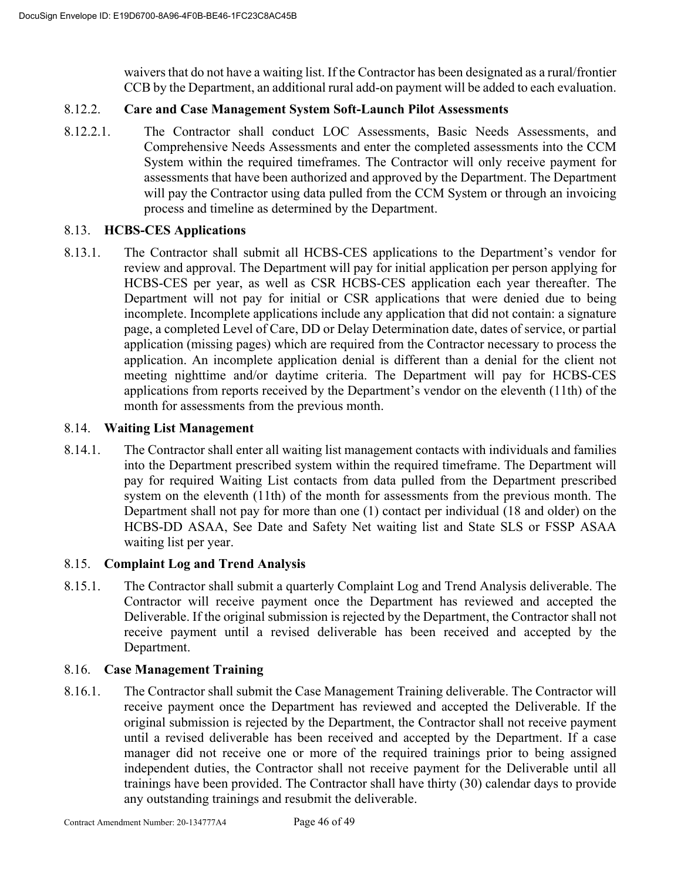waivers that do not have a waiting list. If the Contractor has been designated as a rural/frontier CCB by the Department, an additional rural add-on payment will be added to each evaluation.

8.12.2. **Care and Case Management System Soft-Launch Pilot Assessments**

8.12.2.1. The Contractor shall conduct LOC Assessments, Basic Needs Assessments, and Comprehensive Needs Assessments and enter the completed assessments into the CCM System within the required timeframes. The Contractor will only receive payment for assessments that have been authorized and approved by the Department. The Department will pay the Contractor using data pulled from the CCM System or through an invoicing process and timeline as determined by the Department.

8.13. **HCBS-CES Applications**

8.13.1. The Contractor shall submit all HCBS-CES applications to the Department's vendor for review and approval. The Department will pay for initial application per person applying for HCBS-CES per year, as well as CSR HCBS-CES application each year thereafter. The Department will not pay for initial or CSR applications that were denied due to being incomplete. Incomplete applications include any application that did not contain: a signature page, a completed Level of Care, DD or Delay Determination date, dates of service, or partial application (missing pages) which are required from the Contractor necessary to process the application. An incomplete application denial is different than a denial for the client not meeting nighttime and/or daytime criteria. The Department will pay for HCBS-CES applications from reports received by the Department's vendor on the eleventh (11th) of the month for assessments from the previous month.

8.14. **Waiting List Management**

8.14.1. The Contractor shall enter all waiting list management contacts with individuals and families into the Department prescribed system within the required timeframe. The Department will pay for required Waiting List contacts from data pulled from the Department prescribed system on the eleventh (11th) of the month for assessments from the previous month. The Department shall not pay for more than one (1) contact per individual (18 and older) on the HCBS-DD ASAA, See Date and Safety Net waiting list and State SLS or FSSP ASAA waiting list per year.

8.15. **Complaint Log and Trend Analysis**

8.15.1. The Contractor shall submit a quarterly Complaint Log and Trend Analysis deliverable. The Contractor will receive payment once the Department has reviewed and accepted the Deliverable. If the original submission is rejected by the Department, the Contractor shall not receive payment until a revised deliverable has been received and accepted by the Department.

8.16. **Case Management Training**

8.16.1. The Contractor shall submit the Case Management Training deliverable. The Contractor will receive payment once the Department has reviewed and accepted the Deliverable. If the original submission is rejected by the Department, the Contractor shall not receive payment until a revised deliverable has been received and accepted by the Department. If a case manager did not receive one or more of the required trainings prior to being assigned independent duties, the Contractor shall not receive payment for the Deliverable until all trainings have been provided. The Contractor shall have thirty (30) calendar days to provide any outstanding trainings and resubmit the deliverable.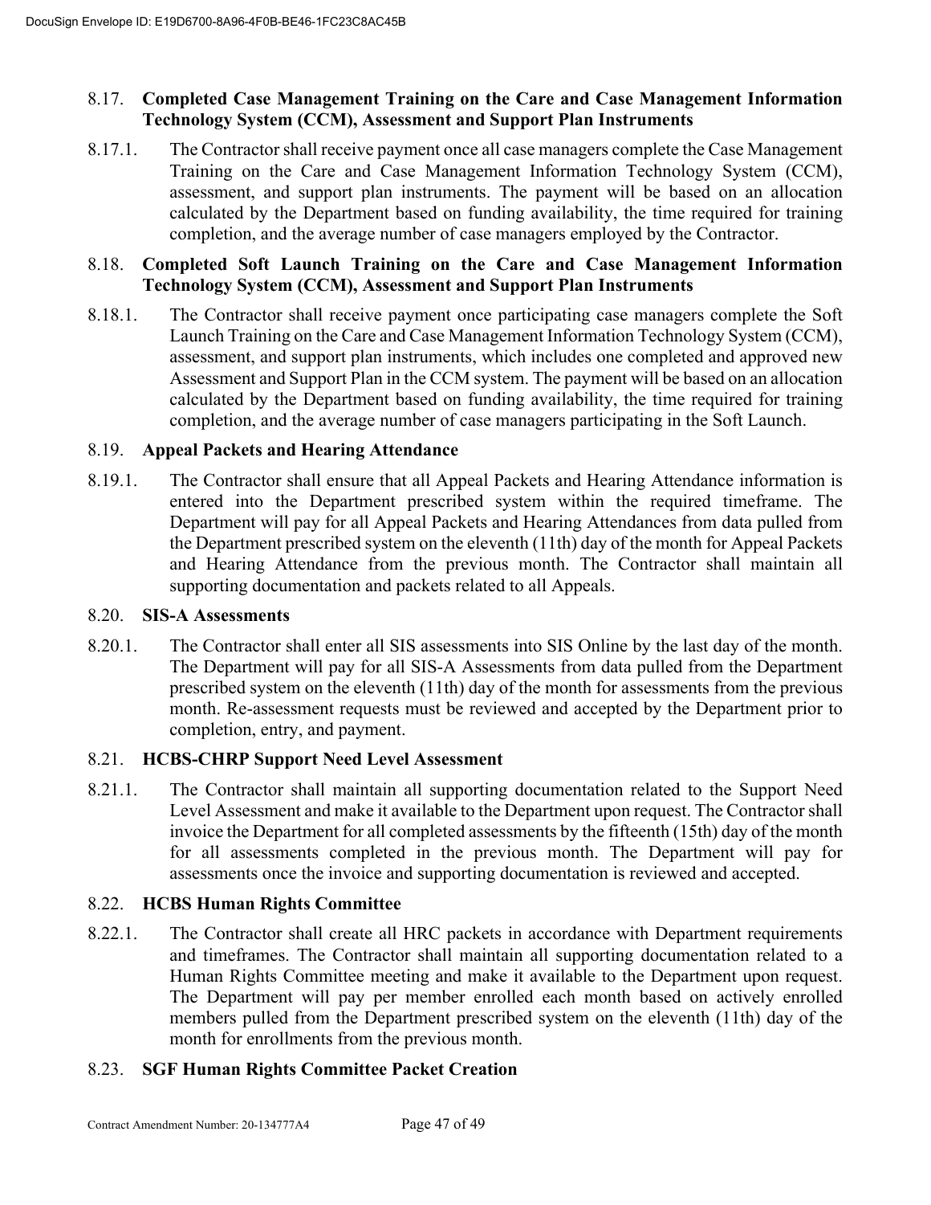### 8.17. Completed Case Management Training on the Care and Case Management Information Technology System (CCM), Assessment and Support Plan Instruments

8.17.1. The Contractor shall receive payment once all case managers complete the Case Management Training on the Care and Case Management Information Technology System (CCM), assessment, and support plan instruments. The payment will be based on an allocation calculated by the Department based on funding availability, the time required for training completion, and the average number of case managers employed by the Contractor.

### 8.18. Completed Soft Launch Training on the Care and Case Management Information Technology System (CCM), Assessment and Support Plan Instruments

8.18.1. The Contractor shall receive payment once participating case managers complete the Soft Launch Training on the Care and Case Management Information Technology System (CCM), assessment, and support plan instruments, which includes one completed and approved new Assessment and Support Plan in the CCM system. The payment will be based on an allocation calculated by the Department based on funding availability, the time required for training completion, and the average number of case managers participating in the Soft Launch.

### 8.19. Appeal Packets and Hearing Attendance

8.19.1. The Contractor shall ensure that all Appeal Packets and Hearing Attendance information is entered into the Department prescribed system within the required timeframe. The Department will pay for all Appeal Packets and Hearing Attendances from data pulled from the Department prescribed system on the eleventh (11th) day of the month for Appeal Packets and Hearing Attendance from the previous month. The Contractor shall maintain all supporting documentation and packets related to all Appeals.

### 8.20. SIS-A Assessments

8.20.1. The Contractor shall enter all SIS assessments into SIS Online by the last day of the month. The Department will pay for all SIS-A Assessments from data pulled from the Department prescribed system on the eleventh (11th) day of the month for assessments from the previous month. Re-assessment requests must be reviewed and accepted by the Department prior to completion, entry, and payment.

### 8.21. HCBS-CHRP Support Need Level Assessment

8.21.1. The Contractor shall maintain all supporting documentation related to the Support Need Level Assessment and make it available to the Department upon request. The Contractor shall invoice the Department for all completed assessments by the fifteenth (15th) day of the month for all assessments completed in the previous month. The Department will pay for assessments once the invoice and supporting documentation is reviewed and accepted.

### 8.22. HCBS Human Rights Committee

8.22.1. The Contractor shall create all HRC packets in accordance with Department requirements and timeframes. The Contractor shall maintain all supporting documentation related to a Human Rights Committee meeting and make it available to the Department upon request. The Department will pay per member enrolled each month based on actively enrolled members pulled from the Department prescribed system on the eleventh (11th) day of the month for enrollments from the previous month.

### 8.23. SGF Human Rights Committee Packet Creation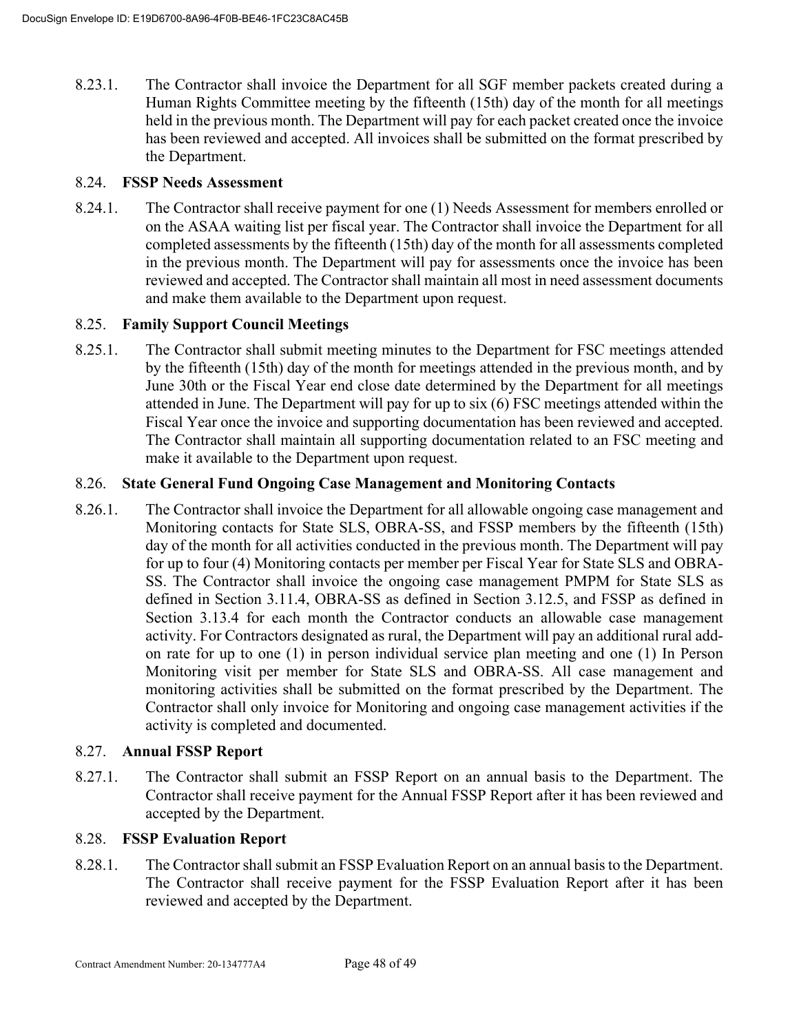8.23.1. The Contractor shall invoice the Department for all SGF member packets created during a Human Rights Committee meeting by the fifteenth (15th) day of the month for all meetings held in the previous month. The Department will pay for each packet created once the invoice has been reviewed and accepted. All invoices shall be submitted on the format prescribed by the Department.

8.24. **FSSP Needs Assessment**

8.24.1. The Contractor shall receive payment for one (1) Needs Assessment for members enrolled or on the ASAA waiting list per fiscal year. The Contractor shall invoice the Department for all completed assessments by the fifteenth (15th) day of the month for all assessments completed in the previous month. The Department will pay for assessments once the invoice has been reviewed and accepted. The Contractor shall maintain all most in need assessment documents and make them available to the Department upon request.

8.25. **Family Support Council Meetings**

8.25.1. The Contractor shall submit meeting minutes to the Department for FSC meetings attended by the fifteenth (15th) day of the month for meetings attended in the previous month, and by June 30th or the Fiscal Year end close date determined by the Department for all meetings attended in June. The Department will pay for up to six (6) FSC meetings attended within the Fiscal Year once the invoice and supporting documentation has been reviewed and accepted. The Contractor shall maintain all supporting documentation related to an FSC meeting and make it available to the Department upon request.

8.26. **State General Fund Ongoing Case Management and Monitoring Contacts**

8.26.1. The Contractor shall invoice the Department for all allowable ongoing case management and Monitoring contacts for State SLS, OBRA-SS, and FSSP members by the fifteenth (15th) day of the month for all activities conducted in the previous month. The Department will pay for up to four (4) Monitoring contacts per member per Fiscal Year for State SLS and OBRA-SS. The Contractor shall invoice the ongoing case management PMPM for State SLS as defined in Section 3.11.4, OBRA-SS as defined in Section 3.12.5, and FSSP as defined in Section 3.13.4 for each month the Contractor conducts an allowable case management activity. For Contractors designated as rural, the Department will pay an additional rural add-on rate for up to one (1) in person individual service plan meeting and one (1) In Person Monitoring visit per member for State SLS and OBRA-SS. All case management and monitoring activities shall be submitted on the format prescribed by the Department. The Contractor shall only invoice for Monitoring and ongoing case management activities if the activity is completed and documented.

8.27. **Annual FSSP Report**

8.27.1. The Contractor shall submit an FSSP Report on an annual basis to the Department. The Contractor shall receive payment for the Annual FSSP Report after it has been reviewed and accepted by the Department.

8.28. **FSSP Evaluation Report**

8.28.1. The Contractor shall submit an FSSP Evaluation Report on an annual basis to the Department. The Contractor shall receive payment for the FSSP Evaluation Report after it has been reviewed and accepted by the Department.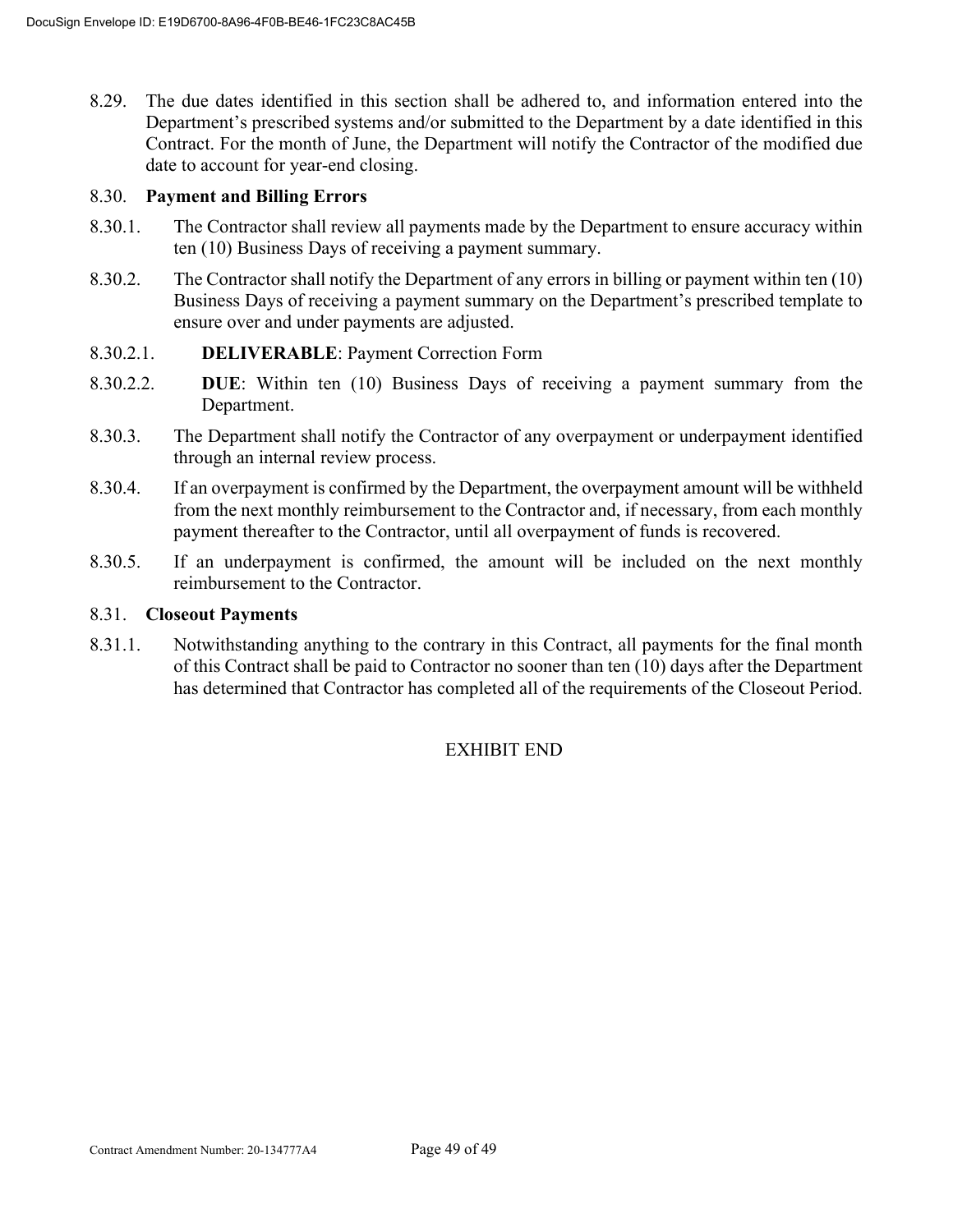8.29. The due dates identified in this section shall be adhered to, and information entered into the Department's prescribed systems and/or submitted to the Department by a date identified in this Contract. For the month of June, the Department will notify the Contractor of the modified due date to account for year-end closing.

8.30. **Payment and Billing Errors**

8.30.1. The Contractor shall review all payments made by the Department to ensure accuracy within ten (10) Business Days of receiving a payment summary.

8.30.2. The Contractor shall notify the Department of any errors in billing or payment within ten (10) Business Days of receiving a payment summary on the Department's prescribed template to ensure over and under payments are adjusted.

8.30.2.1. **DELIVERABLE**: Payment Correction Form

8.30.2.2. **DUE**: Within ten (10) Business Days of receiving a payment summary from the Department.

8.30.3. The Department shall notify the Contractor of any overpayment or underpayment identified through an internal review process.

8.30.4. If an overpayment is confirmed by the Department, the overpayment amount will be withheld from the next monthly reimbursement to the Contractor and, if necessary, from each monthly payment thereafter to the Contractor, until all overpayment of funds is recovered.

8.30.5. If an underpayment is confirmed, the amount will be included on the next monthly reimbursement to the Contractor.

8.31. **Closeout Payments**

8.31.1. Notwithstanding anything to the contrary in this Contract, all payments for the final month of this Contract shall be paid to Contractor no sooner than ten (10) days after the Department has determined that Contractor has completed all of the requirements of the Closeout Period.

EXHIBIT END